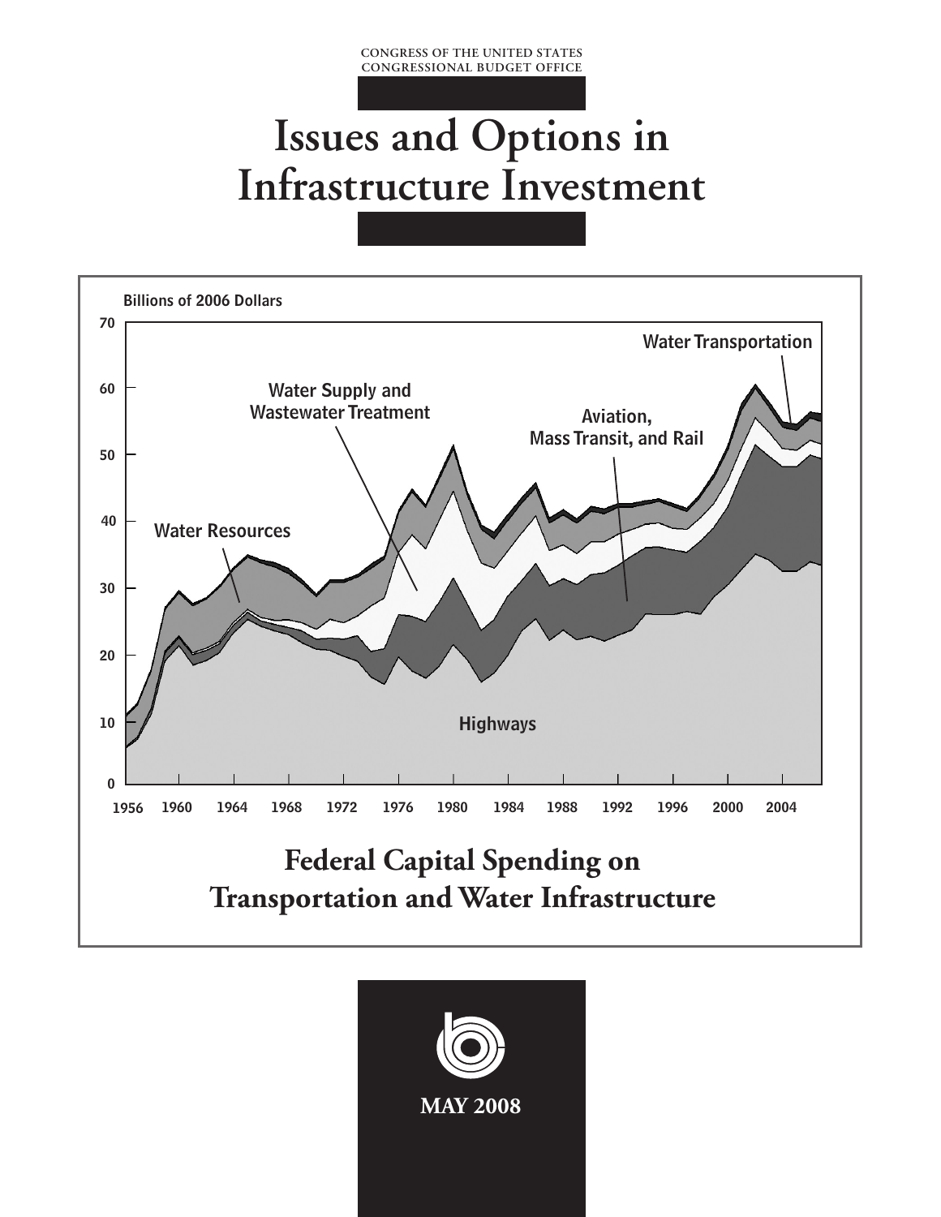CONGRESS OF THE UNITED STATES
CONGRESSIONAL BUDGET OFFICE

# Issues and Options in Infrastructure Investment

Billions of 2006 Dollars

Water Transportation

Water Supply and Wastewater Treatment

Aviation, Mass Transit, and Rail

Water Resources

Highways

## Federal Capital Spending on Transportation and Water Infrastructure

MAY 2008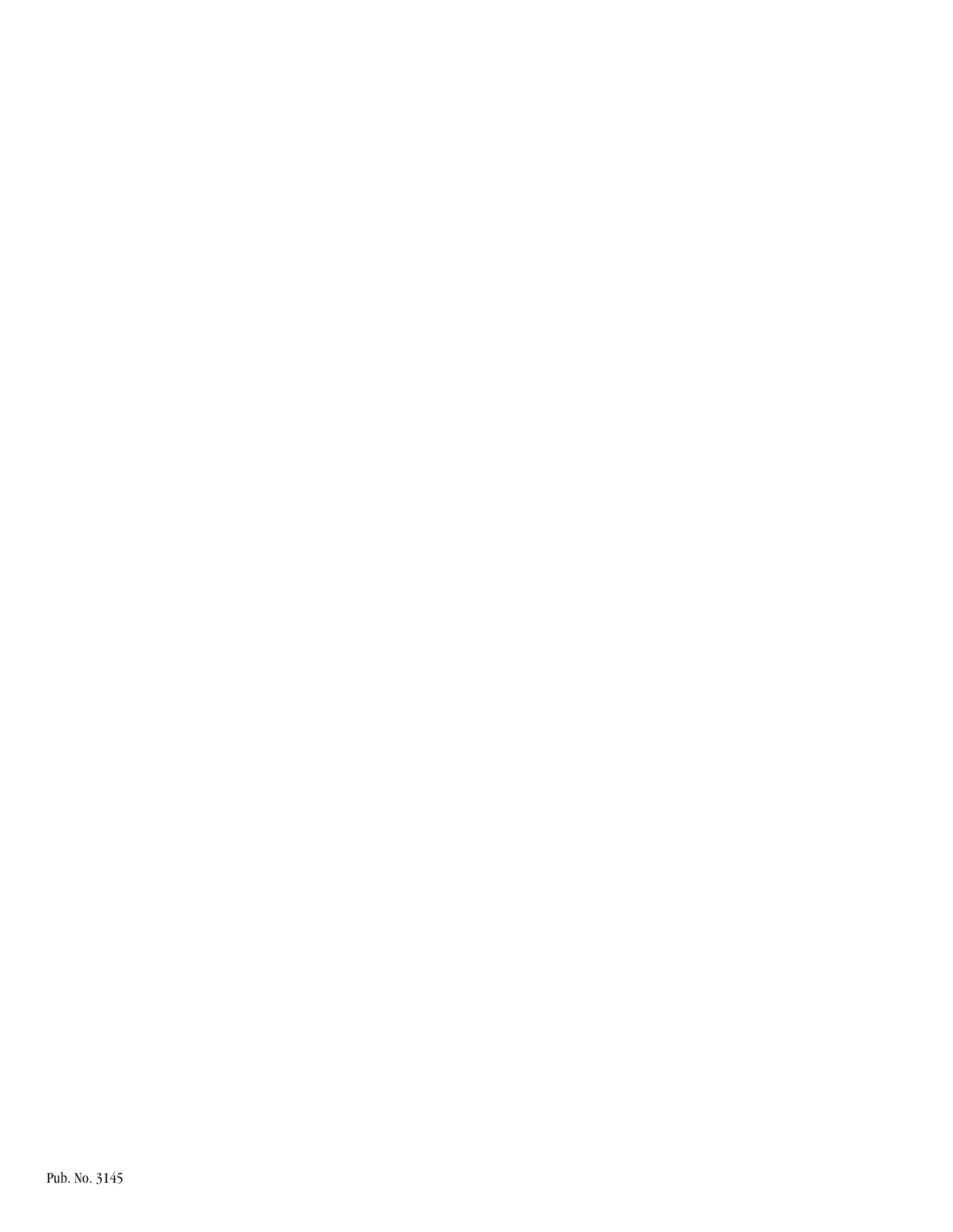Pub. No. 3145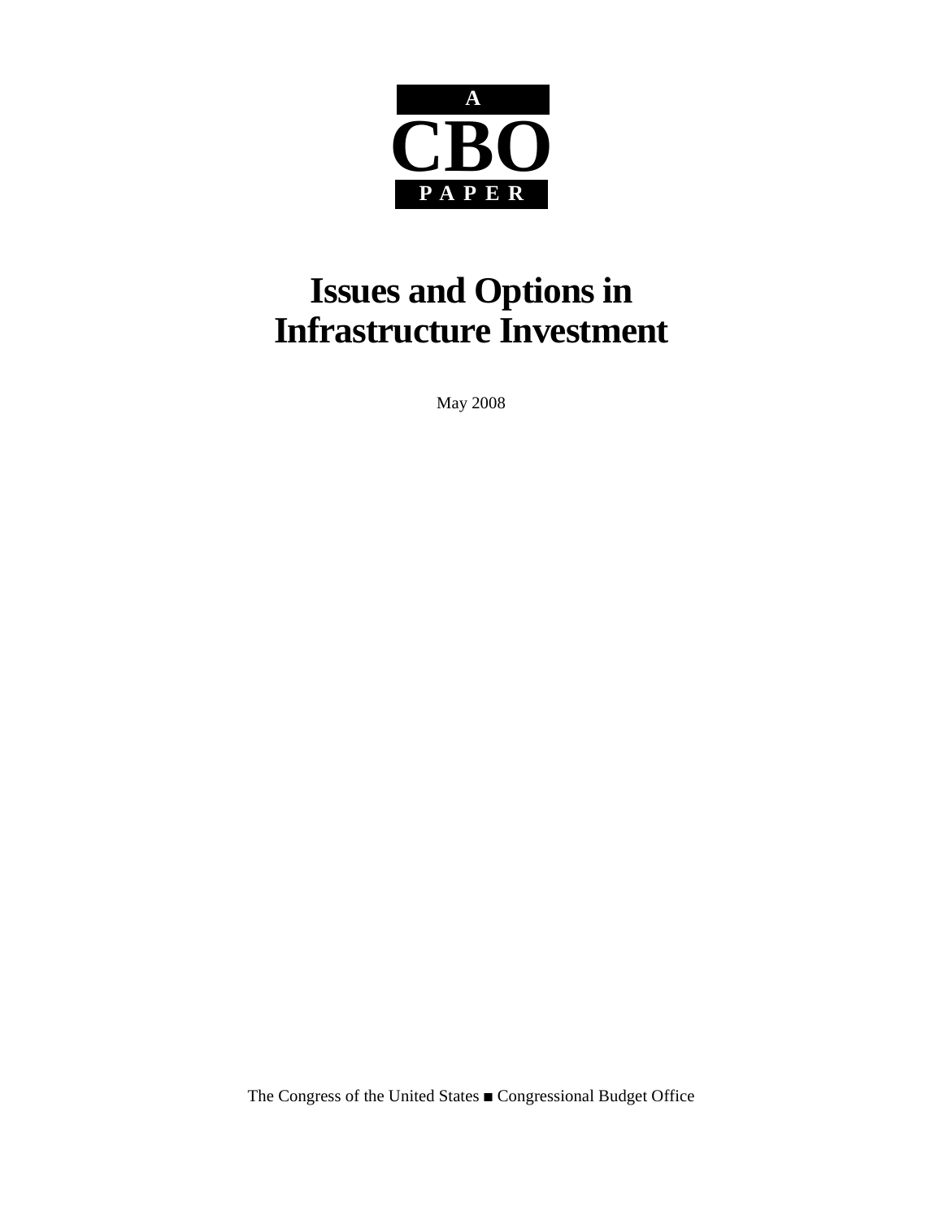A

CBO

PAPER

# Issues and Options in Infrastructure Investment

May 2008

The Congress of the United States ■ Congressional Budget Office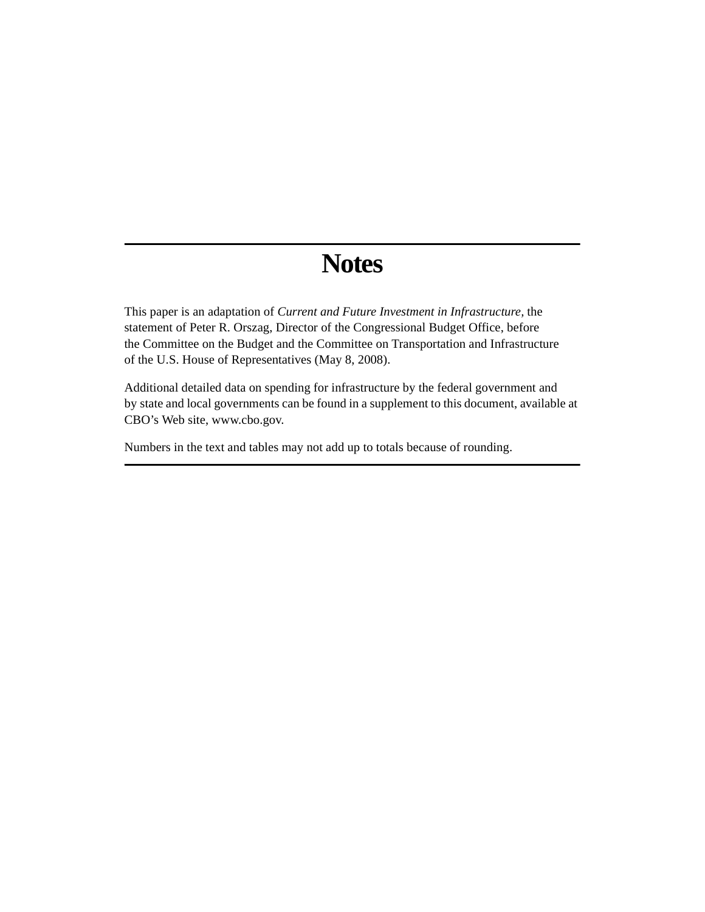# Notes

This paper is an adaptation of *Current and Future Investment in Infrastructure,* the statement of Peter R. Orszag, Director of the Congressional Budget Office, before the Committee on the Budget and the Committee on Transportation and Infrastructure of the U.S. House of Representatives (May 8, 2008).

Additional detailed data on spending for infrastructure by the federal government and by state and local governments can be found in a supplement to this document, available at CBO's Web site, www.cbo.gov.

Numbers in the text and tables may not add up to totals because of rounding.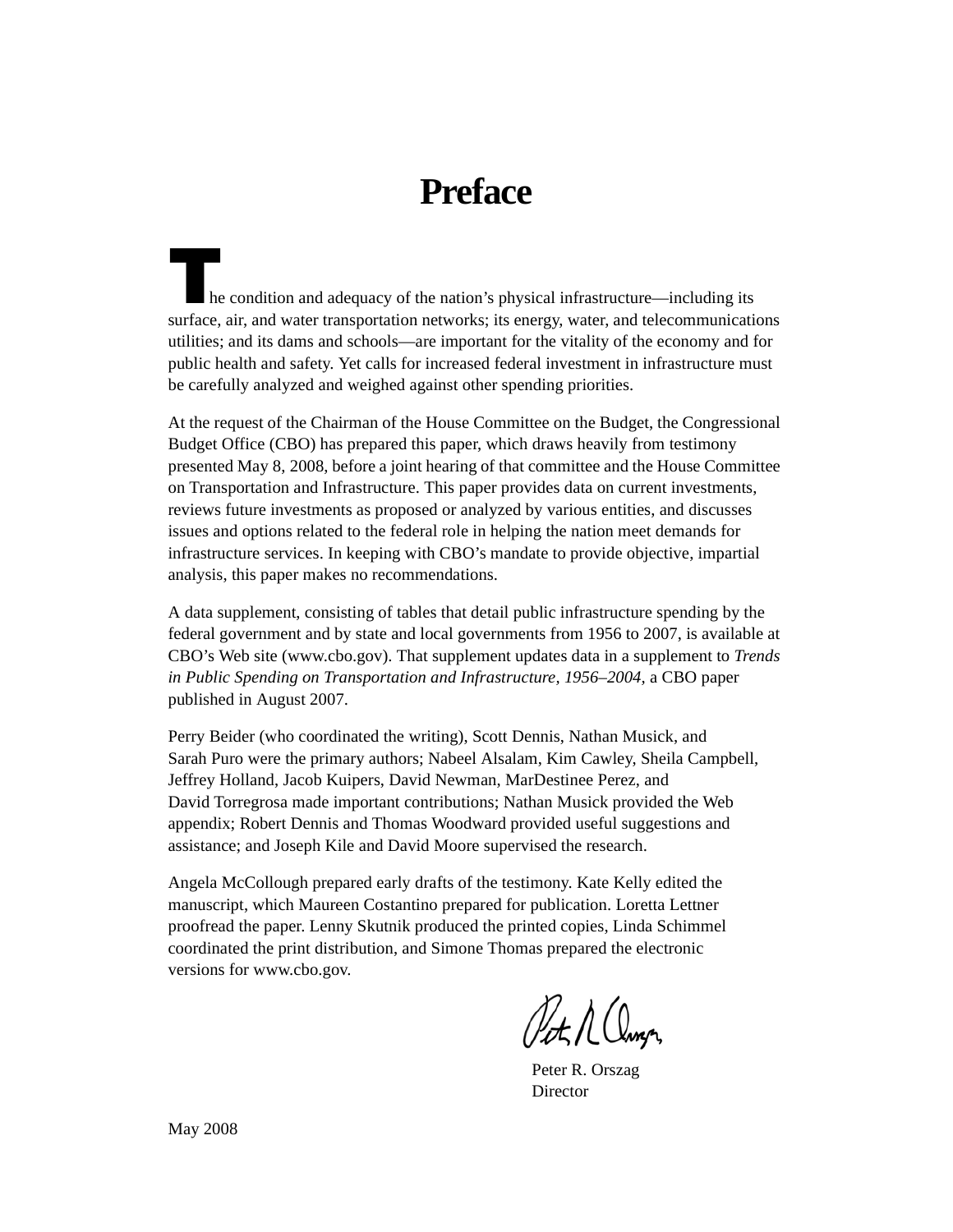# Preface

The condition and adequacy of the nation's physical infrastructure—including its surface, air, and water transportation networks; its energy, water, and telecommunications utilities; and its dams and schools—are important for the vitality of the economy and for public health and safety. Yet calls for increased federal investment in infrastructure must be carefully analyzed and weighed against other spending priorities.

At the request of the Chairman of the House Committee on the Budget, the Congressional Budget Office (CBO) has prepared this paper, which draws heavily from testimony presented May 8, 2008, before a joint hearing of that committee and the House Committee on Transportation and Infrastructure. This paper provides data on current investments, reviews future investments as proposed or analyzed by various entities, and discusses issues and options related to the federal role in helping the nation meet demands for infrastructure services. In keeping with CBO's mandate to provide objective, impartial analysis, this paper makes no recommendations.

A data supplement, consisting of tables that detail public infrastructure spending by the federal government and by state and local governments from 1956 to 2007, is available at CBO's Web site (www.cbo.gov). That supplement updates data in a supplement to *Trends in Public Spending on Transportation and Infrastructure, 1956–2004*, a CBO paper published in August 2007.

Perry Beider (who coordinated the writing), Scott Dennis, Nathan Musick, and Sarah Puro were the primary authors; Nabeel Alsalam, Kim Cawley, Sheila Campbell, Jeffrey Holland, Jacob Kuipers, David Newman, MarDestinee Perez, and David Torregrosa made important contributions; Nathan Musick provided the Web appendix; Robert Dennis and Thomas Woodward provided useful suggestions and assistance; and Joseph Kile and David Moore supervised the research.

Angela McCollough prepared early drafts of the testimony. Kate Kelly edited the manuscript, which Maureen Costantino prepared for publication. Loretta Lettner proofread the paper. Lenny Skutnik produced the printed copies, Linda Schimmel coordinated the print distribution, and Simone Thomas prepared the electronic versions for www.cbo.gov.

Peter R. Orszag
Director

May 2008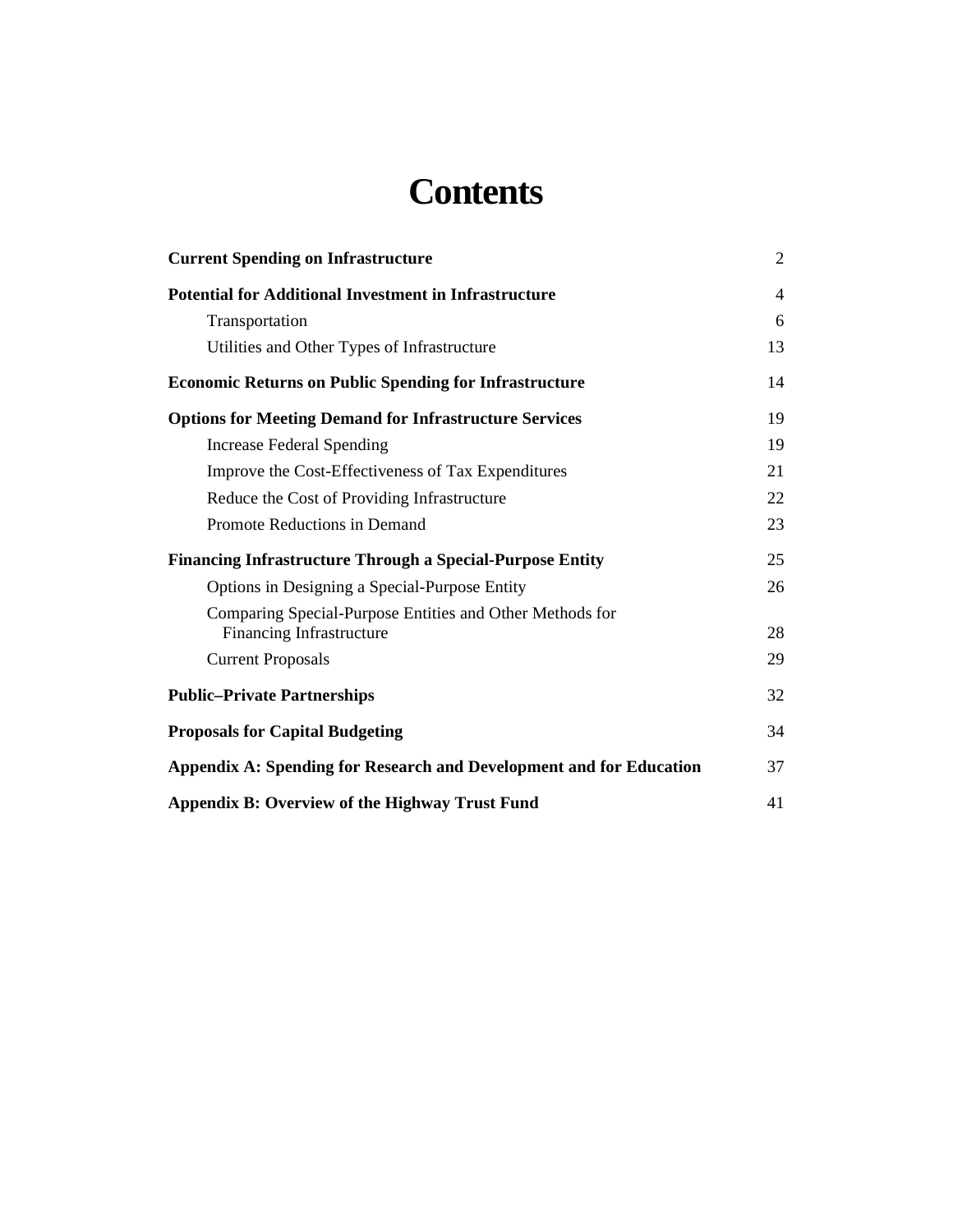# Contents

| | |
|---|---|
| **Current Spending on Infrastructure** | 2 |
| **Potential for Additional Investment in Infrastructure** | 4 |
| Transportation | 6 |
| Utilities and Other Types of Infrastructure | 13 |
| **Economic Returns on Public Spending for Infrastructure** | 14 |
| **Options for Meeting Demand for Infrastructure Services** | 19 |
| Increase Federal Spending | 19 |
| Improve the Cost-Effectiveness of Tax Expenditures | 21 |
| Reduce the Cost of Providing Infrastructure | 22 |
| Promote Reductions in Demand | 23 |
| **Financing Infrastructure Through a Special-Purpose Entity** | 25 |
| Options in Designing a Special-Purpose Entity | 26 |
| Comparing Special-Purpose Entities and Other Methods for Financing Infrastructure | 28 |
| Current Proposals | 29 |
| **Public–Private Partnerships** | 32 |
| **Proposals for Capital Budgeting** | 34 |
| **Appendix A: Spending for Research and Development and for Education** | 37 |
| **Appendix B: Overview of the Highway Trust Fund** | 41 |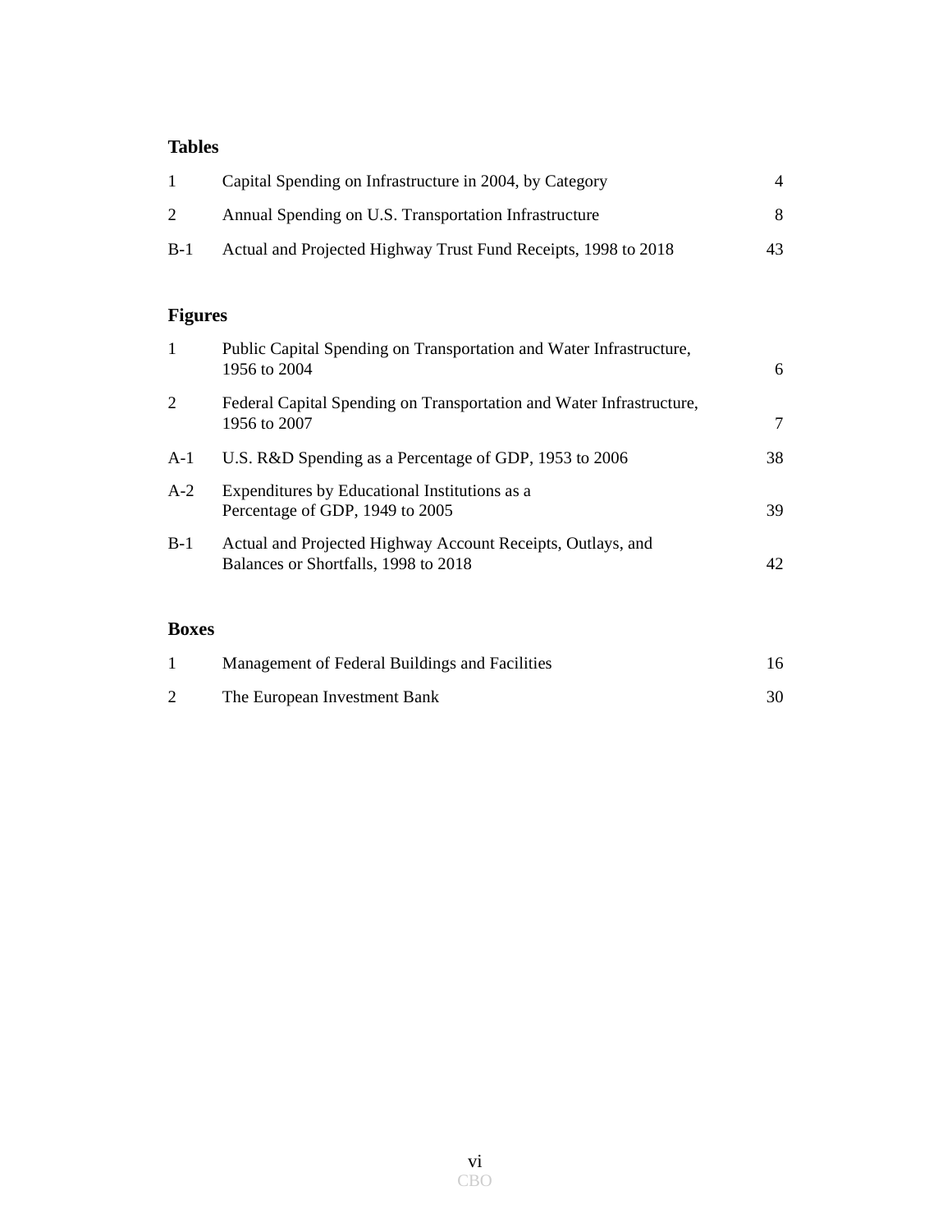## Tables

| | | |
|---|---|---|
| 1 | Capital Spending on Infrastructure in 2004, by Category | 4 |
| 2 | Annual Spending on U.S. Transportation Infrastructure | 8 |
| B-1 | Actual and Projected Highway Trust Fund Receipts, 1998 to 2018 | 43 |

## Figures

| | | |
|---|---|---|
| 1 | Public Capital Spending on Transportation and Water Infrastructure, 1956 to 2004 | 6 |
| 2 | Federal Capital Spending on Transportation and Water Infrastructure, 1956 to 2007 | 7 |
| A-1 | U.S. R&D Spending as a Percentage of GDP, 1953 to 2006 | 38 |
| A-2 | Expenditures by Educational Institutions as a Percentage of GDP, 1949 to 2005 | 39 |
| B-1 | Actual and Projected Highway Account Receipts, Outlays, and Balances or Shortfalls, 1998 to 2018 | 42 |

## Boxes

| | | |
|---|---|---|
| 1 | Management of Federal Buildings and Facilities | 16 |
| 2 | The European Investment Bank | 30 |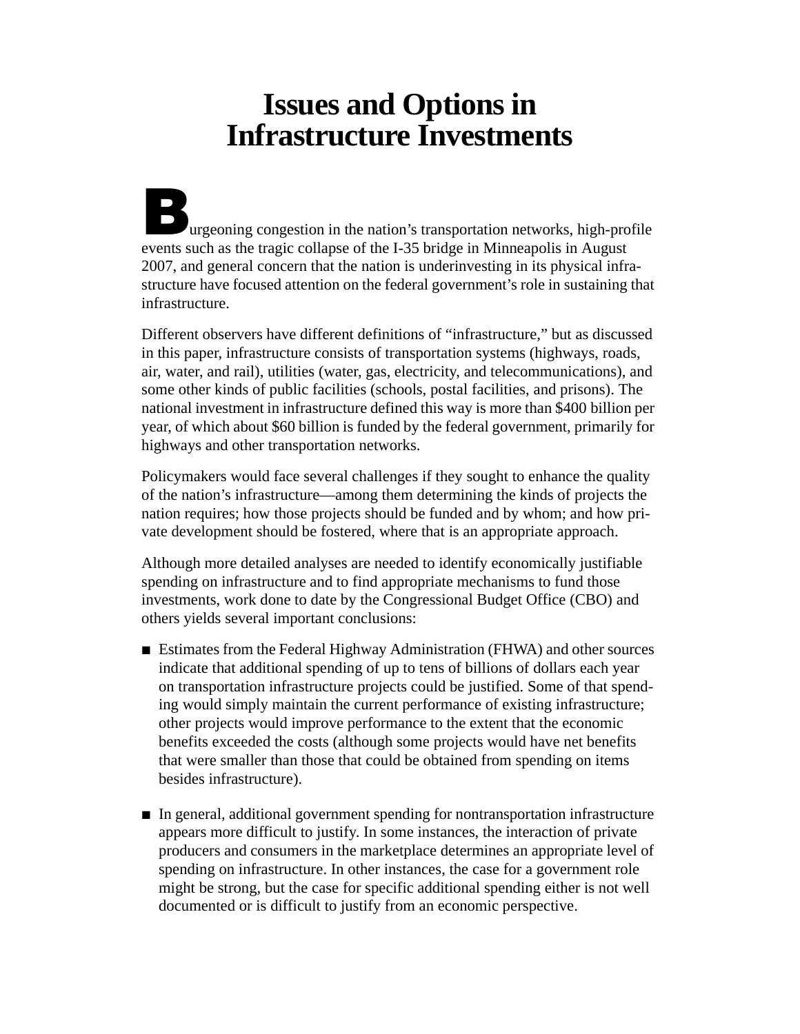# Issues and Options in Infrastructure Investments

Burgeoning congestion in the nation's transportation networks, high-profile events such as the tragic collapse of the I-35 bridge in Minneapolis in August 2007, and general concern that the nation is underinvesting in its physical infrastructure have focused attention on the federal government's role in sustaining that infrastructure.

Different observers have different definitions of "infrastructure," but as discussed in this paper, infrastructure consists of transportation systems (highways, roads, air, water, and rail), utilities (water, gas, electricity, and telecommunications), and some other kinds of public facilities (schools, postal facilities, and prisons). The national investment in infrastructure defined this way is more than $400 billion per year, of which about $60 billion is funded by the federal government, primarily for highways and other transportation networks.

Policymakers would face several challenges if they sought to enhance the quality of the nation's infrastructure—among them determining the kinds of projects the nation requires; how those projects should be funded and by whom; and how private development should be fostered, where that is an appropriate approach.

Although more detailed analyses are needed to identify economically justifiable spending on infrastructure and to find appropriate mechanisms to fund those investments, work done to date by the Congressional Budget Office (CBO) and others yields several important conclusions:

- Estimates from the Federal Highway Administration (FHWA) and other sources indicate that additional spending of up to tens of billions of dollars each year on transportation infrastructure projects could be justified. Some of that spending would simply maintain the current performance of existing infrastructure; other projects would improve performance to the extent that the economic benefits exceeded the costs (although some projects would have net benefits that were smaller than those that could be obtained from spending on items besides infrastructure).

- In general, additional government spending for nontransportation infrastructure appears more difficult to justify. In some instances, the interaction of private producers and consumers in the marketplace determines an appropriate level of spending on infrastructure. In other instances, the case for a government role might be strong, but the case for specific additional spending either is not well documented or is difficult to justify from an economic perspective.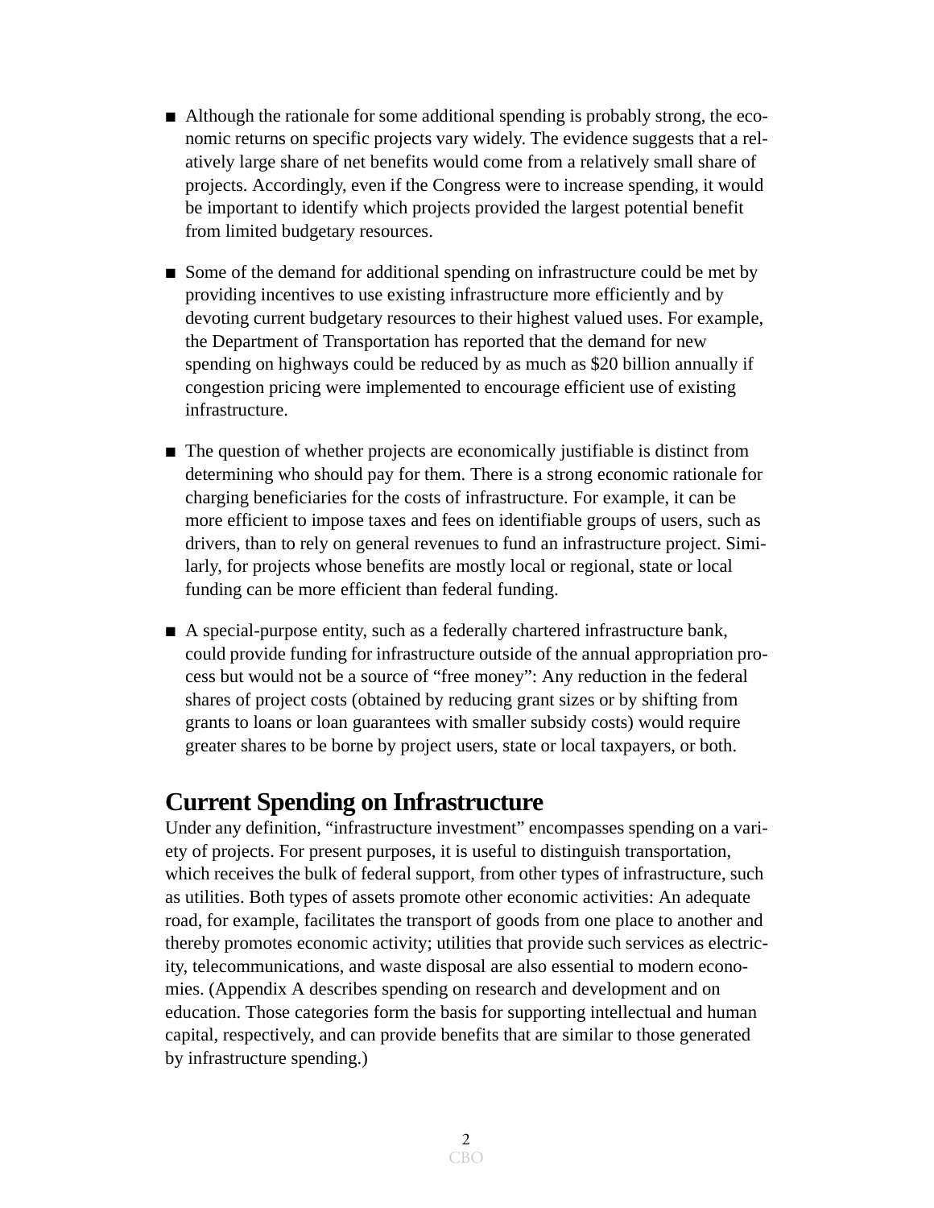- Although the rationale for some additional spending is probably strong, the economic returns on specific projects vary widely. The evidence suggests that a relatively large share of net benefits would come from a relatively small share of projects. Accordingly, even if the Congress were to increase spending, it would be important to identify which projects provided the largest potential benefit from limited budgetary resources.

- Some of the demand for additional spending on infrastructure could be met by providing incentives to use existing infrastructure more efficiently and by devoting current budgetary resources to their highest valued uses. For example, the Department of Transportation has reported that the demand for new spending on highways could be reduced by as much as $20 billion annually if congestion pricing were implemented to encourage efficient use of existing infrastructure.

- The question of whether projects are economically justifiable is distinct from determining who should pay for them. There is a strong economic rationale for charging beneficiaries for the costs of infrastructure. For example, it can be more efficient to impose taxes and fees on identifiable groups of users, such as drivers, than to rely on general revenues to fund an infrastructure project. Similarly, for projects whose benefits are mostly local or regional, state or local funding can be more efficient than federal funding.

- A special-purpose entity, such as a federally chartered infrastructure bank, could provide funding for infrastructure outside of the annual appropriation process but would not be a source of "free money": Any reduction in the federal shares of project costs (obtained by reducing grant sizes or by shifting from grants to loans or loan guarantees with smaller subsidy costs) would require greater shares to be borne by project users, state or local taxpayers, or both.

## Current Spending on Infrastructure

Under any definition, "infrastructure investment" encompasses spending on a variety of projects. For present purposes, it is useful to distinguish transportation, which receives the bulk of federal support, from other types of infrastructure, such as utilities. Both types of assets promote other economic activities: An adequate road, for example, facilitates the transport of goods from one place to another and thereby promotes economic activity; utilities that provide such services as electricity, telecommunications, and waste disposal are also essential to modern economies. (Appendix A describes spending on research and development and on education. Those categories form the basis for supporting intellectual and human capital, respectively, and can provide benefits that are similar to those generated by infrastructure spending.)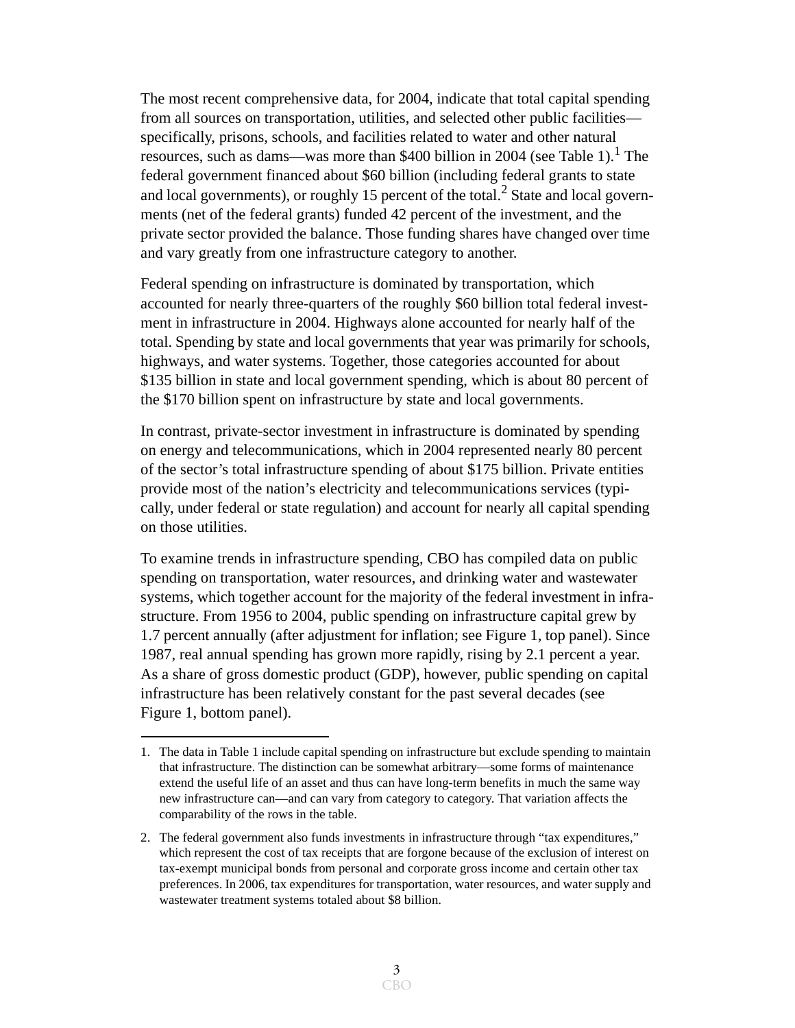The most recent comprehensive data, for 2004, indicate that total capital spending from all sources on transportation, utilities, and selected other public facilities—specifically, prisons, schools, and facilities related to water and other natural resources, such as dams—was more than $400 billion in 2004 (see Table 1).[1] The federal government financed about $60 billion (including federal grants to state and local governments), or roughly 15 percent of the total.[2] State and local governments (net of the federal grants) funded 42 percent of the investment, and the private sector provided the balance. Those funding shares have changed over time and vary greatly from one infrastructure category to another.

Federal spending on infrastructure is dominated by transportation, which accounted for nearly three-quarters of the roughly $60 billion total federal investment in infrastructure in 2004. Highways alone accounted for nearly half of the total. Spending by state and local governments that year was primarily for schools, highways, and water systems. Together, those categories accounted for about $135 billion in state and local government spending, which is about 80 percent of the $170 billion spent on infrastructure by state and local governments.

In contrast, private-sector investment in infrastructure is dominated by spending on energy and telecommunications, which in 2004 represented nearly 80 percent of the sector's total infrastructure spending of about $175 billion. Private entities provide most of the nation's electricity and telecommunications services (typically, under federal or state regulation) and account for nearly all capital spending on those utilities.

To examine trends in infrastructure spending, CBO has compiled data on public spending on transportation, water resources, and drinking water and wastewater systems, which together account for the majority of the federal investment in infrastructure. From 1956 to 2004, public spending on infrastructure capital grew by 1.7 percent annually (after adjustment for inflation; see Figure 1, top panel). Since 1987, real annual spending has grown more rapidly, rising by 2.1 percent a year. As a share of gross domestic product (GDP), however, public spending on capital infrastructure has been relatively constant for the past several decades (see Figure 1, bottom panel).

1. The data in Table 1 include capital spending on infrastructure but exclude spending to maintain that infrastructure. The distinction can be somewhat arbitrary—some forms of maintenance extend the useful life of an asset and thus can have long-term benefits in much the same way new infrastructure can—and can vary from category to category. That variation affects the comparability of the rows in the table.

2. The federal government also funds investments in infrastructure through "tax expenditures," which represent the cost of tax receipts that are forgone because of the exclusion of interest on tax-exempt municipal bonds from personal and corporate gross income and certain other tax preferences. In 2006, tax expenditures for transportation, water resources, and water supply and wastewater treatment systems totaled about $8 billion.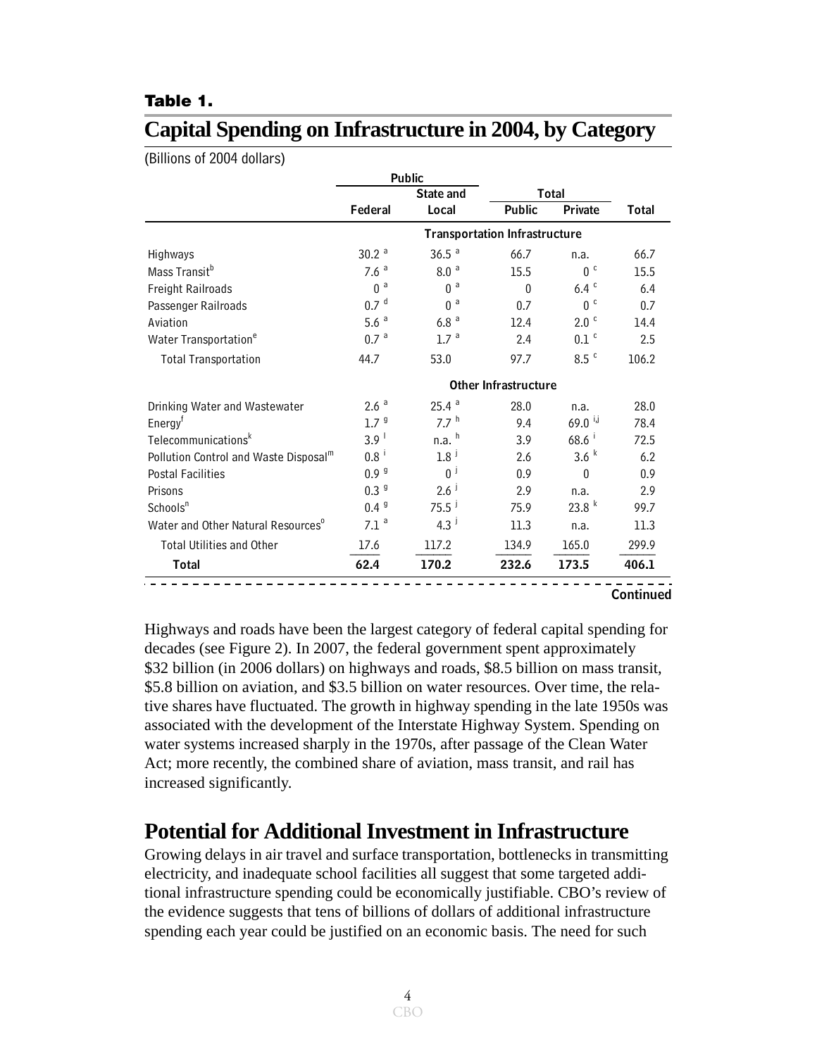**Table 1.**

## Capital Spending on Infrastructure in 2004, by Category

(Billions of 2004 dollars)

| | Public | | Total | | |
|---|---|---|---|---|---|
| | Federal | State and Local | Public | Private | Total |
| **Transportation Infrastructure** | | | | | |
| Highways | 30.2 [a] | 36.5 [a] | 66.7 | n.a. | 66.7 |
| Mass Transit[b] | 7.6 [a] | 8.0 [a] | 15.5 | 0 [c] | 15.5 |
| Freight Railroads | 0 [a] | 0 [a] | 0 | 6.4 [c] | 6.4 |
| Passenger Railroads | 0.7 [d] | 0 [a] | 0.7 | 0 [c] | 0.7 |
| Aviation | 5.6 [a] | 6.8 [a] | 12.4 | 2.0 [c] | 14.4 |
| Water Transportation[e] | 0.7 [a] | 1.7 [a] | 2.4 | 0.1 [c] | 2.5 |
| Total Transportation | 44.7 | 53.0 | 97.7 | 8.5 [c] | 106.2 |
| **Other Infrastructure** | | | | | |
| Drinking Water and Wastewater | 2.6 [a] | 25.4 [a] | 28.0 | n.a. | 28.0 |
| Energy[f] | 1.7 [g] | 7.7 [h] | 9.4 | 69.0 [i,j] | 78.4 |
| Telecommunications[k] | 3.9 [l] | n.a. [h] | 3.9 | 68.6 [i] | 72.5 |
| Pollution Control and Waste Disposal[m] | 0.8 [i] | 1.8 [j] | 2.6 | 3.6 [k] | 6.2 |
| Postal Facilities | 0.9 [g] | 0 [j] | 0.9 | 0 | 0.9 |
| Prisons | 0.3 [g] | 2.6 [j] | 2.9 | n.a. | 2.9 |
| Schools[n] | 0.4 [g] | 75.5 [j] | 75.9 | 23.8 [k] | 99.7 |
| Water and Other Natural Resources[o] | 7.1 [a] | 4.3 [j] | 11.3 | n.a. | 11.3 |
| Total Utilities and Other | 17.6 | 117.2 | 134.9 | 165.0 | 299.9 |
| **Total** | **62.4** | **170.2** | **232.6** | **173.5** | **406.1** |

Continued

Highways and roads have been the largest category of federal capital spending for decades (see Figure 2). In 2007, the federal government spent approximately $32 billion (in 2006 dollars) on highways and roads, $8.5 billion on mass transit, $5.8 billion on aviation, and $3.5 billion on water resources. Over time, the relative shares have fluctuated. The growth in highway spending in the late 1950s was associated with the development of the Interstate Highway System. Spending on water systems increased sharply in the 1970s, after passage of the Clean Water Act; more recently, the combined share of aviation, mass transit, and rail has increased significantly.

## Potential for Additional Investment in Infrastructure

Growing delays in air travel and surface transportation, bottlenecks in transmitting electricity, and inadequate school facilities all suggest that some targeted additional infrastructure spending could be economically justifiable. CBO's review of the evidence suggests that tens of billions of dollars of additional infrastructure spending each year could be justified on an economic basis. The need for such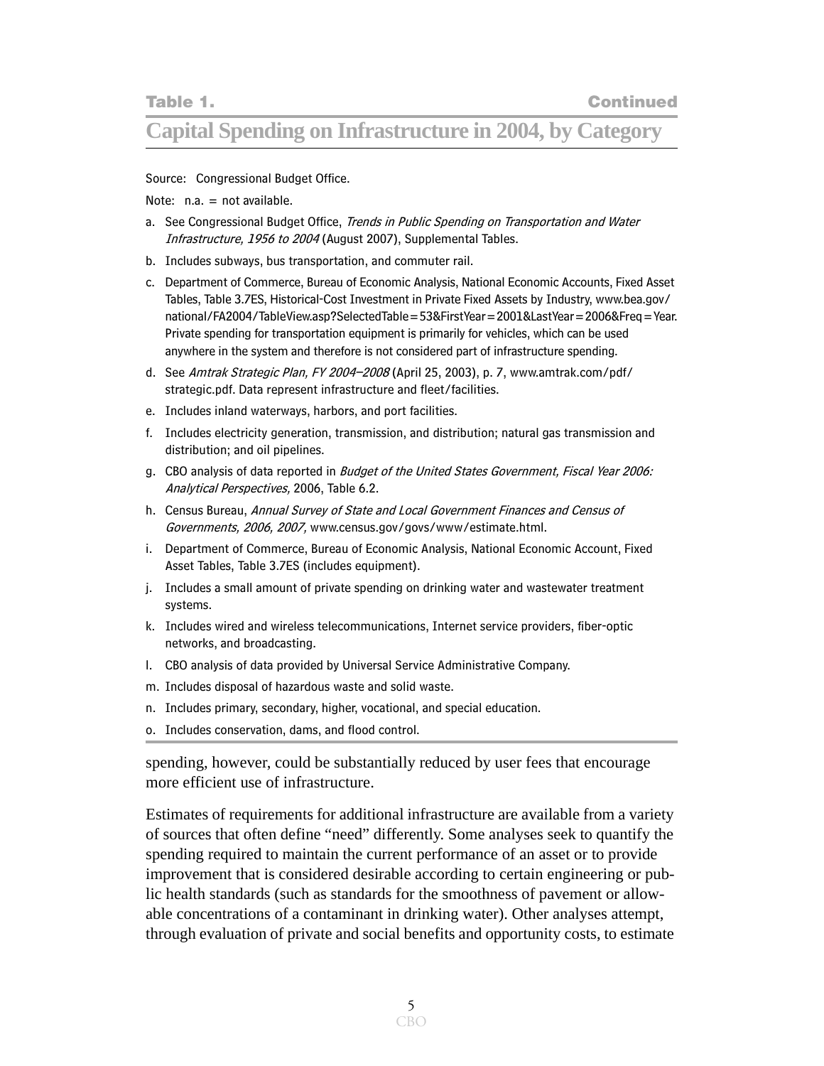**Table 1.** **Continued**

## Capital Spending on Infrastructure in 2004, by Category

Source: Congressional Budget Office.

Note: n.a. = not available.

a. See Congressional Budget Office, *Trends in Public Spending on Transportation and Water Infrastructure, 1956 to 2004* (August 2007), Supplemental Tables.

b. Includes subways, bus transportation, and commuter rail.

c. Department of Commerce, Bureau of Economic Analysis, National Economic Accounts, Fixed Asset Tables, Table 3.7ES, Historical-Cost Investment in Private Fixed Assets by Industry, www.bea.gov/national/FA2004/TableView.asp?SelectedTable=53&FirstYear=2001&LastYear=2006&Freq=Year. Private spending for transportation equipment is primarily for vehicles, which can be used anywhere in the system and therefore is not considered part of infrastructure spending.

d. See *Amtrak Strategic Plan, FY 2004–2008* (April 25, 2003), p. 7, www.amtrak.com/pdf/strategic.pdf. Data represent infrastructure and fleet/facilities.

e. Includes inland waterways, harbors, and port facilities.

f. Includes electricity generation, transmission, and distribution; natural gas transmission and distribution; and oil pipelines.

g. CBO analysis of data reported in *Budget of the United States Government, Fiscal Year 2006: Analytical Perspectives,* 2006, Table 6.2.

h. Census Bureau, *Annual Survey of State and Local Government Finances and Census of Governments, 2006, 2007,* www.census.gov/govs/www/estimate.html.

i. Department of Commerce, Bureau of Economic Analysis, National Economic Account, Fixed Asset Tables, Table 3.7ES (includes equipment).

j. Includes a small amount of private spending on drinking water and wastewater treatment systems.

k. Includes wired and wireless telecommunications, Internet service providers, fiber-optic networks, and broadcasting.

l. CBO analysis of data provided by Universal Service Administrative Company.

m. Includes disposal of hazardous waste and solid waste.

n. Includes primary, secondary, higher, vocational, and special education.

o. Includes conservation, dams, and flood control.

spending, however, could be substantially reduced by user fees that encourage more efficient use of infrastructure.

Estimates of requirements for additional infrastructure are available from a variety of sources that often define "need" differently. Some analyses seek to quantify the spending required to maintain the current performance of an asset or to provide improvement that is considered desirable according to certain engineering or public health standards (such as standards for the smoothness of pavement or allowable concentrations of a contaminant in drinking water). Other analyses attempt, through evaluation of private and social benefits and opportunity costs, to estimate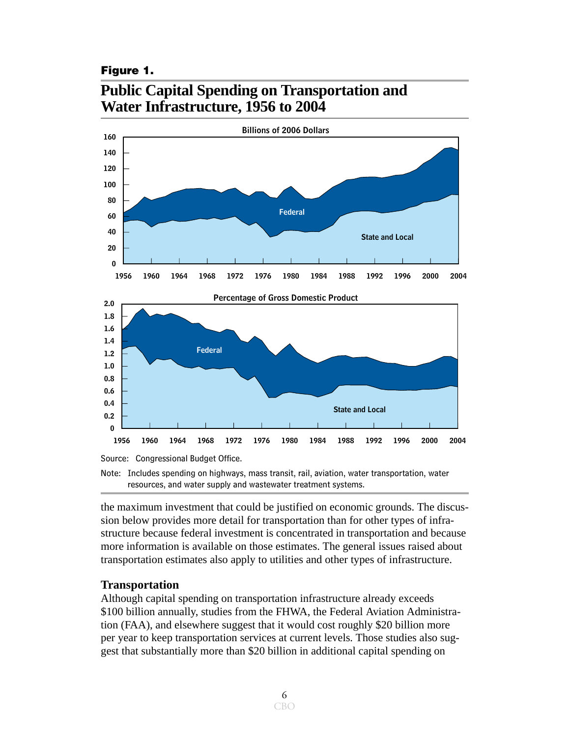**Figure 1.**

## Public Capital Spending on Transportation and Water Infrastructure, 1956 to 2004

Source: Congressional Budget Office.

Note: Includes spending on highways, mass transit, rail, aviation, water transportation, water resources, and water supply and wastewater treatment systems.

the maximum investment that could be justified on economic grounds. The discussion below provides more detail for transportation than for other types of infrastructure because federal investment is concentrated in transportation and because more information is available on those estimates. The general issues raised about transportation estimates also apply to utilities and other types of infrastructure.

### Transportation

Although capital spending on transportation infrastructure already exceeds $100 billion annually, studies from the FHWA, the Federal Aviation Administration (FAA), and elsewhere suggest that it would cost roughly $20 billion more per year to keep transportation services at current levels. Those studies also suggest that substantially more than $20 billion in additional capital spending on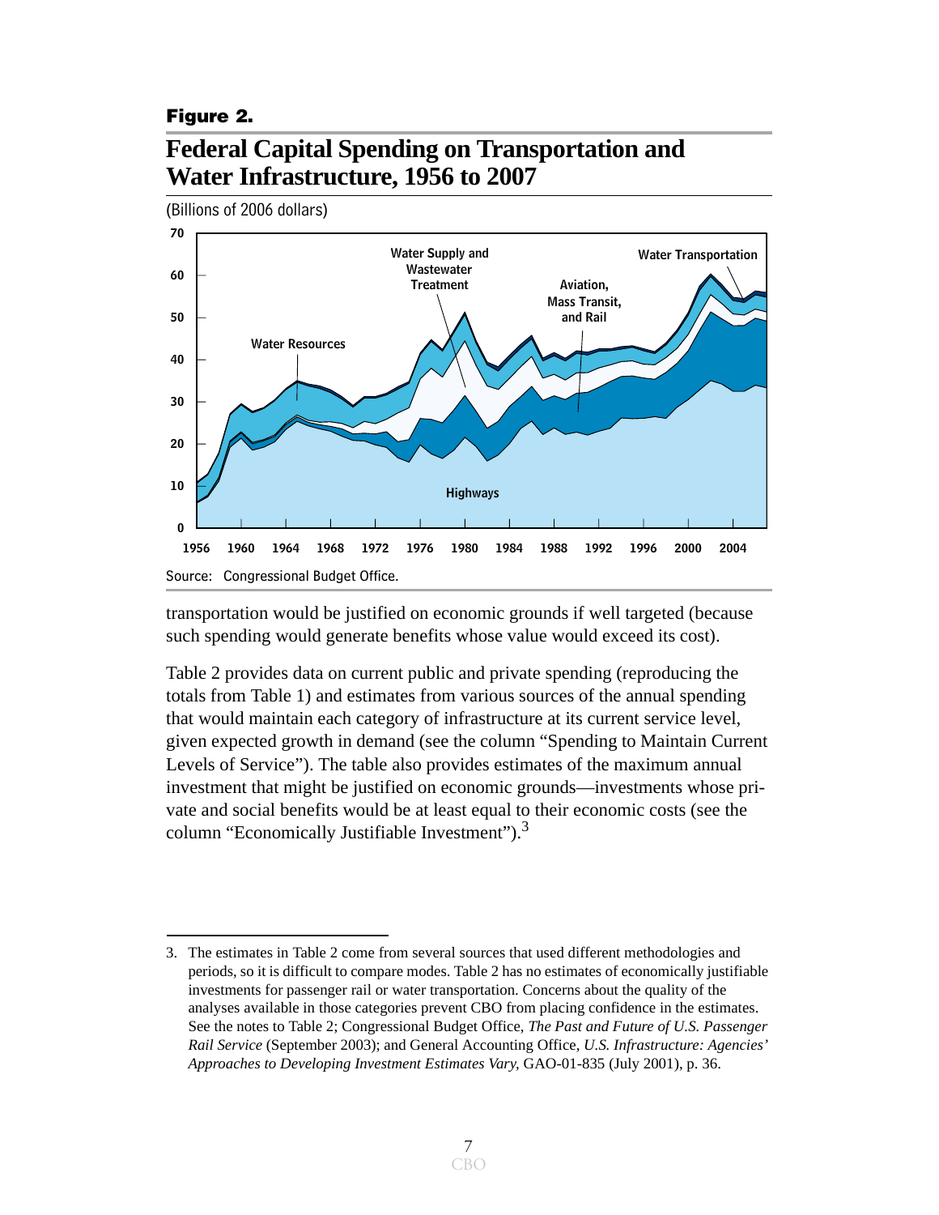**Figure 2.**

## Federal Capital Spending on Transportation and Water Infrastructure, 1956 to 2007

(Billions of 2006 dollars)

Source: Congressional Budget Office.

transportation would be justified on economic grounds if well targeted (because such spending would generate benefits whose value would exceed its cost).

Table 2 provides data on current public and private spending (reproducing the totals from Table 1) and estimates from various sources of the annual spending that would maintain each category of infrastructure at its current service level, given expected growth in demand (see the column "Spending to Maintain Current Levels of Service"). The table also provides estimates of the maximum annual investment that might be justified on economic grounds—investments whose private and social benefits would be at least equal to their economic costs (see the column "Economically Justifiable Investment").[3]

---

3. The estimates in Table 2 come from several sources that used different methodologies and periods, so it is difficult to compare modes. Table 2 has no estimates of economically justifiable investments for passenger rail or water transportation. Concerns about the quality of the analyses available in those categories prevent CBO from placing confidence in the estimates. See the notes to Table 2; Congressional Budget Office, *The Past and Future of U.S. Passenger Rail Service* (September 2003); and General Accounting Office, *U.S. Infrastructure: Agencies' Approaches to Developing Investment Estimates Vary,* GAO-01-835 (July 2001), p. 36.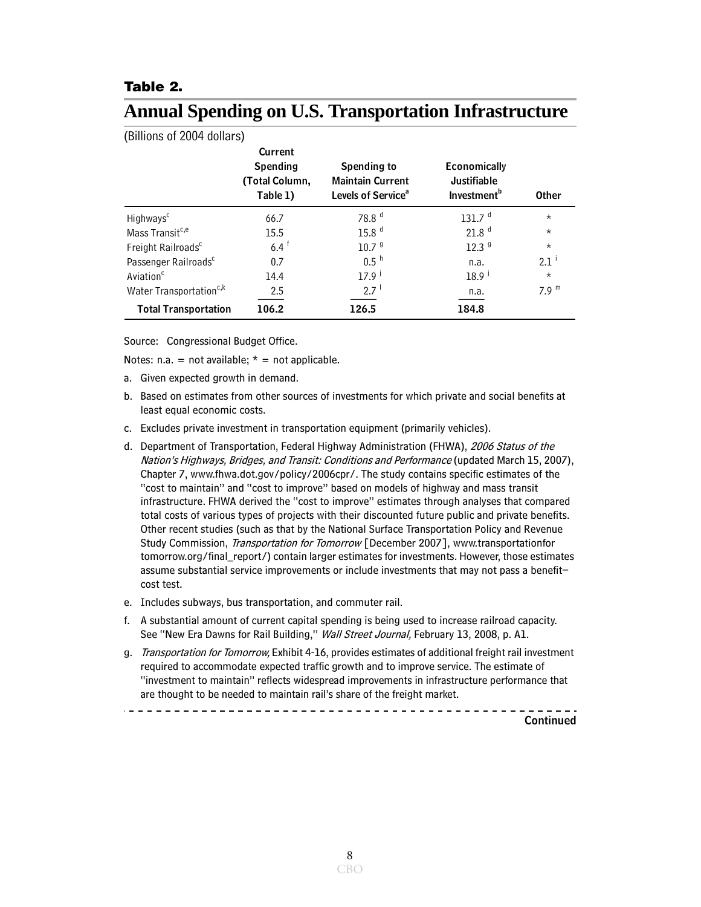**Table 2.**

# Annual Spending on U.S. Transportation Infrastructure

(Billions of 2004 dollars)

| | Current Spending (Total Column, Table 1) | Spending to Maintain Current Levels of Service[a] | Economically Justifiable Investment[b] | Other |
|---|---|---|---|---|
| Highways[c] | 66.7 | 78.8 [d] | 131.7 [d] | * |
| Mass Transit[c,e] | 15.5 | 15.8 [d] | 21.8 [d] | * |
| Freight Railroads[c] | 6.4 [f] | 10.7 [g] | 12.3 [g] | * |
| Passenger Railroads[c] | 0.7 | 0.5 [h] | n.a. | 2.1 [i] |
| Aviation[c] | 14.4 | 17.9 [j] | 18.9 [j] | * |
| Water Transportation[c,k] | 2.5 | 2.7 [l] | n.a. | 7.9 [m] |
| **Total Transportation** | **106.2** | **126.5** | **184.8** | |

Source: Congressional Budget Office.

Notes: n.a. = not available; * = not applicable.

a. Given expected growth in demand.

b. Based on estimates from other sources of investments for which private and social benefits at least equal economic costs.

c. Excludes private investment in transportation equipment (primarily vehicles).

d. Department of Transportation, Federal Highway Administration (FHWA), *2006 Status of the Nation's Highways, Bridges, and Transit: Conditions and Performance* (updated March 15, 2007), Chapter 7, www.fhwa.dot.gov/policy/2006cpr/. The study contains specific estimates of the "cost to maintain" and "cost to improve" based on models of highway and mass transit infrastructure. FHWA derived the "cost to improve" estimates through analyses that compared total costs of various types of projects with their discounted future public and private benefits. Other recent studies (such as that by the National Surface Transportation Policy and Revenue Study Commission, *Transportation for Tomorrow* [December 2007], www.transportationfor tomorrow.org/final_report/) contain larger estimates for investments. However, those estimates assume substantial service improvements or include investments that may not pass a benefit–cost test.

e. Includes subways, bus transportation, and commuter rail.

f. A substantial amount of current capital spending is being used to increase railroad capacity. See "New Era Dawns for Rail Building," *Wall Street Journal,* February 13, 2008, p. A1.

g. *Transportation for Tomorrow,* Exhibit 4-16, provides estimates of additional freight rail investment required to accommodate expected traffic growth and to improve service. The estimate of "investment to maintain" reflects widespread improvements in infrastructure performance that are thought to be needed to maintain rail's share of the freight market.

**Continued**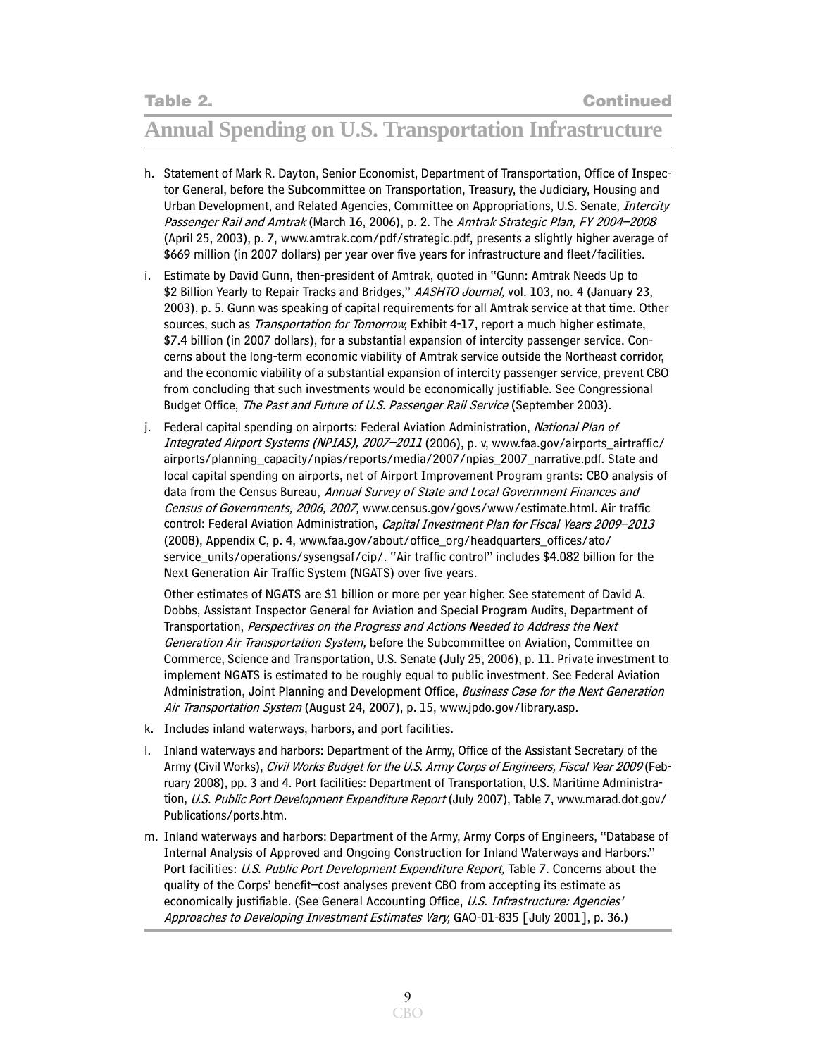**Table 2.** **Continued**

# Annual Spending on U.S. Transportation Infrastructure

h. Statement of Mark R. Dayton, Senior Economist, Department of Transportation, Office of Inspector General, before the Subcommittee on Transportation, Treasury, the Judiciary, Housing and Urban Development, and Related Agencies, Committee on Appropriations, U.S. Senate, *Intercity Passenger Rail and Amtrak* (March 16, 2006), p. 2. The *Amtrak Strategic Plan, FY 2004–2008* (April 25, 2003), p. 7, www.amtrak.com/pdf/strategic.pdf, presents a slightly higher average of $669 million (in 2007 dollars) per year over five years for infrastructure and fleet/facilities.

i. Estimate by David Gunn, then-president of Amtrak, quoted in "Gunn: Amtrak Needs Up to $2 Billion Yearly to Repair Tracks and Bridges," *AASHTO Journal,* vol. 103, no. 4 (January 23, 2003), p. 5. Gunn was speaking of capital requirements for all Amtrak service at that time. Other sources, such as *Transportation for Tomorrow,* Exhibit 4-17, report a much higher estimate, $7.4 billion (in 2007 dollars), for a substantial expansion of intercity passenger service. Concerns about the long-term economic viability of Amtrak service outside the Northeast corridor, and the economic viability of a substantial expansion of intercity passenger service, prevent CBO from concluding that such investments would be economically justifiable. See Congressional Budget Office, *The Past and Future of U.S. Passenger Rail Service* (September 2003).

j. Federal capital spending on airports: Federal Aviation Administration, *National Plan of Integrated Airport Systems (NPIAS), 2007–2011* (2006), p. v, www.faa.gov/airports_airtraffic/airports/planning_capacity/npias/reports/media/2007/npias_2007_narrative.pdf. State and local capital spending on airports, net of Airport Improvement Program grants: CBO analysis of data from the Census Bureau, *Annual Survey of State and Local Government Finances and Census of Governments, 2006, 2007,* www.census.gov/govs/www/estimate.html. Air traffic control: Federal Aviation Administration, *Capital Investment Plan for Fiscal Years 2009–2013* (2008), Appendix C, p. 4, www.faa.gov/about/office_org/headquarters_offices/ato/service_units/operations/sysengsaf/cip/. "Air traffic control" includes $4.082 billion for the Next Generation Air Traffic System (NGATS) over five years.

   Other estimates of NGATS are $1 billion or more per year higher. See statement of David A. Dobbs, Assistant Inspector General for Aviation and Special Program Audits, Department of Transportation, *Perspectives on the Progress and Actions Needed to Address the Next Generation Air Transportation System,* before the Subcommittee on Aviation, Committee on Commerce, Science and Transportation, U.S. Senate (July 25, 2006), p. 11. Private investment to implement NGATS is estimated to be roughly equal to public investment. See Federal Aviation Administration, Joint Planning and Development Office, *Business Case for the Next Generation Air Transportation System* (August 24, 2007), p. 15, www.jpdo.gov/library.asp.

k. Includes inland waterways, harbors, and port facilities.

l. Inland waterways and harbors: Department of the Army, Office of the Assistant Secretary of the Army (Civil Works), *Civil Works Budget for the U.S. Army Corps of Engineers, Fiscal Year 2009* (February 2008), pp. 3 and 4. Port facilities: Department of Transportation, U.S. Maritime Administration, *U.S. Public Port Development Expenditure Report* (July 2007), Table 7, www.marad.dot.gov/Publications/ports.htm.

m. Inland waterways and harbors: Department of the Army, Army Corps of Engineers, "Database of Internal Analysis of Approved and Ongoing Construction for Inland Waterways and Harbors." Port facilities: *U.S. Public Port Development Expenditure Report,* Table 7. Concerns about the quality of the Corps' benefit–cost analyses prevent CBO from accepting its estimate as economically justifiable. (See General Accounting Office, *U.S. Infrastructure: Agencies' Approaches to Developing Investment Estimates Vary,* GAO-01-835 [July 2001], p. 36.)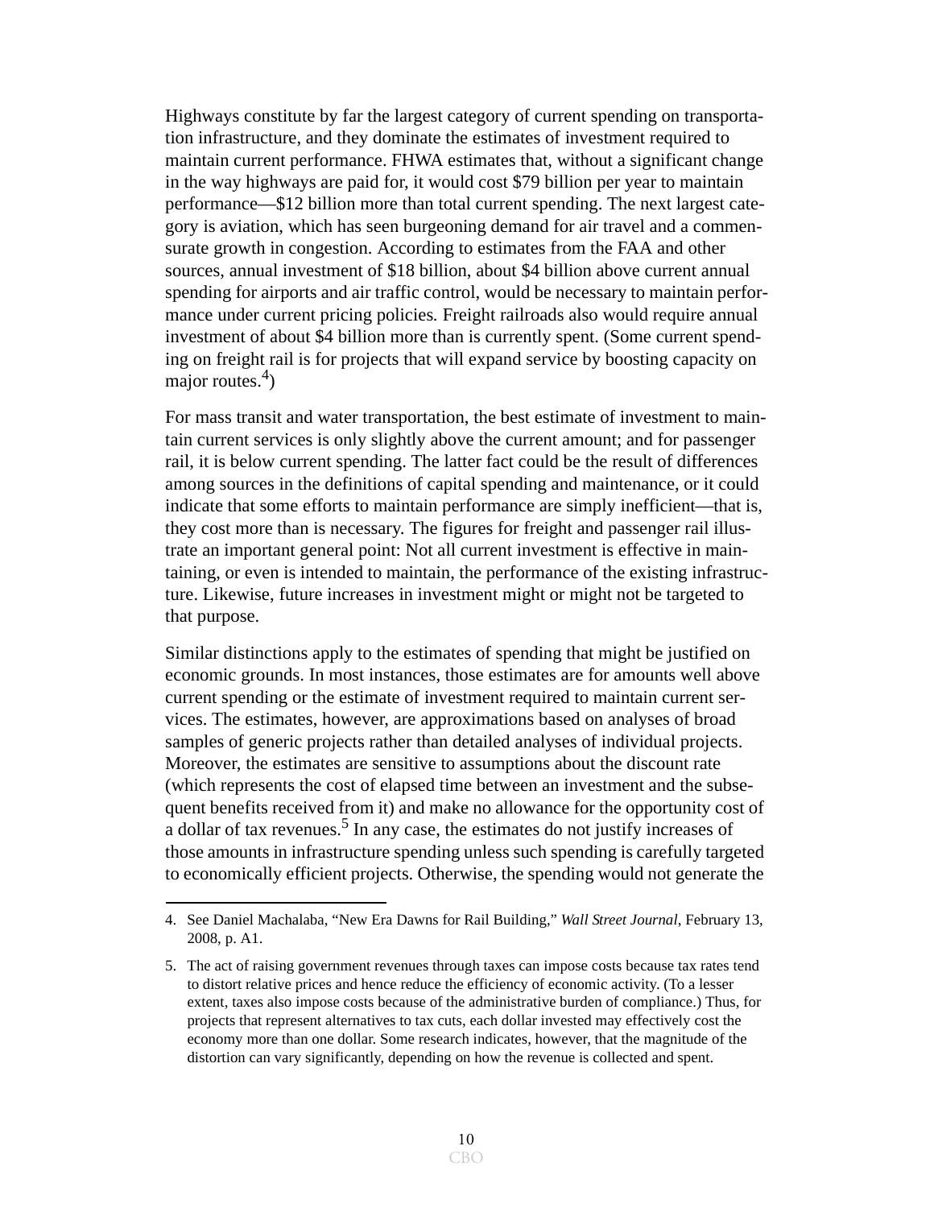Highways constitute by far the largest category of current spending on transportation infrastructure, and they dominate the estimates of investment required to maintain current performance. FHWA estimates that, without a significant change in the way highways are paid for, it would cost $79 billion per year to maintain performance—$12 billion more than total current spending. The next largest category is aviation, which has seen burgeoning demand for air travel and a commensurate growth in congestion. According to estimates from the FAA and other sources, annual investment of $18 billion, about $4 billion above current annual spending for airports and air traffic control, would be necessary to maintain performance under current pricing policies. Freight railroads also would require annual investment of about $4 billion more than is currently spent. (Some current spending on freight rail is for projects that will expand service by boosting capacity on major routes.[4])

For mass transit and water transportation, the best estimate of investment to maintain current services is only slightly above the current amount; and for passenger rail, it is below current spending. The latter fact could be the result of differences among sources in the definitions of capital spending and maintenance, or it could indicate that some efforts to maintain performance are simply inefficient—that is, they cost more than is necessary. The figures for freight and passenger rail illustrate an important general point: Not all current investment is effective in maintaining, or even is intended to maintain, the performance of the existing infrastructure. Likewise, future increases in investment might or might not be targeted to that purpose.

Similar distinctions apply to the estimates of spending that might be justified on economic grounds. In most instances, those estimates are for amounts well above current spending or the estimate of investment required to maintain current services. The estimates, however, are approximations based on analyses of broad samples of generic projects rather than detailed analyses of individual projects. Moreover, the estimates are sensitive to assumptions about the discount rate (which represents the cost of elapsed time between an investment and the subsequent benefits received from it) and make no allowance for the opportunity cost of a dollar of tax revenues.[5] In any case, the estimates do not justify increases of those amounts in infrastructure spending unless such spending is carefully targeted to economically efficient projects. Otherwise, the spending would not generate the

---

4. See Daniel Machalaba, "New Era Dawns for Rail Building," *Wall Street Journal*, February 13, 2008, p. A1.

5. The act of raising government revenues through taxes can impose costs because tax rates tend to distort relative prices and hence reduce the efficiency of economic activity. (To a lesser extent, taxes also impose costs because of the administrative burden of compliance.) Thus, for projects that represent alternatives to tax cuts, each dollar invested may effectively cost the economy more than one dollar. Some research indicates, however, that the magnitude of the distortion can vary significantly, depending on how the revenue is collected and spent.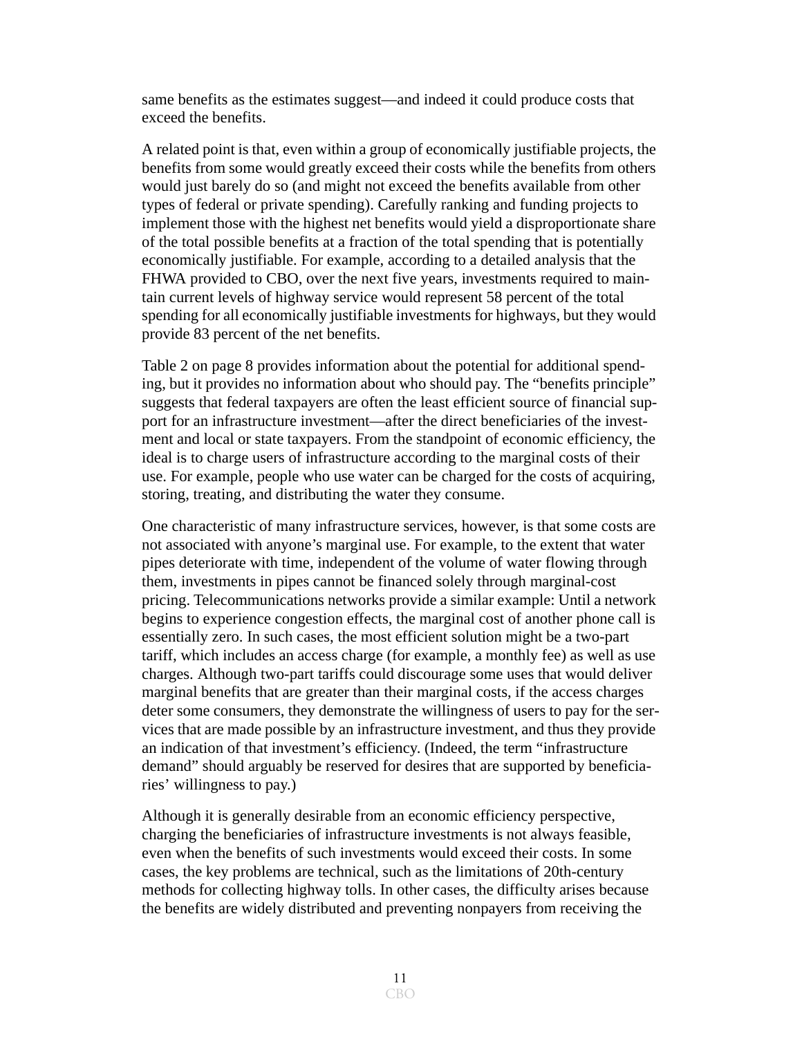same benefits as the estimates suggest—and indeed it could produce costs that exceed the benefits.

A related point is that, even within a group of economically justifiable projects, the benefits from some would greatly exceed their costs while the benefits from others would just barely do so (and might not exceed the benefits available from other types of federal or private spending). Carefully ranking and funding projects to implement those with the highest net benefits would yield a disproportionate share of the total possible benefits at a fraction of the total spending that is potentially economically justifiable. For example, according to a detailed analysis that the FHWA provided to CBO, over the next five years, investments required to maintain current levels of highway service would represent 58 percent of the total spending for all economically justifiable investments for highways, but they would provide 83 percent of the net benefits.

Table 2 on page 8 provides information about the potential for additional spending, but it provides no information about who should pay. The "benefits principle" suggests that federal taxpayers are often the least efficient source of financial support for an infrastructure investment—after the direct beneficiaries of the investment and local or state taxpayers. From the standpoint of economic efficiency, the ideal is to charge users of infrastructure according to the marginal costs of their use. For example, people who use water can be charged for the costs of acquiring, storing, treating, and distributing the water they consume.

One characteristic of many infrastructure services, however, is that some costs are not associated with anyone's marginal use. For example, to the extent that water pipes deteriorate with time, independent of the volume of water flowing through them, investments in pipes cannot be financed solely through marginal-cost pricing. Telecommunications networks provide a similar example: Until a network begins to experience congestion effects, the marginal cost of another phone call is essentially zero. In such cases, the most efficient solution might be a two-part tariff, which includes an access charge (for example, a monthly fee) as well as use charges. Although two-part tariffs could discourage some uses that would deliver marginal benefits that are greater than their marginal costs, if the access charges deter some consumers, they demonstrate the willingness of users to pay for the services that are made possible by an infrastructure investment, and thus they provide an indication of that investment's efficiency. (Indeed, the term "infrastructure demand" should arguably be reserved for desires that are supported by beneficiaries' willingness to pay.)

Although it is generally desirable from an economic efficiency perspective, charging the beneficiaries of infrastructure investments is not always feasible, even when the benefits of such investments would exceed their costs. In some cases, the key problems are technical, such as the limitations of 20th-century methods for collecting highway tolls. In other cases, the difficulty arises because the benefits are widely distributed and preventing nonpayers from receiving the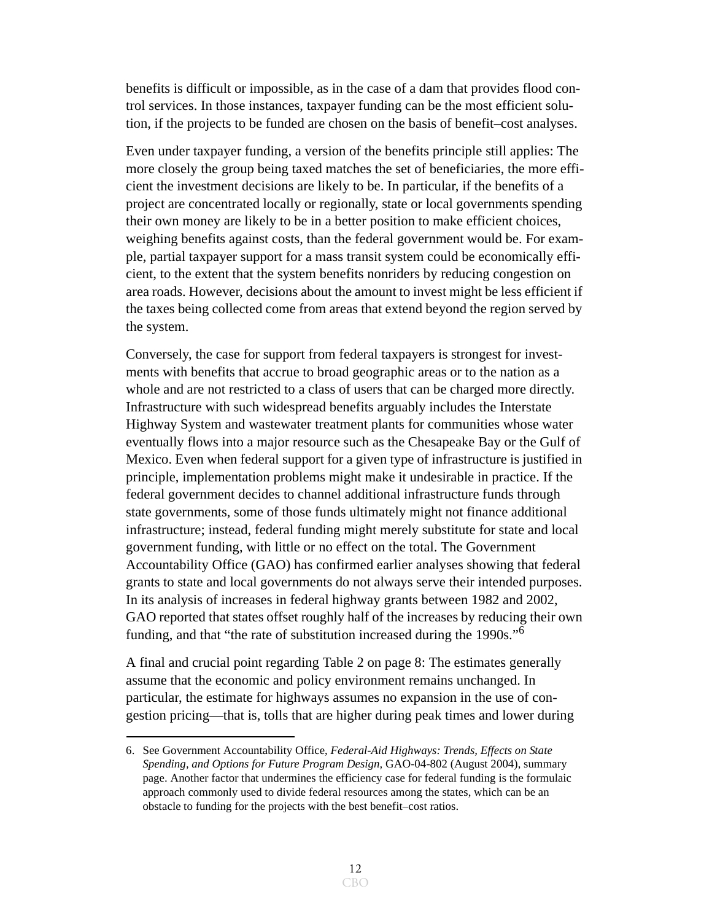benefits is difficult or impossible, as in the case of a dam that provides flood control services. In those instances, taxpayer funding can be the most efficient solution, if the projects to be funded are chosen on the basis of benefit–cost analyses.

Even under taxpayer funding, a version of the benefits principle still applies: The more closely the group being taxed matches the set of beneficiaries, the more efficient the investment decisions are likely to be. In particular, if the benefits of a project are concentrated locally or regionally, state or local governments spending their own money are likely to be in a better position to make efficient choices, weighing benefits against costs, than the federal government would be. For example, partial taxpayer support for a mass transit system could be economically efficient, to the extent that the system benefits nonriders by reducing congestion on area roads. However, decisions about the amount to invest might be less efficient if the taxes being collected come from areas that extend beyond the region served by the system.

Conversely, the case for support from federal taxpayers is strongest for investments with benefits that accrue to broad geographic areas or to the nation as a whole and are not restricted to a class of users that can be charged more directly. Infrastructure with such widespread benefits arguably includes the Interstate Highway System and wastewater treatment plants for communities whose water eventually flows into a major resource such as the Chesapeake Bay or the Gulf of Mexico. Even when federal support for a given type of infrastructure is justified in principle, implementation problems might make it undesirable in practice. If the federal government decides to channel additional infrastructure funds through state governments, some of those funds ultimately might not finance additional infrastructure; instead, federal funding might merely substitute for state and local government funding, with little or no effect on the total. The Government Accountability Office (GAO) has confirmed earlier analyses showing that federal grants to state and local governments do not always serve their intended purposes. In its analysis of increases in federal highway grants between 1982 and 2002, GAO reported that states offset roughly half of the increases by reducing their own funding, and that "the rate of substitution increased during the 1990s."[6]

A final and crucial point regarding Table 2 on page 8: The estimates generally assume that the economic and policy environment remains unchanged. In particular, the estimate for highways assumes no expansion in the use of congestion pricing—that is, tolls that are higher during peak times and lower during

---

6. See Government Accountability Office, *Federal-Aid Highways: Trends, Effects on State Spending, and Options for Future Program Design*, GAO-04-802 (August 2004), summary page. Another factor that undermines the efficiency case for federal funding is the formulaic approach commonly used to divide federal resources among the states, which can be an obstacle to funding for the projects with the best benefit–cost ratios.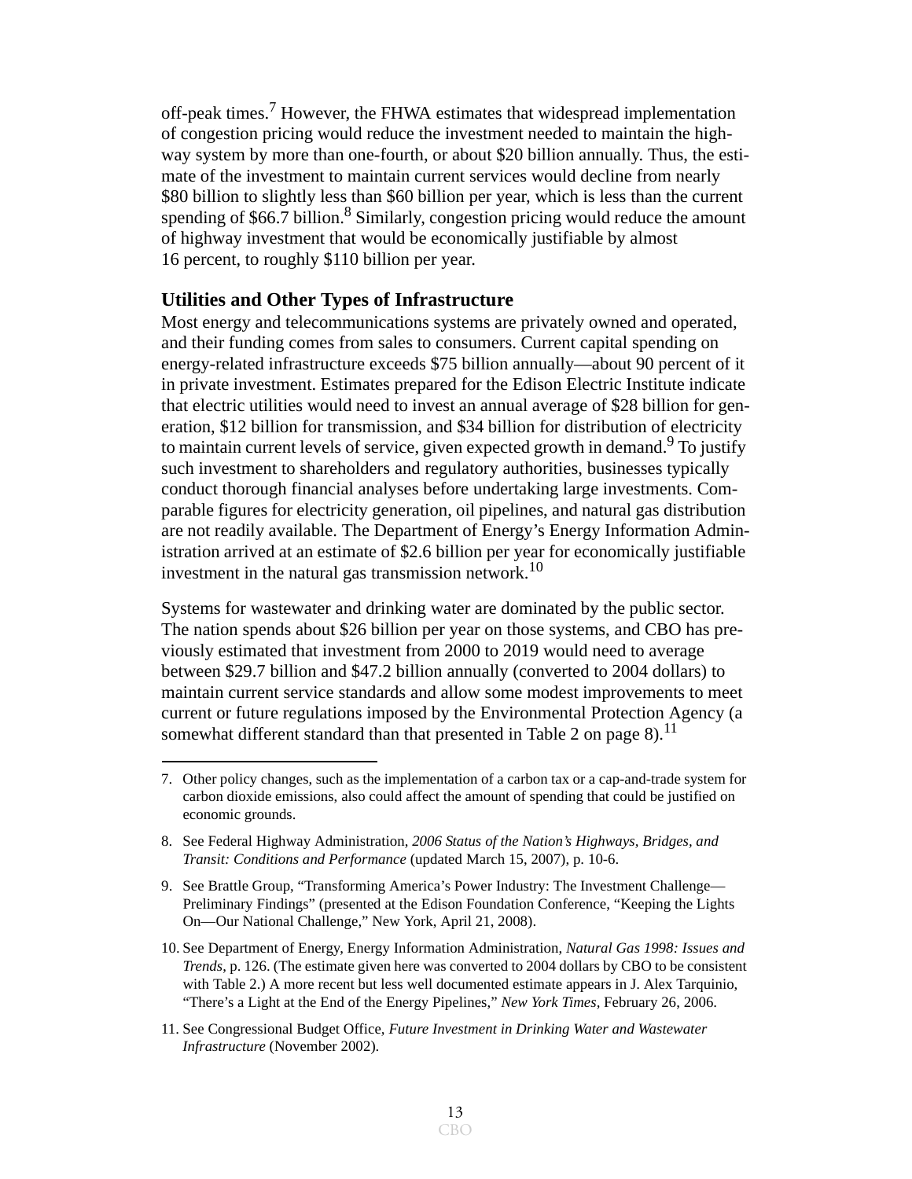off-peak times.[7] However, the FHWA estimates that widespread implementation of congestion pricing would reduce the investment needed to maintain the highway system by more than one-fourth, or about $20 billion annually. Thus, the estimate of the investment to maintain current services would decline from nearly $80 billion to slightly less than $60 billion per year, which is less than the current spending of $66.7 billion.[8] Similarly, congestion pricing would reduce the amount of highway investment that would be economically justifiable by almost 16 percent, to roughly $110 billion per year.

### Utilities and Other Types of Infrastructure

Most energy and telecommunications systems are privately owned and operated, and their funding comes from sales to consumers. Current capital spending on energy-related infrastructure exceeds $75 billion annually—about 90 percent of it in private investment. Estimates prepared for the Edison Electric Institute indicate that electric utilities would need to invest an annual average of $28 billion for generation, $12 billion for transmission, and $34 billion for distribution of electricity to maintain current levels of service, given expected growth in demand.[9] To justify such investment to shareholders and regulatory authorities, businesses typically conduct thorough financial analyses before undertaking large investments. Comparable figures for electricity generation, oil pipelines, and natural gas distribution are not readily available. The Department of Energy's Energy Information Administration arrived at an estimate of $2.6 billion per year for economically justifiable investment in the natural gas transmission network.[10]

Systems for wastewater and drinking water are dominated by the public sector. The nation spends about $26 billion per year on those systems, and CBO has previously estimated that investment from 2000 to 2019 would need to average between $29.7 billion and $47.2 billion annually (converted to 2004 dollars) to maintain current service standards and allow some modest improvements to meet current or future regulations imposed by the Environmental Protection Agency (a somewhat different standard than that presented in Table 2 on page 8).[11]

---

7. Other policy changes, such as the implementation of a carbon tax or a cap-and-trade system for carbon dioxide emissions, also could affect the amount of spending that could be justified on economic grounds.

8. See Federal Highway Administration, *2006 Status of the Nation's Highways, Bridges, and Transit: Conditions and Performance* (updated March 15, 2007), p. 10-6.

9. See Brattle Group, "Transforming America's Power Industry: The Investment Challenge—Preliminary Findings" (presented at the Edison Foundation Conference, "Keeping the Lights On—Our National Challenge," New York, April 21, 2008).

10. See Department of Energy, Energy Information Administration, *Natural Gas 1998: Issues and Trends*, p. 126. (The estimate given here was converted to 2004 dollars by CBO to be consistent with Table 2.) A more recent but less well documented estimate appears in J. Alex Tarquinio, "There's a Light at the End of the Energy Pipelines," *New York Times*, February 26, 2006.

11. See Congressional Budget Office, *Future Investment in Drinking Water and Wastewater Infrastructure* (November 2002).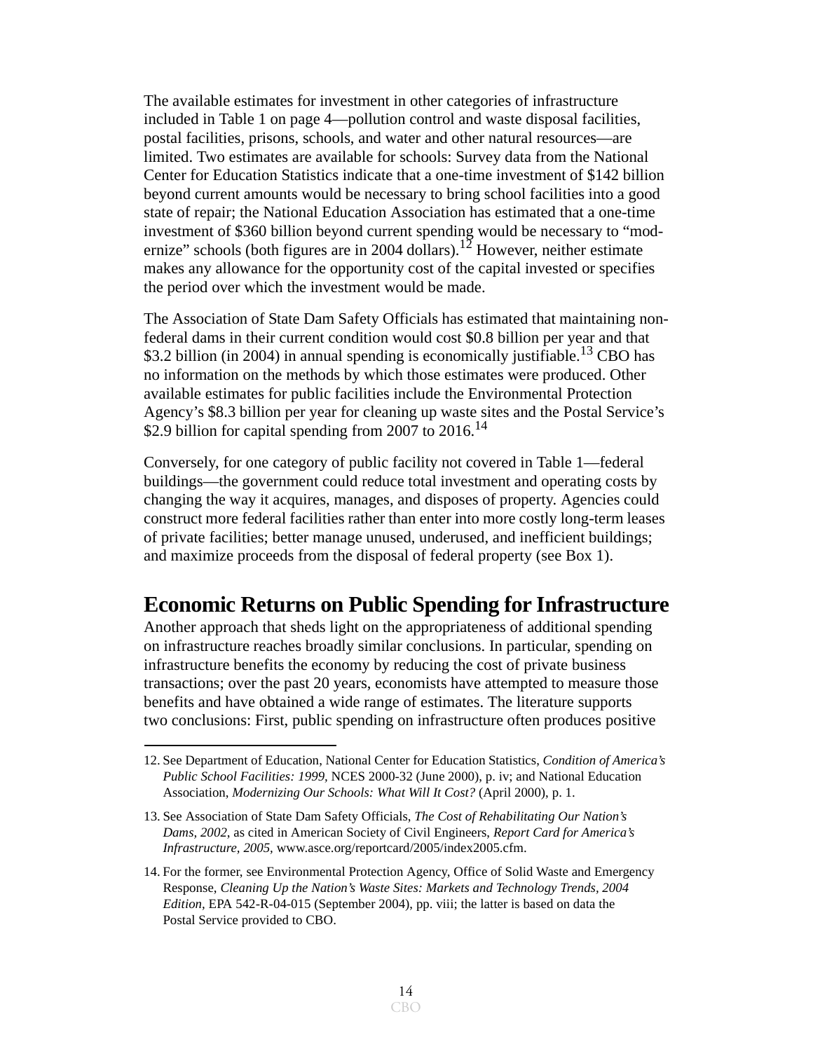The available estimates for investment in other categories of infrastructure included in Table 1 on page 4—pollution control and waste disposal facilities, postal facilities, prisons, schools, and water and other natural resources—are limited. Two estimates are available for schools: Survey data from the National Center for Education Statistics indicate that a one-time investment of $142 billion beyond current amounts would be necessary to bring school facilities into a good state of repair; the National Education Association has estimated that a one-time investment of $360 billion beyond current spending would be necessary to “modernize” schools (both figures are in 2004 dollars).[12] However, neither estimate makes any allowance for the opportunity cost of the capital invested or specifies the period over which the investment would be made.

The Association of State Dam Safety Officials has estimated that maintaining non-federal dams in their current condition would cost $0.8 billion per year and that $3.2 billion (in 2004) in annual spending is economically justifiable.[13] CBO has no information on the methods by which those estimates were produced. Other available estimates for public facilities include the Environmental Protection Agency’s $8.3 billion per year for cleaning up waste sites and the Postal Service’s $2.9 billion for capital spending from 2007 to 2016.[14]

Conversely, for one category of public facility not covered in Table 1—federal buildings—the government could reduce total investment and operating costs by changing the way it acquires, manages, and disposes of property. Agencies could construct more federal facilities rather than enter into more costly long-term leases of private facilities; better manage unused, underused, and inefficient buildings; and maximize proceeds from the disposal of federal property (see Box 1).

## Economic Returns on Public Spending for Infrastructure

Another approach that sheds light on the appropriateness of additional spending on infrastructure reaches broadly similar conclusions. In particular, spending on infrastructure benefits the economy by reducing the cost of private business transactions; over the past 20 years, economists have attempted to measure those benefits and have obtained a wide range of estimates. The literature supports two conclusions: First, public spending on infrastructure often produces positive

---

12. See Department of Education, National Center for Education Statistics, *Condition of America’s Public School Facilities: 1999*, NCES 2000-32 (June 2000), p. iv; and National Education Association, *Modernizing Our Schools: What Will It Cost?* (April 2000), p. 1.

13. See Association of State Dam Safety Officials, *The Cost of Rehabilitating Our Nation’s Dams, 2002*, as cited in American Society of Civil Engineers, *Report Card for America’s Infrastructure, 2005*, www.asce.org/reportcard/2005/index2005.cfm.

14. For the former, see Environmental Protection Agency, Office of Solid Waste and Emergency Response, *Cleaning Up the Nation’s Waste Sites: Markets and Technology Trends, 2004 Edition*, EPA 542-R-04-015 (September 2004), pp. viii; the latter is based on data the Postal Service provided to CBO.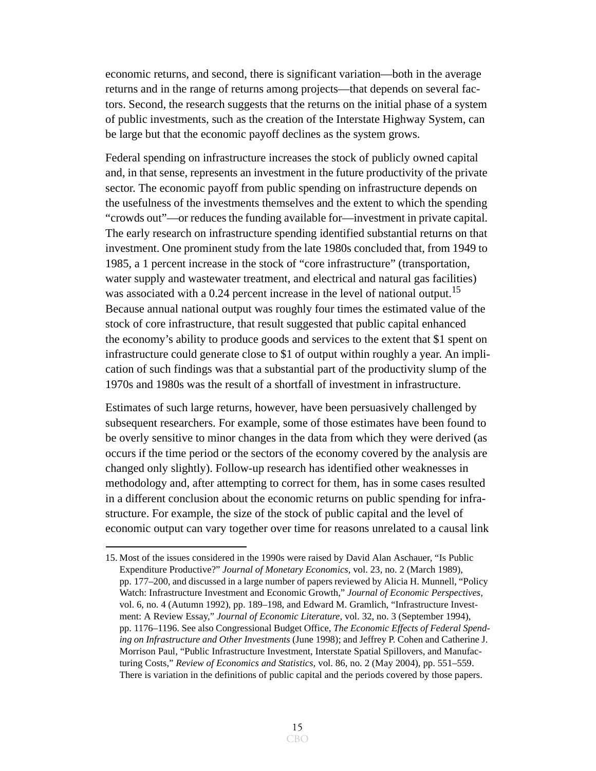economic returns, and second, there is significant variation—both in the average returns and in the range of returns among projects—that depends on several factors. Second, the research suggests that the returns on the initial phase of a system of public investments, such as the creation of the Interstate Highway System, can be large but that the economic payoff declines as the system grows.

Federal spending on infrastructure increases the stock of publicly owned capital and, in that sense, represents an investment in the future productivity of the private sector. The economic payoff from public spending on infrastructure depends on the usefulness of the investments themselves and the extent to which the spending "crowds out"—or reduces the funding available for—investment in private capital. The early research on infrastructure spending identified substantial returns on that investment. One prominent study from the late 1980s concluded that, from 1949 to 1985, a 1 percent increase in the stock of "core infrastructure" (transportation, water supply and wastewater treatment, and electrical and natural gas facilities) was associated with a 0.24 percent increase in the level of national output.[15] Because annual national output was roughly four times the estimated value of the stock of core infrastructure, that result suggested that public capital enhanced the economy's ability to produce goods and services to the extent that $1 spent on infrastructure could generate close to $1 of output within roughly a year. An implication of such findings was that a substantial part of the productivity slump of the 1970s and 1980s was the result of a shortfall of investment in infrastructure.

Estimates of such large returns, however, have been persuasively challenged by subsequent researchers. For example, some of those estimates have been found to be overly sensitive to minor changes in the data from which they were derived (as occurs if the time period or the sectors of the economy covered by the analysis are changed only slightly). Follow-up research has identified other weaknesses in methodology and, after attempting to correct for them, has in some cases resulted in a different conclusion about the economic returns on public spending for infrastructure. For example, the size of the stock of public capital and the level of economic output can vary together over time for reasons unrelated to a causal link

---

15. Most of the issues considered in the 1990s were raised by David Alan Aschauer, "Is Public Expenditure Productive?" *Journal of Monetary Economics,* vol. 23, no. 2 (March 1989), pp. 177–200, and discussed in a large number of papers reviewed by Alicia H. Munnell, "Policy Watch: Infrastructure Investment and Economic Growth," *Journal of Economic Perspectives,* vol. 6, no. 4 (Autumn 1992), pp. 189–198, and Edward M. Gramlich, "Infrastructure Investment: A Review Essay," *Journal of Economic Literature,* vol. 32, no. 3 (September 1994), pp. 1176–1196. See also Congressional Budget Office, *The Economic Effects of Federal Spending on Infrastructure and Other Investments* (June 1998); and Jeffrey P. Cohen and Catherine J. Morrison Paul, "Public Infrastructure Investment, Interstate Spatial Spillovers, and Manufacturing Costs," *Review of Economics and Statistics,* vol. 86, no. 2 (May 2004), pp. 551–559. There is variation in the definitions of public capital and the periods covered by those papers.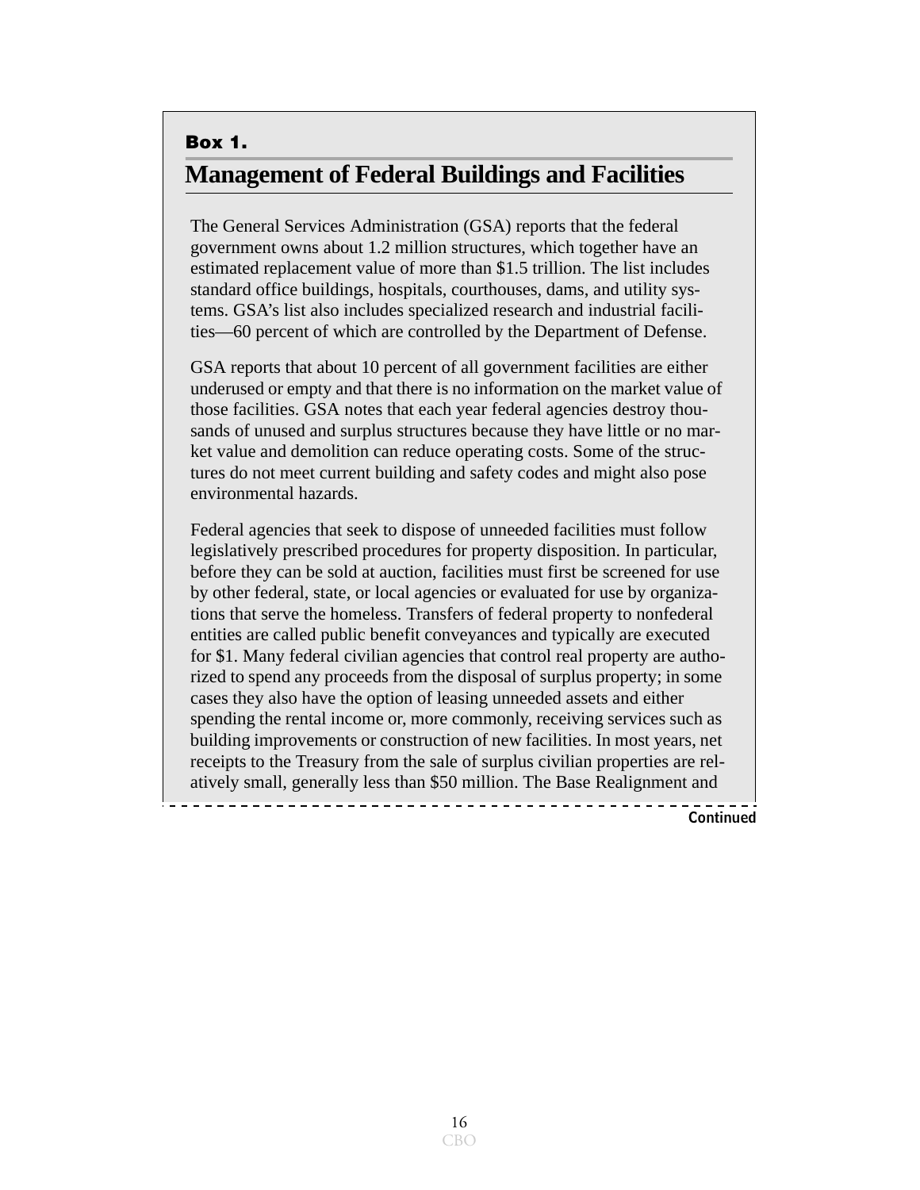**Box 1.**

## Management of Federal Buildings and Facilities

The General Services Administration (GSA) reports that the federal government owns about 1.2 million structures, which together have an estimated replacement value of more than $1.5 trillion. The list includes standard office buildings, hospitals, courthouses, dams, and utility systems. GSA's list also includes specialized research and industrial facilities—60 percent of which are controlled by the Department of Defense.

GSA reports that about 10 percent of all government facilities are either underused or empty and that there is no information on the market value of those facilities. GSA notes that each year federal agencies destroy thousands of unused and surplus structures because they have little or no market value and demolition can reduce operating costs. Some of the structures do not meet current building and safety codes and might also pose environmental hazards.

Federal agencies that seek to dispose of unneeded facilities must follow legislatively prescribed procedures for property disposition. In particular, before they can be sold at auction, facilities must first be screened for use by other federal, state, or local agencies or evaluated for use by organizations that serve the homeless. Transfers of federal property to nonfederal entities are called public benefit conveyances and typically are executed for $1. Many federal civilian agencies that control real property are authorized to spend any proceeds from the disposal of surplus property; in some cases they also have the option of leasing unneeded assets and either spending the rental income or, more commonly, receiving services such as building improvements or construction of new facilities. In most years, net receipts to the Treasury from the sale of surplus civilian properties are relatively small, generally less than $50 million. The Base Realignment and

**Continued**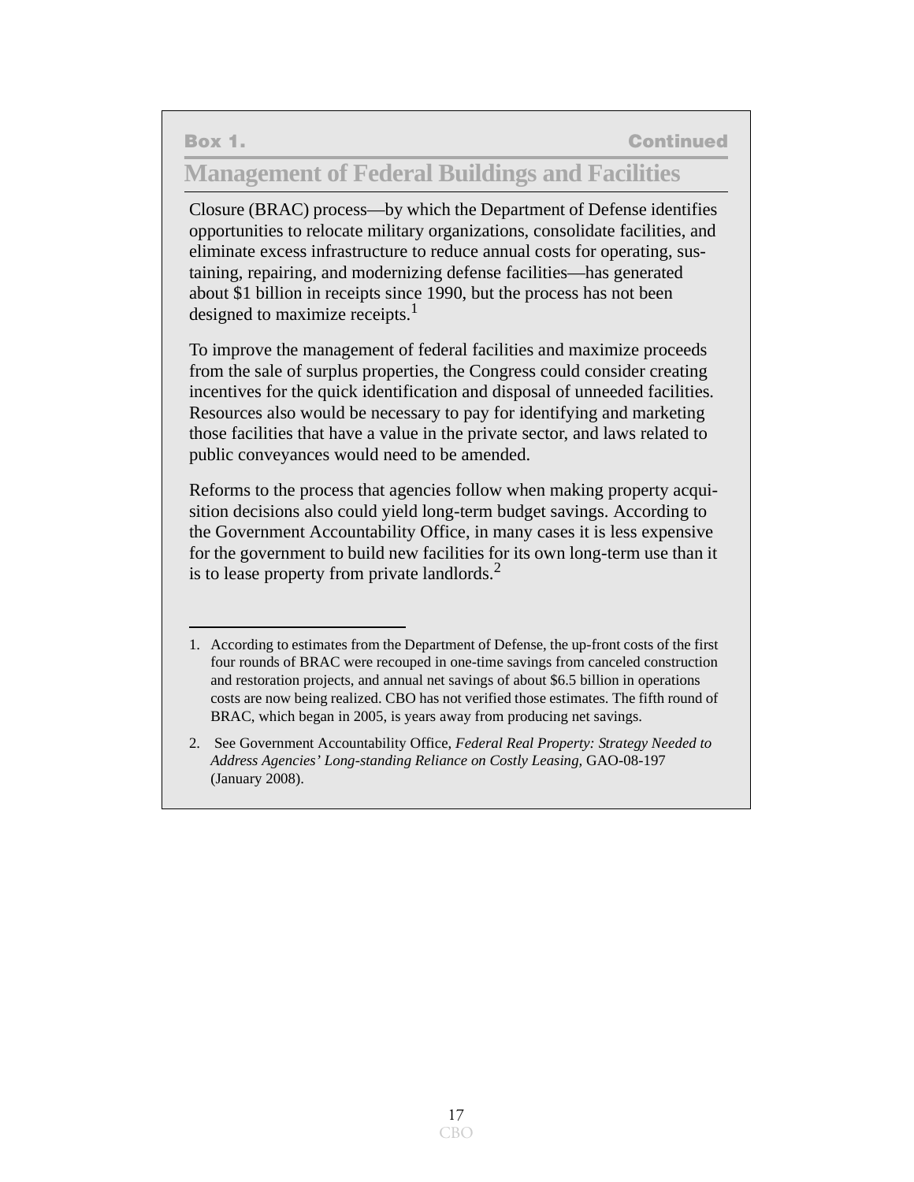**Box 1. Continued**

## Management of Federal Buildings and Facilities

Closure (BRAC) process—by which the Department of Defense identifies opportunities to relocate military organizations, consolidate facilities, and eliminate excess infrastructure to reduce annual costs for operating, sustaining, repairing, and modernizing defense facilities—has generated about $1 billion in receipts since 1990, but the process has not been designed to maximize receipts.[1]

To improve the management of federal facilities and maximize proceeds from the sale of surplus properties, the Congress could consider creating incentives for the quick identification and disposal of unneeded facilities. Resources also would be necessary to pay for identifying and marketing those facilities that have a value in the private sector, and laws related to public conveyances would need to be amended.

Reforms to the process that agencies follow when making property acquisition decisions also could yield long-term budget savings. According to the Government Accountability Office, in many cases it is less expensive for the government to build new facilities for its own long-term use than it is to lease property from private landlords.[2]

---

1. According to estimates from the Department of Defense, the up-front costs of the first four rounds of BRAC were recouped in one-time savings from canceled construction and restoration projects, and annual net savings of about $6.5 billion in operations costs are now being realized. CBO has not verified those estimates. The fifth round of BRAC, which began in 2005, is years away from producing net savings.

2. See Government Accountability Office, *Federal Real Property: Strategy Needed to Address Agencies' Long-standing Reliance on Costly Leasing,* GAO-08-197 (January 2008).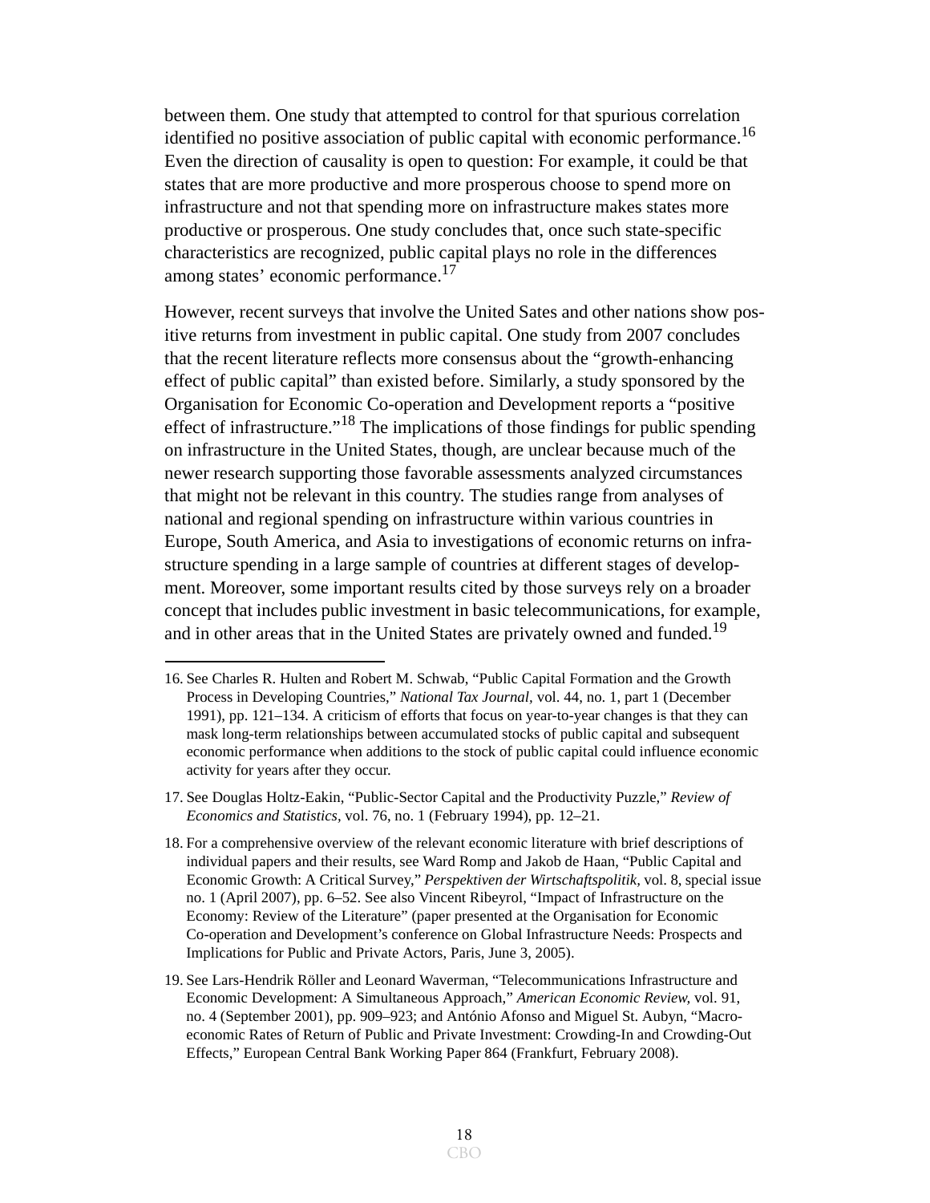between them. One study that attempted to control for that spurious correlation identified no positive association of public capital with economic performance.[16] Even the direction of causality is open to question: For example, it could be that states that are more productive and more prosperous choose to spend more on infrastructure and not that spending more on infrastructure makes states more productive or prosperous. One study concludes that, once such state-specific characteristics are recognized, public capital plays no role in the differences among states' economic performance.[17]

However, recent surveys that involve the United Sates and other nations show positive returns from investment in public capital. One study from 2007 concludes that the recent literature reflects more consensus about the "growth-enhancing effect of public capital" than existed before. Similarly, a study sponsored by the Organisation for Economic Co-operation and Development reports a "positive effect of infrastructure."[18] The implications of those findings for public spending on infrastructure in the United States, though, are unclear because much of the newer research supporting those favorable assessments analyzed circumstances that might not be relevant in this country. The studies range from analyses of national and regional spending on infrastructure within various countries in Europe, South America, and Asia to investigations of economic returns on infrastructure spending in a large sample of countries at different stages of development. Moreover, some important results cited by those surveys rely on a broader concept that includes public investment in basic telecommunications, for example, and in other areas that in the United States are privately owned and funded.[19]

---

16. See Charles R. Hulten and Robert M. Schwab, "Public Capital Formation and the Growth Process in Developing Countries," *National Tax Journal*, vol. 44, no. 1, part 1 (December 1991), pp. 121–134. A criticism of efforts that focus on year-to-year changes is that they can mask long-term relationships between accumulated stocks of public capital and subsequent economic performance when additions to the stock of public capital could influence economic activity for years after they occur.

17. See Douglas Holtz-Eakin, "Public-Sector Capital and the Productivity Puzzle," *Review of Economics and Statistics*, vol. 76, no. 1 (February 1994), pp. 12–21.

18. For a comprehensive overview of the relevant economic literature with brief descriptions of individual papers and their results, see Ward Romp and Jakob de Haan, "Public Capital and Economic Growth: A Critical Survey," *Perspektiven der Wirtschaftspolitik*, vol. 8, special issue no. 1 (April 2007), pp. 6–52. See also Vincent Ribeyrol, "Impact of Infrastructure on the Economy: Review of the Literature" (paper presented at the Organisation for Economic Co-operation and Development's conference on Global Infrastructure Needs: Prospects and Implications for Public and Private Actors, Paris, June 3, 2005).

19. See Lars-Hendrik Röller and Leonard Waverman, "Telecommunications Infrastructure and Economic Development: A Simultaneous Approach," *American Economic Review*, vol. 91, no. 4 (September 2001), pp. 909–923; and António Afonso and Miguel St. Aubyn, "Macroeconomic Rates of Return of Public and Private Investment: Crowding-In and Crowding-Out Effects," European Central Bank Working Paper 864 (Frankfurt, February 2008).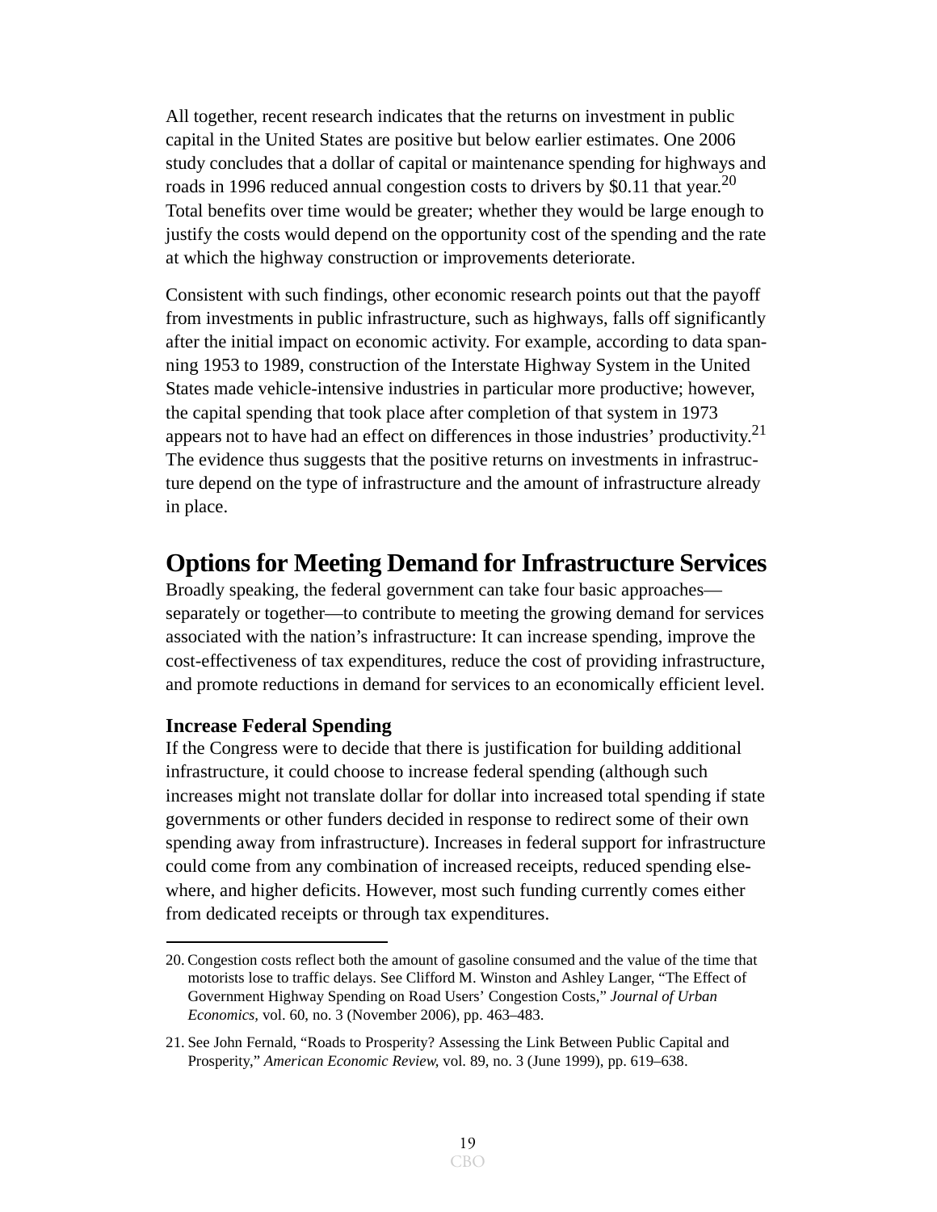All together, recent research indicates that the returns on investment in public capital in the United States are positive but below earlier estimates. One 2006 study concludes that a dollar of capital or maintenance spending for highways and roads in 1996 reduced annual congestion costs to drivers by $0.11 that year.[20] Total benefits over time would be greater; whether they would be large enough to justify the costs would depend on the opportunity cost of the spending and the rate at which the highway construction or improvements deteriorate.

Consistent with such findings, other economic research points out that the payoff from investments in public infrastructure, such as highways, falls off significantly after the initial impact on economic activity. For example, according to data spanning 1953 to 1989, construction of the Interstate Highway System in the United States made vehicle-intensive industries in particular more productive; however, the capital spending that took place after completion of that system in 1973 appears not to have had an effect on differences in those industries' productivity.[21] The evidence thus suggests that the positive returns on investments in infrastructure depend on the type of infrastructure and the amount of infrastructure already in place.

## Options for Meeting Demand for Infrastructure Services

Broadly speaking, the federal government can take four basic approaches—separately or together—to contribute to meeting the growing demand for services associated with the nation's infrastructure: It can increase spending, improve the cost-effectiveness of tax expenditures, reduce the cost of providing infrastructure, and promote reductions in demand for services to an economically efficient level.

### Increase Federal Spending

If the Congress were to decide that there is justification for building additional infrastructure, it could choose to increase federal spending (although such increases might not translate dollar for dollar into increased total spending if state governments or other funders decided in response to redirect some of their own spending away from infrastructure). Increases in federal support for infrastructure could come from any combination of increased receipts, reduced spending elsewhere, and higher deficits. However, most such funding currently comes either from dedicated receipts or through tax expenditures.

---

20. Congestion costs reflect both the amount of gasoline consumed and the value of the time that motorists lose to traffic delays. See Clifford M. Winston and Ashley Langer, "The Effect of Government Highway Spending on Road Users' Congestion Costs," *Journal of Urban Economics,* vol. 60, no. 3 (November 2006), pp. 463–483.

21. See John Fernald, "Roads to Prosperity? Assessing the Link Between Public Capital and Prosperity," *American Economic Review,* vol. 89, no. 3 (June 1999), pp. 619–638.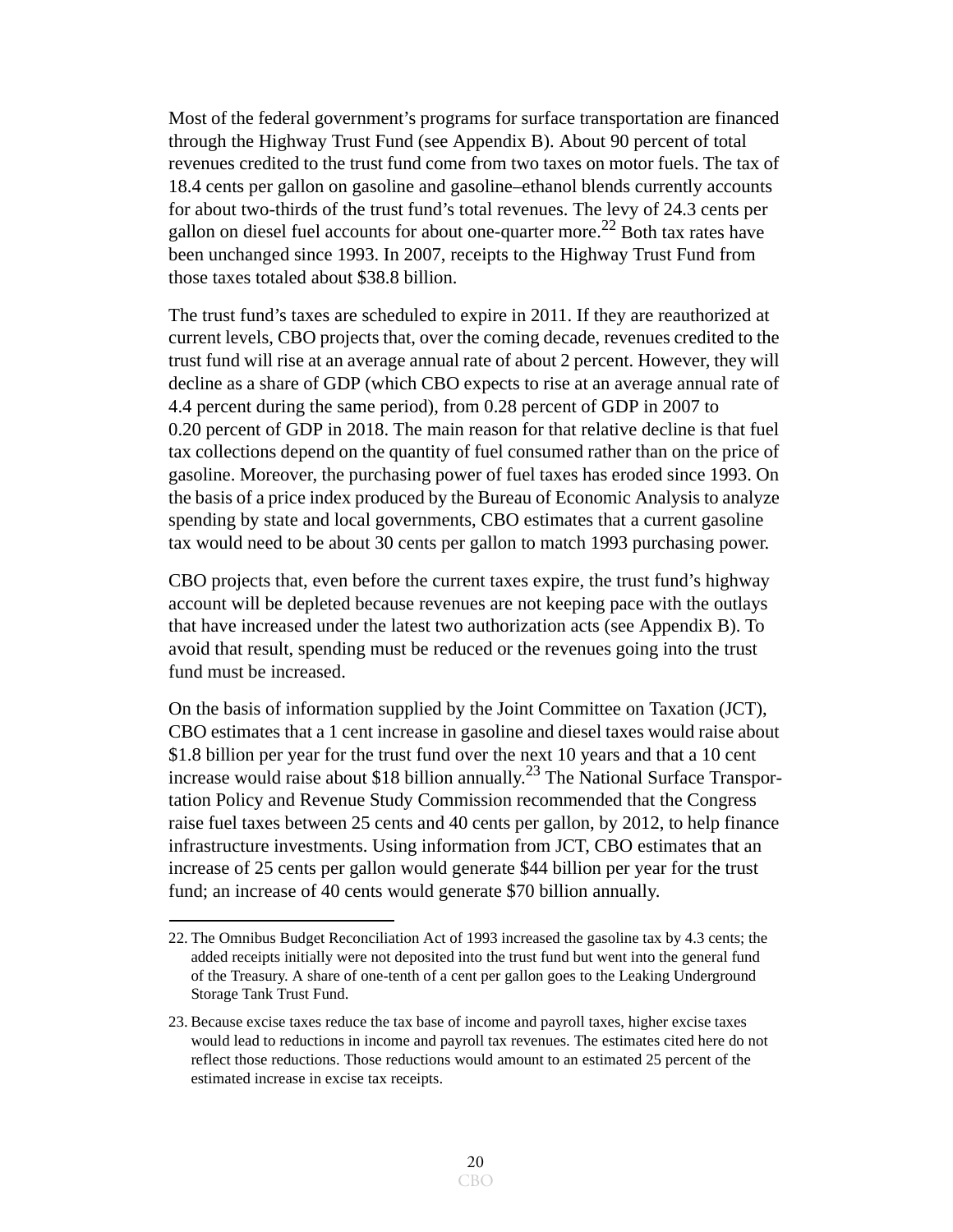Most of the federal government's programs for surface transportation are financed through the Highway Trust Fund (see Appendix B). About 90 percent of total revenues credited to the trust fund come from two taxes on motor fuels. The tax of 18.4 cents per gallon on gasoline and gasoline–ethanol blends currently accounts for about two-thirds of the trust fund's total revenues. The levy of 24.3 cents per gallon on diesel fuel accounts for about one-quarter more.[22] Both tax rates have been unchanged since 1993. In 2007, receipts to the Highway Trust Fund from those taxes totaled about $38.8 billion.

The trust fund's taxes are scheduled to expire in 2011. If they are reauthorized at current levels, CBO projects that, over the coming decade, revenues credited to the trust fund will rise at an average annual rate of about 2 percent. However, they will decline as a share of GDP (which CBO expects to rise at an average annual rate of 4.4 percent during the same period), from 0.28 percent of GDP in 2007 to 0.20 percent of GDP in 2018. The main reason for that relative decline is that fuel tax collections depend on the quantity of fuel consumed rather than on the price of gasoline. Moreover, the purchasing power of fuel taxes has eroded since 1993. On the basis of a price index produced by the Bureau of Economic Analysis to analyze spending by state and local governments, CBO estimates that a current gasoline tax would need to be about 30 cents per gallon to match 1993 purchasing power.

CBO projects that, even before the current taxes expire, the trust fund's highway account will be depleted because revenues are not keeping pace with the outlays that have increased under the latest two authorization acts (see Appendix B). To avoid that result, spending must be reduced or the revenues going into the trust fund must be increased.

On the basis of information supplied by the Joint Committee on Taxation (JCT), CBO estimates that a 1 cent increase in gasoline and diesel taxes would raise about $1.8 billion per year for the trust fund over the next 10 years and that a 10 cent increase would raise about $18 billion annually.[23] The National Surface Transportation Policy and Revenue Study Commission recommended that the Congress raise fuel taxes between 25 cents and 40 cents per gallon, by 2012, to help finance infrastructure investments. Using information from JCT, CBO estimates that an increase of 25 cents per gallon would generate $44 billion per year for the trust fund; an increase of 40 cents would generate $70 billion annually.

---

22. The Omnibus Budget Reconciliation Act of 1993 increased the gasoline tax by 4.3 cents; the added receipts initially were not deposited into the trust fund but went into the general fund of the Treasury. A share of one-tenth of a cent per gallon goes to the Leaking Underground Storage Tank Trust Fund.

23. Because excise taxes reduce the tax base of income and payroll taxes, higher excise taxes would lead to reductions in income and payroll tax revenues. The estimates cited here do not reflect those reductions. Those reductions would amount to an estimated 25 percent of the estimated increase in excise tax receipts.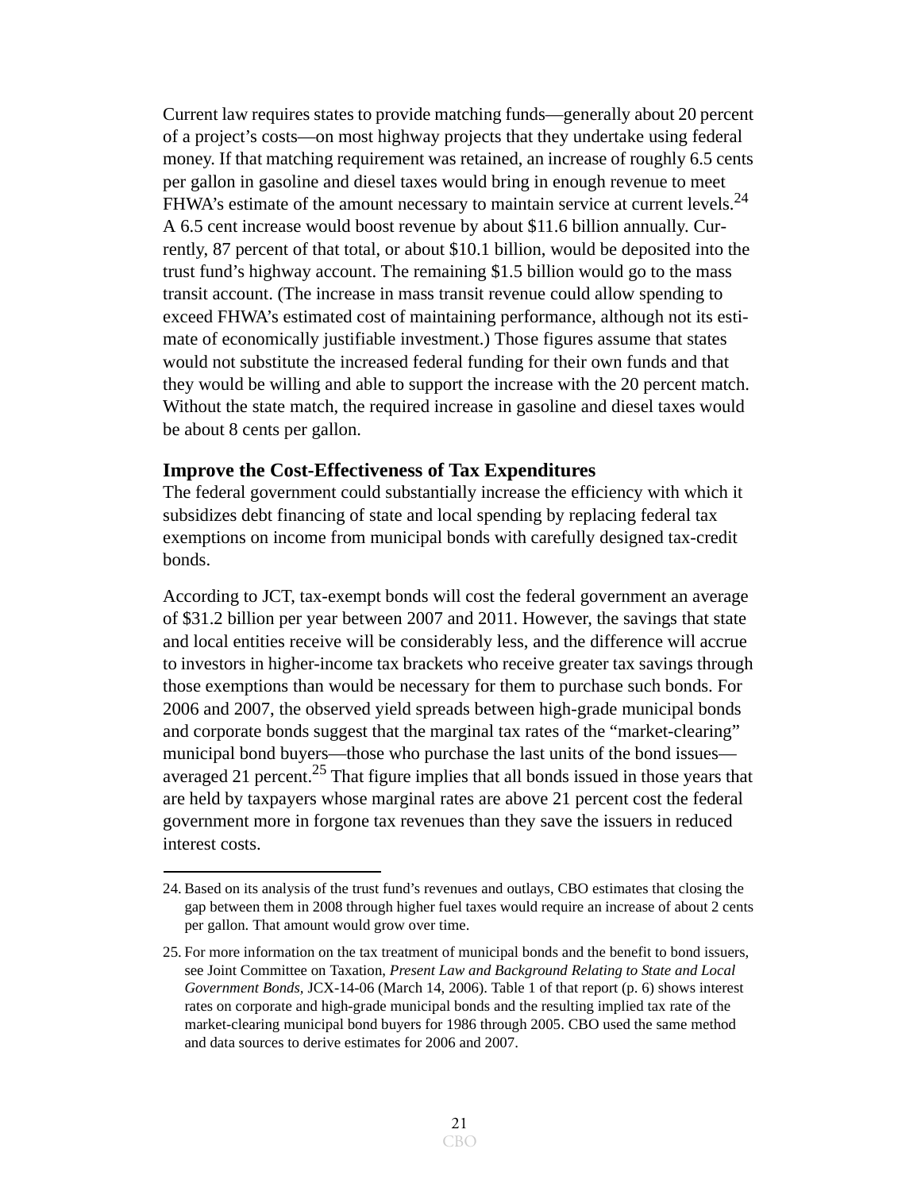Current law requires states to provide matching funds—generally about 20 percent of a project's costs—on most highway projects that they undertake using federal money. If that matching requirement was retained, an increase of roughly 6.5 cents per gallon in gasoline and diesel taxes would bring in enough revenue to meet FHWA's estimate of the amount necessary to maintain service at current levels.[24] A 6.5 cent increase would boost revenue by about $11.6 billion annually. Currently, 87 percent of that total, or about $10.1 billion, would be deposited into the trust fund's highway account. The remaining $1.5 billion would go to the mass transit account. (The increase in mass transit revenue could allow spending to exceed FHWA's estimated cost of maintaining performance, although not its estimate of economically justifiable investment.) Those figures assume that states would not substitute the increased federal funding for their own funds and that they would be willing and able to support the increase with the 20 percent match. Without the state match, the required increase in gasoline and diesel taxes would be about 8 cents per gallon.

### Improve the Cost-Effectiveness of Tax Expenditures

The federal government could substantially increase the efficiency with which it subsidizes debt financing of state and local spending by replacing federal tax exemptions on income from municipal bonds with carefully designed tax-credit bonds.

According to JCT, tax-exempt bonds will cost the federal government an average of $31.2 billion per year between 2007 and 2011. However, the savings that state and local entities receive will be considerably less, and the difference will accrue to investors in higher-income tax brackets who receive greater tax savings through those exemptions than would be necessary for them to purchase such bonds. For 2006 and 2007, the observed yield spreads between high-grade municipal bonds and corporate bonds suggest that the marginal tax rates of the "market-clearing" municipal bond buyers—those who purchase the last units of the bond issues—averaged 21 percent.[25] That figure implies that all bonds issued in those years that are held by taxpayers whose marginal rates are above 21 percent cost the federal government more in forgone tax revenues than they save the issuers in reduced interest costs.

---

24. Based on its analysis of the trust fund's revenues and outlays, CBO estimates that closing the gap between them in 2008 through higher fuel taxes would require an increase of about 2 cents per gallon. That amount would grow over time.

25. For more information on the tax treatment of municipal bonds and the benefit to bond issuers, see Joint Committee on Taxation, *Present Law and Background Relating to State and Local Government Bonds*, JCX-14-06 (March 14, 2006). Table 1 of that report (p. 6) shows interest rates on corporate and high-grade municipal bonds and the resulting implied tax rate of the market-clearing municipal bond buyers for 1986 through 2005. CBO used the same method and data sources to derive estimates for 2006 and 2007.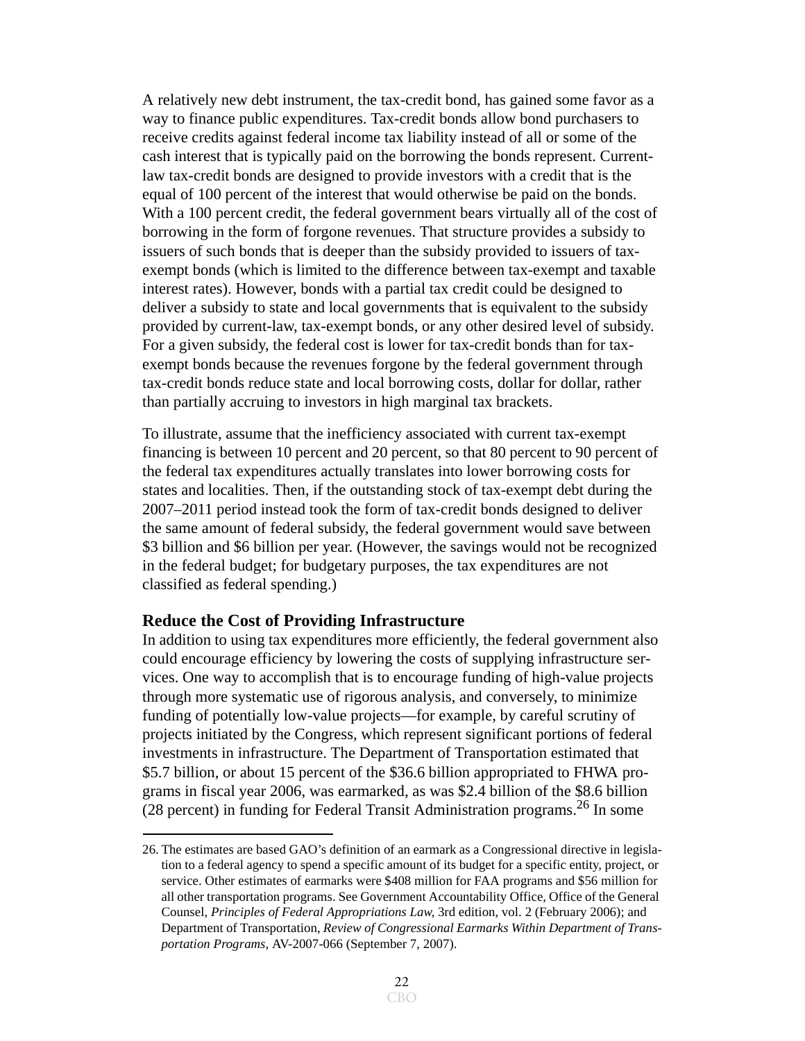A relatively new debt instrument, the tax-credit bond, has gained some favor as a way to finance public expenditures. Tax-credit bonds allow bond purchasers to receive credits against federal income tax liability instead of all or some of the cash interest that is typically paid on the borrowing the bonds represent. Current-law tax-credit bonds are designed to provide investors with a credit that is the equal of 100 percent of the interest that would otherwise be paid on the bonds. With a 100 percent credit, the federal government bears virtually all of the cost of borrowing in the form of forgone revenues. That structure provides a subsidy to issuers of such bonds that is deeper than the subsidy provided to issuers of tax-exempt bonds (which is limited to the difference between tax-exempt and taxable interest rates). However, bonds with a partial tax credit could be designed to deliver a subsidy to state and local governments that is equivalent to the subsidy provided by current-law, tax-exempt bonds, or any other desired level of subsidy. For a given subsidy, the federal cost is lower for tax-credit bonds than for tax-exempt bonds because the revenues forgone by the federal government through tax-credit bonds reduce state and local borrowing costs, dollar for dollar, rather than partially accruing to investors in high marginal tax brackets.

To illustrate, assume that the inefficiency associated with current tax-exempt financing is between 10 percent and 20 percent, so that 80 percent to 90 percent of the federal tax expenditures actually translates into lower borrowing costs for states and localities. Then, if the outstanding stock of tax-exempt debt during the 2007–2011 period instead took the form of tax-credit bonds designed to deliver the same amount of federal subsidy, the federal government would save between $3 billion and $6 billion per year. (However, the savings would not be recognized in the federal budget; for budgetary purposes, the tax expenditures are not classified as federal spending.)

### Reduce the Cost of Providing Infrastructure

In addition to using tax expenditures more efficiently, the federal government also could encourage efficiency by lowering the costs of supplying infrastructure services. One way to accomplish that is to encourage funding of high-value projects through more systematic use of rigorous analysis, and conversely, to minimize funding of potentially low-value projects—for example, by careful scrutiny of projects initiated by the Congress, which represent significant portions of federal investments in infrastructure. The Department of Transportation estimated that $5.7 billion, or about 15 percent of the $36.6 billion appropriated to FHWA programs in fiscal year 2006, was earmarked, as was $2.4 billion of the $8.6 billion (28 percent) in funding for Federal Transit Administration programs.[26] In some

26. The estimates are based GAO's definition of an earmark as a Congressional directive in legislation to a federal agency to spend a specific amount of its budget for a specific entity, project, or service. Other estimates of earmarks were $408 million for FAA programs and $56 million for all other transportation programs. See Government Accountability Office, Office of the General Counsel, *Principles of Federal Appropriations Law,* 3rd edition, vol. 2 (February 2006); and Department of Transportation, *Review of Congressional Earmarks Within Department of Transportation Programs,* AV-2007-066 (September 7, 2007).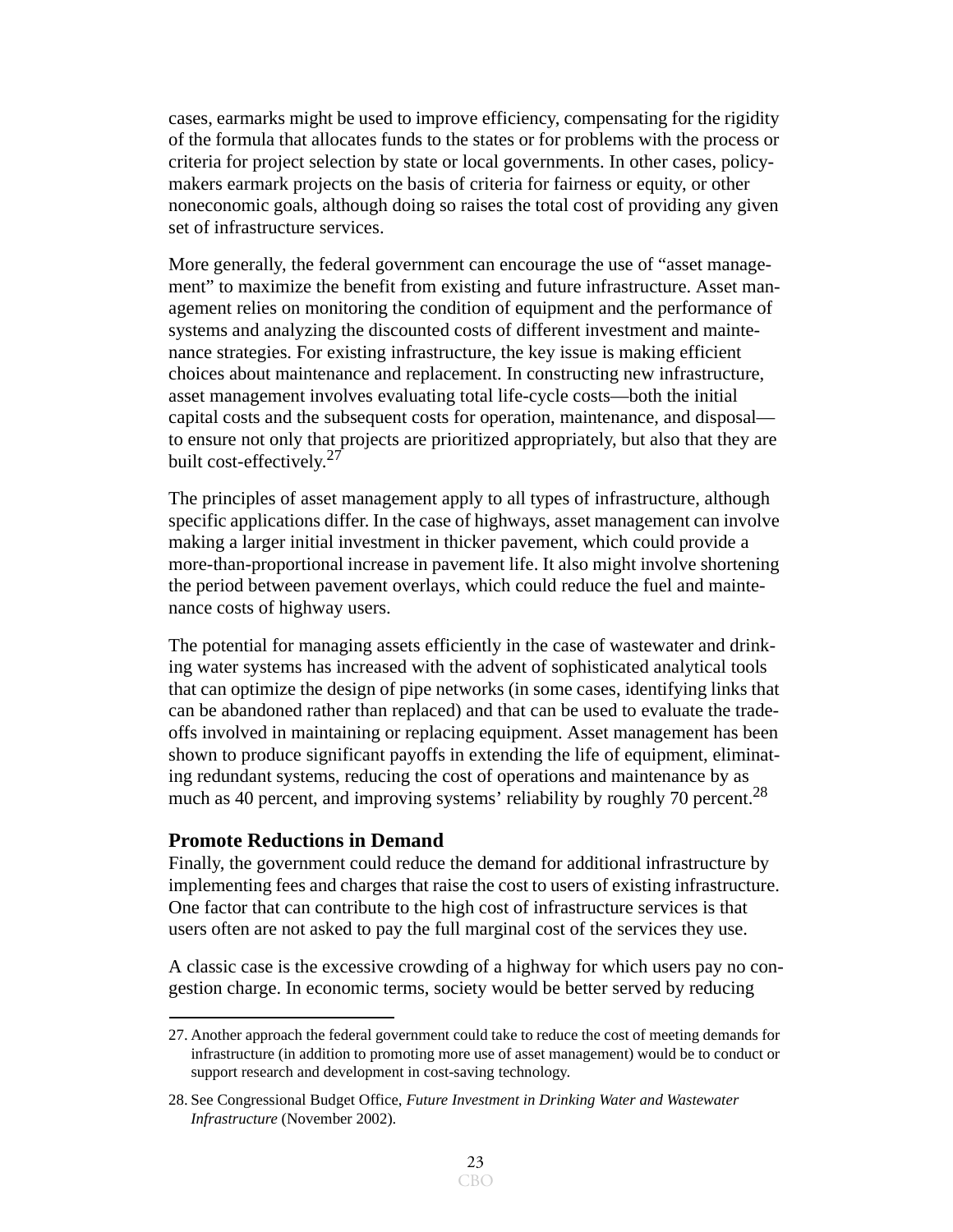cases, earmarks might be used to improve efficiency, compensating for the rigidity of the formula that allocates funds to the states or for problems with the process or criteria for project selection by state or local governments. In other cases, policy-makers earmark projects on the basis of criteria for fairness or equity, or other noneconomic goals, although doing so raises the total cost of providing any given set of infrastructure services.

More generally, the federal government can encourage the use of "asset management" to maximize the benefit from existing and future infrastructure. Asset management relies on monitoring the condition of equipment and the performance of systems and analyzing the discounted costs of different investment and maintenance strategies. For existing infrastructure, the key issue is making efficient choices about maintenance and replacement. In constructing new infrastructure, asset management involves evaluating total life-cycle costs—both the initial capital costs and the subsequent costs for operation, maintenance, and disposal—to ensure not only that projects are prioritized appropriately, but also that they are built cost-effectively.[27]

The principles of asset management apply to all types of infrastructure, although specific applications differ. In the case of highways, asset management can involve making a larger initial investment in thicker pavement, which could provide a more-than-proportional increase in pavement life. It also might involve shortening the period between pavement overlays, which could reduce the fuel and maintenance costs of highway users.

The potential for managing assets efficiently in the case of wastewater and drinking water systems has increased with the advent of sophisticated analytical tools that can optimize the design of pipe networks (in some cases, identifying links that can be abandoned rather than replaced) and that can be used to evaluate the trade-offs involved in maintaining or replacing equipment. Asset management has been shown to produce significant payoffs in extending the life of equipment, eliminating redundant systems, reducing the cost of operations and maintenance by as much as 40 percent, and improving systems' reliability by roughly 70 percent.[28]

### Promote Reductions in Demand

Finally, the government could reduce the demand for additional infrastructure by implementing fees and charges that raise the cost to users of existing infrastructure. One factor that can contribute to the high cost of infrastructure services is that users often are not asked to pay the full marginal cost of the services they use.

A classic case is the excessive crowding of a highway for which users pay no congestion charge. In economic terms, society would be better served by reducing

---

27. Another approach the federal government could take to reduce the cost of meeting demands for infrastructure (in addition to promoting more use of asset management) would be to conduct or support research and development in cost-saving technology.

28. See Congressional Budget Office, *Future Investment in Drinking Water and Wastewater Infrastructure* (November 2002).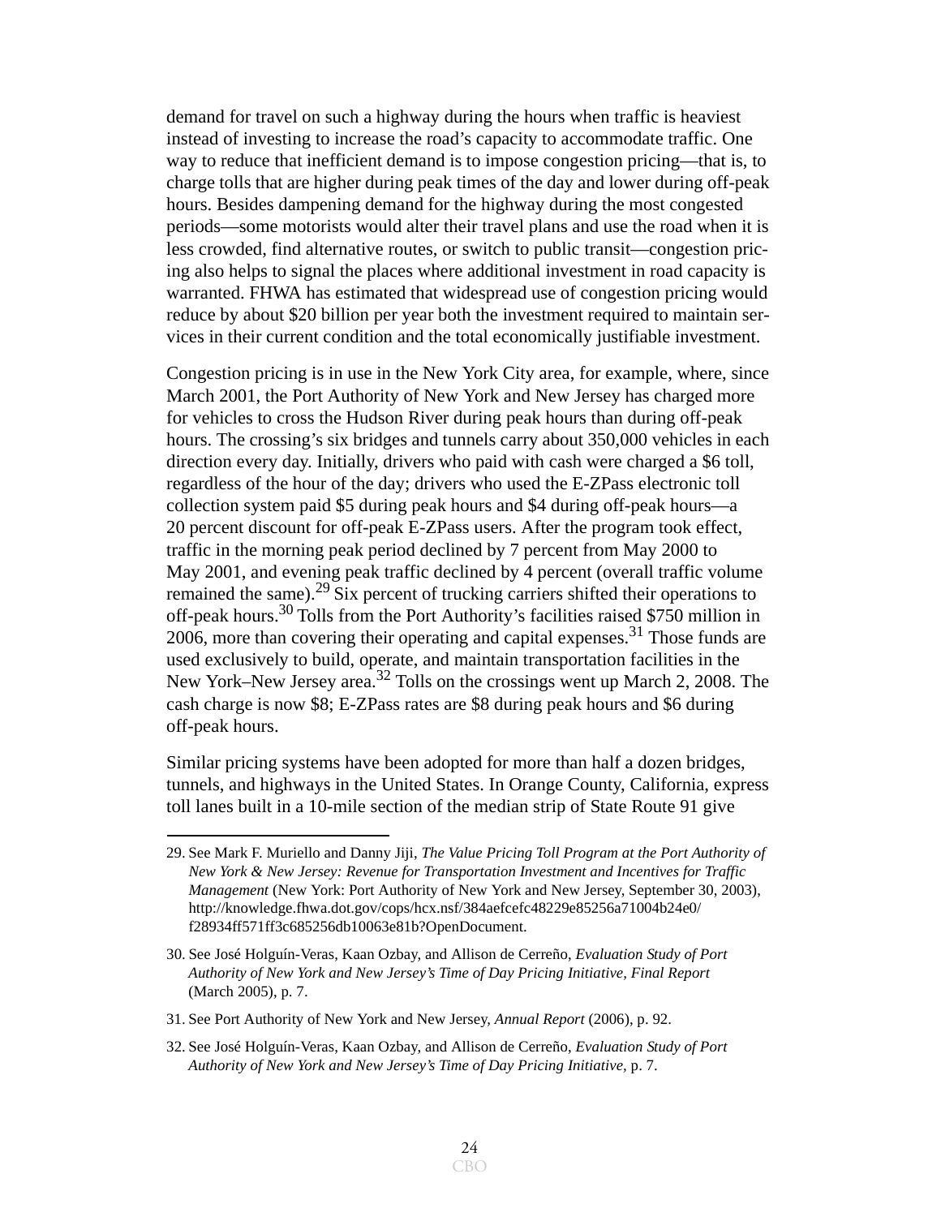demand for travel on such a highway during the hours when traffic is heaviest instead of investing to increase the road's capacity to accommodate traffic. One way to reduce that inefficient demand is to impose congestion pricing—that is, to charge tolls that are higher during peak times of the day and lower during off-peak hours. Besides dampening demand for the highway during the most congested periods—some motorists would alter their travel plans and use the road when it is less crowded, find alternative routes, or switch to public transit—congestion pricing also helps to signal the places where additional investment in road capacity is warranted. FHWA has estimated that widespread use of congestion pricing would reduce by about $20 billion per year both the investment required to maintain services in their current condition and the total economically justifiable investment.

Congestion pricing is in use in the New York City area, for example, where, since March 2001, the Port Authority of New York and New Jersey has charged more for vehicles to cross the Hudson River during peak hours than during off-peak hours. The crossing's six bridges and tunnels carry about 350,000 vehicles in each direction every day. Initially, drivers who paid with cash were charged a $6 toll, regardless of the hour of the day; drivers who used the E-ZPass electronic toll collection system paid $5 during peak hours and $4 during off-peak hours—a 20 percent discount for off-peak E-ZPass users. After the program took effect, traffic in the morning peak period declined by 7 percent from May 2000 to May 2001, and evening peak traffic declined by 4 percent (overall traffic volume remained the same).[29] Six percent of trucking carriers shifted their operations to off-peak hours.[30] Tolls from the Port Authority's facilities raised $750 million in 2006, more than covering their operating and capital expenses.[31] Those funds are used exclusively to build, operate, and maintain transportation facilities in the New York–New Jersey area.[32] Tolls on the crossings went up March 2, 2008. The cash charge is now $8; E-ZPass rates are $8 during peak hours and $6 during off-peak hours.

Similar pricing systems have been adopted for more than half a dozen bridges, tunnels, and highways in the United States. In Orange County, California, express toll lanes built in a 10-mile section of the median strip of State Route 91 give

---

29. See Mark F. Muriello and Danny Jiji, *The Value Pricing Toll Program at the Port Authority of New York & New Jersey: Revenue for Transportation Investment and Incentives for Traffic Management* (New York: Port Authority of New York and New Jersey, September 30, 2003), http://knowledge.fhwa.dot.gov/cops/hcx.nsf/384aefcefc48229e85256a71004b24e0/f28934ff571ff3c685256db10063e81b?OpenDocument.

30. See José Holguín-Veras, Kaan Ozbay, and Allison de Cerreño, *Evaluation Study of Port Authority of New York and New Jersey's Time of Day Pricing Initiative, Final Report* (March 2005), p. 7.

31. See Port Authority of New York and New Jersey, *Annual Report* (2006), p. 92.

32. See José Holguín-Veras, Kaan Ozbay, and Allison de Cerreño, *Evaluation Study of Port Authority of New York and New Jersey's Time of Day Pricing Initiative*, p. 7.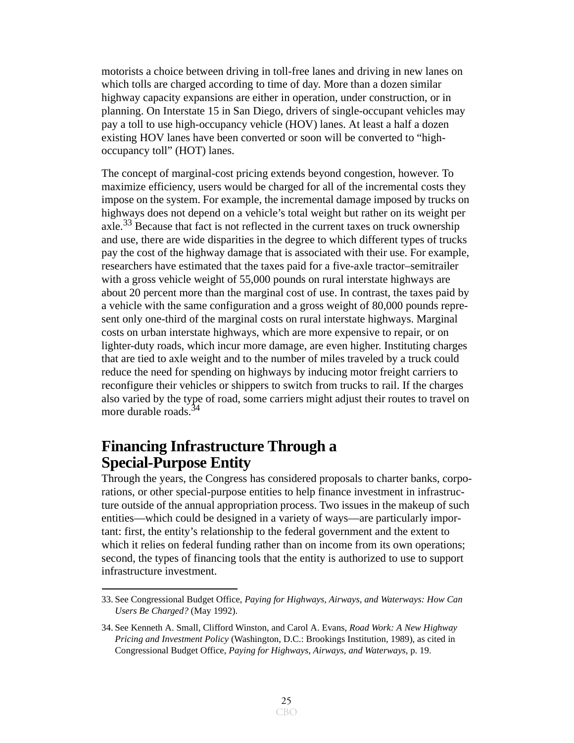motorists a choice between driving in toll-free lanes and driving in new lanes on which tolls are charged according to time of day. More than a dozen similar highway capacity expansions are either in operation, under construction, or in planning. On Interstate 15 in San Diego, drivers of single-occupant vehicles may pay a toll to use high-occupancy vehicle (HOV) lanes. At least a half a dozen existing HOV lanes have been converted or soon will be converted to "high-occupancy toll" (HOT) lanes.

The concept of marginal-cost pricing extends beyond congestion, however. To maximize efficiency, users would be charged for all of the incremental costs they impose on the system. For example, the incremental damage imposed by trucks on highways does not depend on a vehicle's total weight but rather on its weight per axle.[33] Because that fact is not reflected in the current taxes on truck ownership and use, there are wide disparities in the degree to which different types of trucks pay the cost of the highway damage that is associated with their use. For example, researchers have estimated that the taxes paid for a five-axle tractor–semitrailer with a gross vehicle weight of 55,000 pounds on rural interstate highways are about 20 percent more than the marginal cost of use. In contrast, the taxes paid by a vehicle with the same configuration and a gross weight of 80,000 pounds represent only one-third of the marginal costs on rural interstate highways. Marginal costs on urban interstate highways, which are more expensive to repair, or on lighter-duty roads, which incur more damage, are even higher. Instituting charges that are tied to axle weight and to the number of miles traveled by a truck could reduce the need for spending on highways by inducing motor freight carriers to reconfigure their vehicles or shippers to switch from trucks to rail. If the charges also varied by the type of road, some carriers might adjust their routes to travel on more durable roads.[34]

## Financing Infrastructure Through a Special-Purpose Entity

Through the years, the Congress has considered proposals to charter banks, corporations, or other special-purpose entities to help finance investment in infrastructure outside of the annual appropriation process. Two issues in the makeup of such entities—which could be designed in a variety of ways—are particularly important: first, the entity's relationship to the federal government and the extent to which it relies on federal funding rather than on income from its own operations; second, the types of financing tools that the entity is authorized to use to support infrastructure investment.

---

33. See Congressional Budget Office, *Paying for Highways, Airways, and Waterways: How Can Users Be Charged?* (May 1992).

34. See Kenneth A. Small, Clifford Winston, and Carol A. Evans, *Road Work: A New Highway Pricing and Investment Policy* (Washington, D.C.: Brookings Institution, 1989), as cited in Congressional Budget Office, *Paying for Highways, Airways, and Waterways*, p. 19.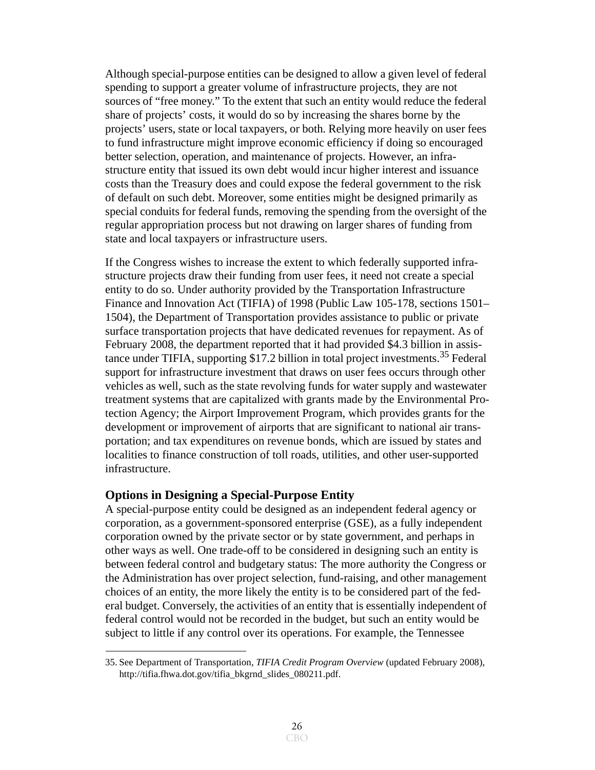Although special-purpose entities can be designed to allow a given level of federal spending to support a greater volume of infrastructure projects, they are not sources of "free money." To the extent that such an entity would reduce the federal share of projects' costs, it would do so by increasing the shares borne by the projects' users, state or local taxpayers, or both. Relying more heavily on user fees to fund infrastructure might improve economic efficiency if doing so encouraged better selection, operation, and maintenance of projects. However, an infrastructure entity that issued its own debt would incur higher interest and issuance costs than the Treasury does and could expose the federal government to the risk of default on such debt. Moreover, some entities might be designed primarily as special conduits for federal funds, removing the spending from the oversight of the regular appropriation process but not drawing on larger shares of funding from state and local taxpayers or infrastructure users.

If the Congress wishes to increase the extent to which federally supported infrastructure projects draw their funding from user fees, it need not create a special entity to do so. Under authority provided by the Transportation Infrastructure Finance and Innovation Act (TIFIA) of 1998 (Public Law 105-178, sections 1501–1504), the Department of Transportation provides assistance to public or private surface transportation projects that have dedicated revenues for repayment. As of February 2008, the department reported that it had provided $4.3 billion in assistance under TIFIA, supporting $17.2 billion in total project investments.[35] Federal support for infrastructure investment that draws on user fees occurs through other vehicles as well, such as the state revolving funds for water supply and wastewater treatment systems that are capitalized with grants made by the Environmental Protection Agency; the Airport Improvement Program, which provides grants for the development or improvement of airports that are significant to national air transportation; and tax expenditures on revenue bonds, which are issued by states and localities to finance construction of toll roads, utilities, and other user-supported infrastructure.

### Options in Designing a Special-Purpose Entity

A special-purpose entity could be designed as an independent federal agency or corporation, as a government-sponsored enterprise (GSE), as a fully independent corporation owned by the private sector or by state government, and perhaps in other ways as well. One trade-off to be considered in designing such an entity is between federal control and budgetary status: The more authority the Congress or the Administration has over project selection, fund-raising, and other management choices of an entity, the more likely the entity is to be considered part of the federal budget. Conversely, the activities of an entity that is essentially independent of federal control would not be recorded in the budget, but such an entity would be subject to little if any control over its operations. For example, the Tennessee

---

35. See Department of Transportation, *TIFIA Credit Program Overview* (updated February 2008), http://tifia.fhwa.dot.gov/tifia_bkgrnd_slides_080211.pdf.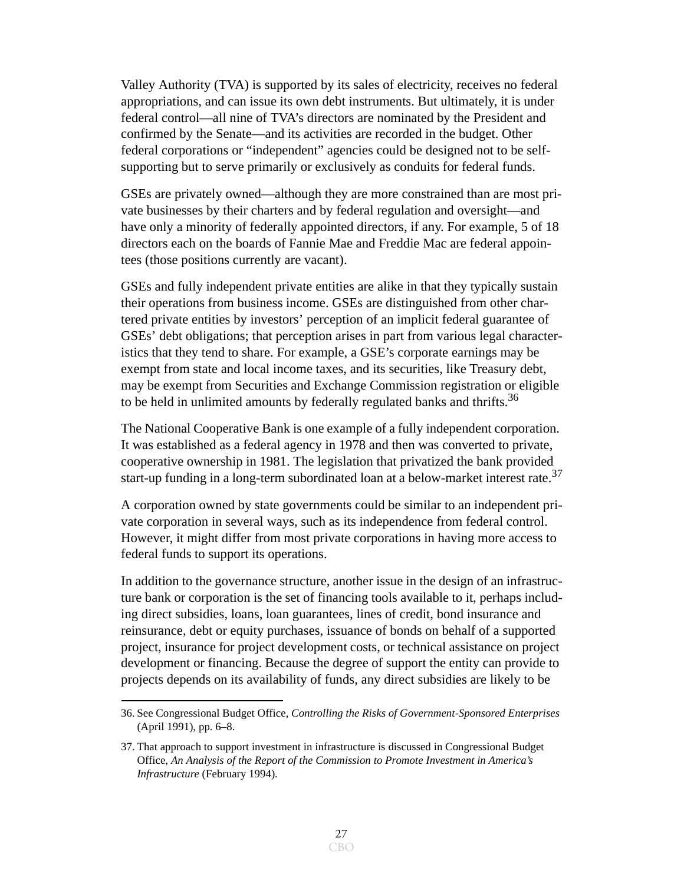Valley Authority (TVA) is supported by its sales of electricity, receives no federal appropriations, and can issue its own debt instruments. But ultimately, it is under federal control—all nine of TVA's directors are nominated by the President and confirmed by the Senate—and its activities are recorded in the budget. Other federal corporations or "independent" agencies could be designed not to be self-supporting but to serve primarily or exclusively as conduits for federal funds.

GSEs are privately owned—although they are more constrained than are most private businesses by their charters and by federal regulation and oversight—and have only a minority of federally appointed directors, if any. For example, 5 of 18 directors each on the boards of Fannie Mae and Freddie Mac are federal appointees (those positions currently are vacant).

GSEs and fully independent private entities are alike in that they typically sustain their operations from business income. GSEs are distinguished from other chartered private entities by investors' perception of an implicit federal guarantee of GSEs' debt obligations; that perception arises in part from various legal characteristics that they tend to share. For example, a GSE's corporate earnings may be exempt from state and local income taxes, and its securities, like Treasury debt, may be exempt from Securities and Exchange Commission registration or eligible to be held in unlimited amounts by federally regulated banks and thrifts.[36]

The National Cooperative Bank is one example of a fully independent corporation. It was established as a federal agency in 1978 and then was converted to private, cooperative ownership in 1981. The legislation that privatized the bank provided start-up funding in a long-term subordinated loan at a below-market interest rate.[37]

A corporation owned by state governments could be similar to an independent private corporation in several ways, such as its independence from federal control. However, it might differ from most private corporations in having more access to federal funds to support its operations.

In addition to the governance structure, another issue in the design of an infrastructure bank or corporation is the set of financing tools available to it, perhaps including direct subsidies, loans, loan guarantees, lines of credit, bond insurance and reinsurance, debt or equity purchases, issuance of bonds on behalf of a supported project, insurance for project development costs, or technical assistance on project development or financing. Because the degree of support the entity can provide to projects depends on its availability of funds, any direct subsidies are likely to be

---

36. See Congressional Budget Office, *Controlling the Risks of Government-Sponsored Enterprises* (April 1991), pp. 6–8.

37. That approach to support investment in infrastructure is discussed in Congressional Budget Office, *An Analysis of the Report of the Commission to Promote Investment in America's Infrastructure* (February 1994).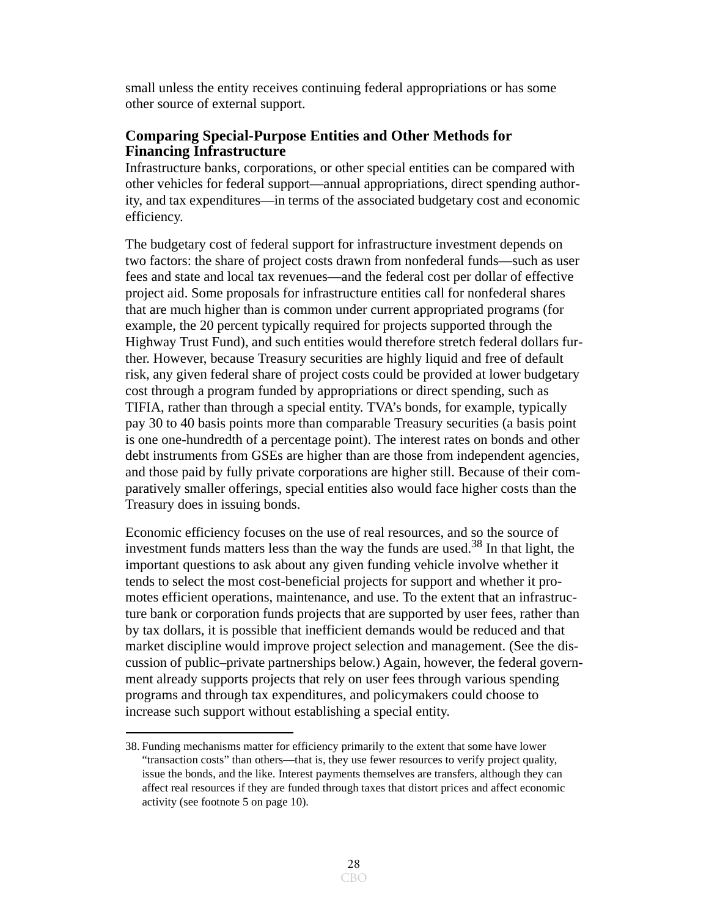small unless the entity receives continuing federal appropriations or has some other source of external support.

### Comparing Special-Purpose Entities and Other Methods for Financing Infrastructure

Infrastructure banks, corporations, or other special entities can be compared with other vehicles for federal support—annual appropriations, direct spending authority, and tax expenditures—in terms of the associated budgetary cost and economic efficiency.

The budgetary cost of federal support for infrastructure investment depends on two factors: the share of project costs drawn from nonfederal funds—such as user fees and state and local tax revenues—and the federal cost per dollar of effective project aid. Some proposals for infrastructure entities call for nonfederal shares that are much higher than is common under current appropriated programs (for example, the 20 percent typically required for projects supported through the Highway Trust Fund), and such entities would therefore stretch federal dollars further. However, because Treasury securities are highly liquid and free of default risk, any given federal share of project costs could be provided at lower budgetary cost through a program funded by appropriations or direct spending, such as TIFIA, rather than through a special entity. TVA's bonds, for example, typically pay 30 to 40 basis points more than comparable Treasury securities (a basis point is one one-hundredth of a percentage point). The interest rates on bonds and other debt instruments from GSEs are higher than are those from independent agencies, and those paid by fully private corporations are higher still. Because of their comparatively smaller offerings, special entities also would face higher costs than the Treasury does in issuing bonds.

Economic efficiency focuses on the use of real resources, and so the source of investment funds matters less than the way the funds are used.[38] In that light, the important questions to ask about any given funding vehicle involve whether it tends to select the most cost-beneficial projects for support and whether it promotes efficient operations, maintenance, and use. To the extent that an infrastructure bank or corporation funds projects that are supported by user fees, rather than by tax dollars, it is possible that inefficient demands would be reduced and that market discipline would improve project selection and management. (See the discussion of public–private partnerships below.) Again, however, the federal government already supports projects that rely on user fees through various spending programs and through tax expenditures, and policymakers could choose to increase such support without establishing a special entity.

---

38. Funding mechanisms matter for efficiency primarily to the extent that some have lower "transaction costs" than others—that is, they use fewer resources to verify project quality, issue the bonds, and the like. Interest payments themselves are transfers, although they can affect real resources if they are funded through taxes that distort prices and affect economic activity (see footnote 5 on page 10).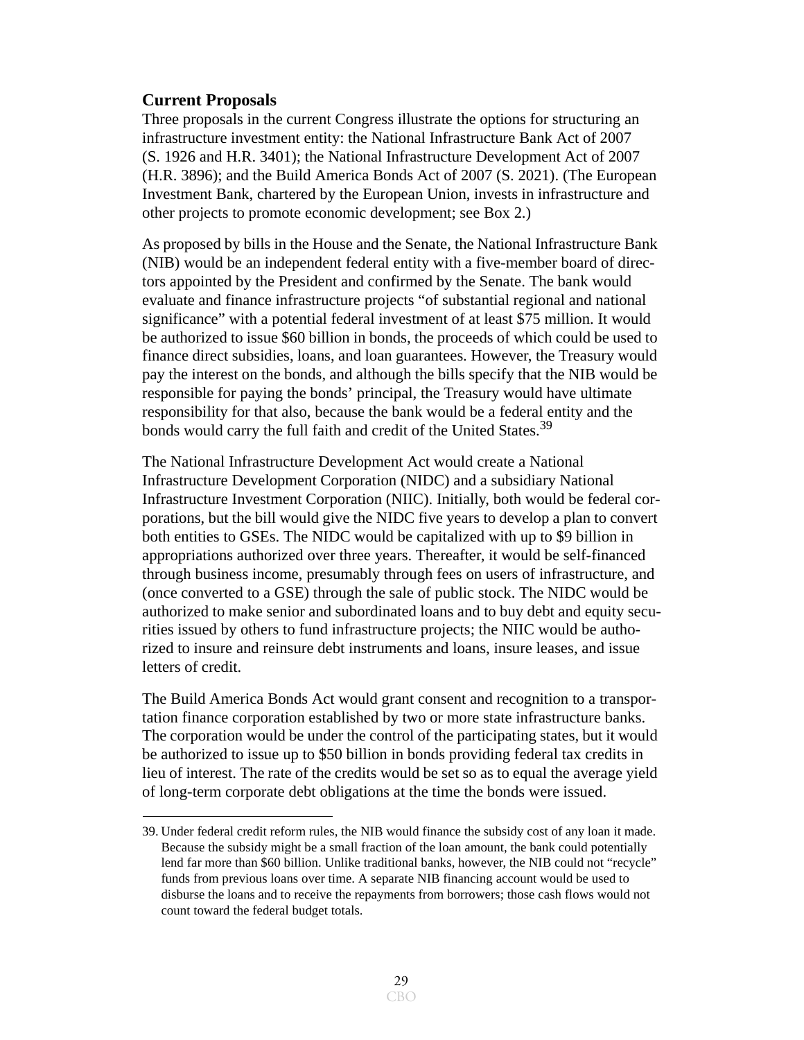## Current Proposals

Three proposals in the current Congress illustrate the options for structuring an infrastructure investment entity: the National Infrastructure Bank Act of 2007 (S. 1926 and H.R. 3401); the National Infrastructure Development Act of 2007 (H.R. 3896); and the Build America Bonds Act of 2007 (S. 2021). (The European Investment Bank, chartered by the European Union, invests in infrastructure and other projects to promote economic development; see Box 2.)

As proposed by bills in the House and the Senate, the National Infrastructure Bank (NIB) would be an independent federal entity with a five-member board of directors appointed by the President and confirmed by the Senate. The bank would evaluate and finance infrastructure projects "of substantial regional and national significance" with a potential federal investment of at least $75 million. It would be authorized to issue $60 billion in bonds, the proceeds of which could be used to finance direct subsidies, loans, and loan guarantees. However, the Treasury would pay the interest on the bonds, and although the bills specify that the NIB would be responsible for paying the bonds' principal, the Treasury would have ultimate responsibility for that also, because the bank would be a federal entity and the bonds would carry the full faith and credit of the United States.[39]

The National Infrastructure Development Act would create a National Infrastructure Development Corporation (NIDC) and a subsidiary National Infrastructure Investment Corporation (NIIC). Initially, both would be federal corporations, but the bill would give the NIDC five years to develop a plan to convert both entities to GSEs. The NIDC would be capitalized with up to $9 billion in appropriations authorized over three years. Thereafter, it would be self-financed through business income, presumably through fees on users of infrastructure, and (once converted to a GSE) through the sale of public stock. The NIDC would be authorized to make senior and subordinated loans and to buy debt and equity securities issued by others to fund infrastructure projects; the NIIC would be authorized to insure and reinsure debt instruments and loans, insure leases, and issue letters of credit.

The Build America Bonds Act would grant consent and recognition to a transportation finance corporation established by two or more state infrastructure banks. The corporation would be under the control of the participating states, but it would be authorized to issue up to $50 billion in bonds providing federal tax credits in lieu of interest. The rate of the credits would be set so as to equal the average yield of long-term corporate debt obligations at the time the bonds were issued.

39. Under federal credit reform rules, the NIB would finance the subsidy cost of any loan it made. Because the subsidy might be a small fraction of the loan amount, the bank could potentially lend far more than $60 billion. Unlike traditional banks, however, the NIB could not "recycle" funds from previous loans over time. A separate NIB financing account would be used to disburse the loans and to receive the repayments from borrowers; those cash flows would not count toward the federal budget totals.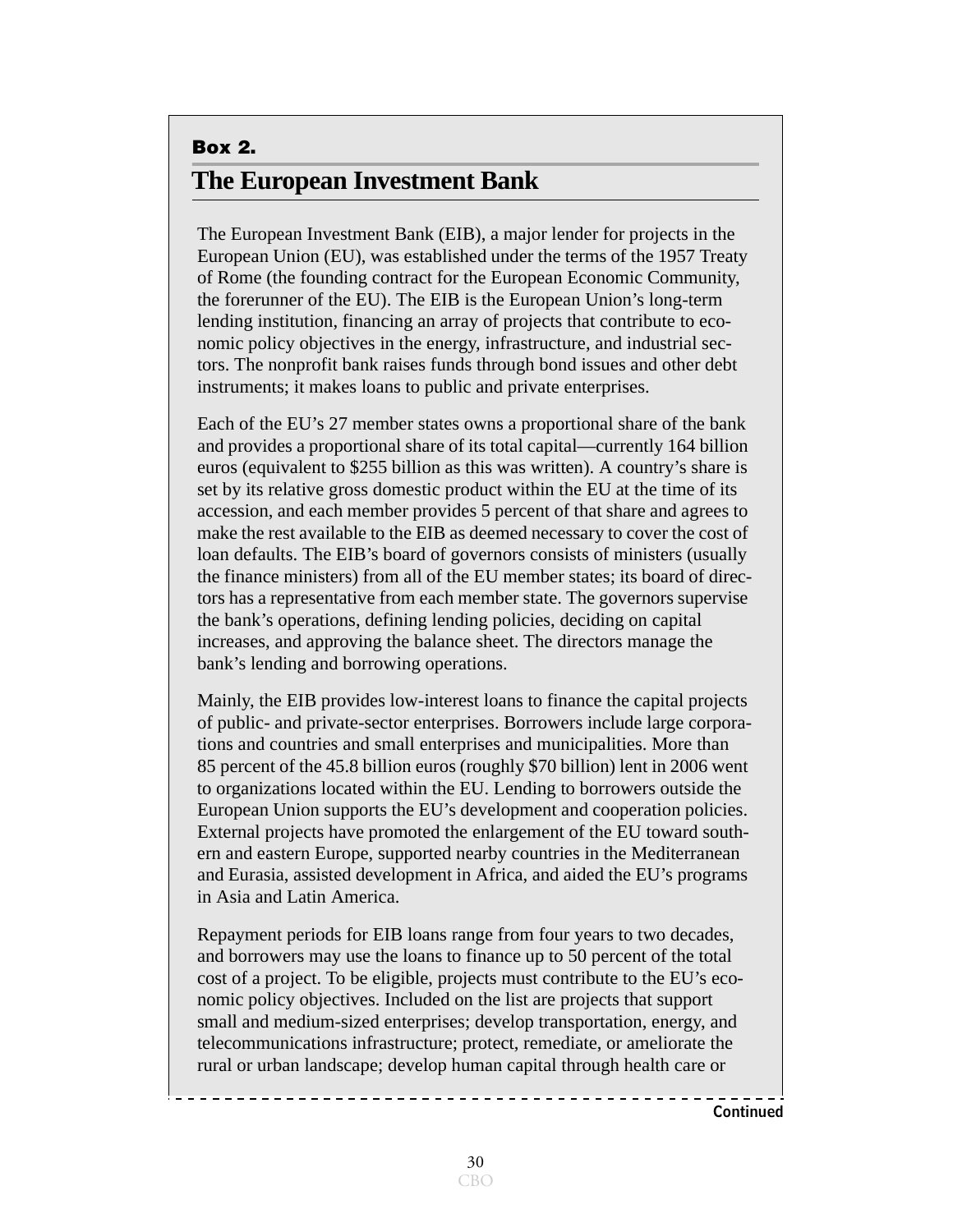**Box 2.**

## The European Investment Bank

The European Investment Bank (EIB), a major lender for projects in the European Union (EU), was established under the terms of the 1957 Treaty of Rome (the founding contract for the European Economic Community, the forerunner of the EU). The EIB is the European Union's long-term lending institution, financing an array of projects that contribute to economic policy objectives in the energy, infrastructure, and industrial sectors. The nonprofit bank raises funds through bond issues and other debt instruments; it makes loans to public and private enterprises.

Each of the EU's 27 member states owns a proportional share of the bank and provides a proportional share of its total capital—currently 164 billion euros (equivalent to $255 billion as this was written). A country's share is set by its relative gross domestic product within the EU at the time of its accession, and each member provides 5 percent of that share and agrees to make the rest available to the EIB as deemed necessary to cover the cost of loan defaults. The EIB's board of governors consists of ministers (usually the finance ministers) from all of the EU member states; its board of directors has a representative from each member state. The governors supervise the bank's operations, defining lending policies, deciding on capital increases, and approving the balance sheet. The directors manage the bank's lending and borrowing operations.

Mainly, the EIB provides low-interest loans to finance the capital projects of public- and private-sector enterprises. Borrowers include large corporations and countries and small enterprises and municipalities. More than 85 percent of the 45.8 billion euros (roughly $70 billion) lent in 2006 went to organizations located within the EU. Lending to borrowers outside the European Union supports the EU's development and cooperation policies. External projects have promoted the enlargement of the EU toward southern and eastern Europe, supported nearby countries in the Mediterranean and Eurasia, assisted development in Africa, and aided the EU's programs in Asia and Latin America.

Repayment periods for EIB loans range from four years to two decades, and borrowers may use the loans to finance up to 50 percent of the total cost of a project. To be eligible, projects must contribute to the EU's economic policy objectives. Included on the list are projects that support small and medium-sized enterprises; develop transportation, energy, and telecommunications infrastructure; protect, remediate, or ameliorate the rural or urban landscape; develop human capital through health care or

**Continued**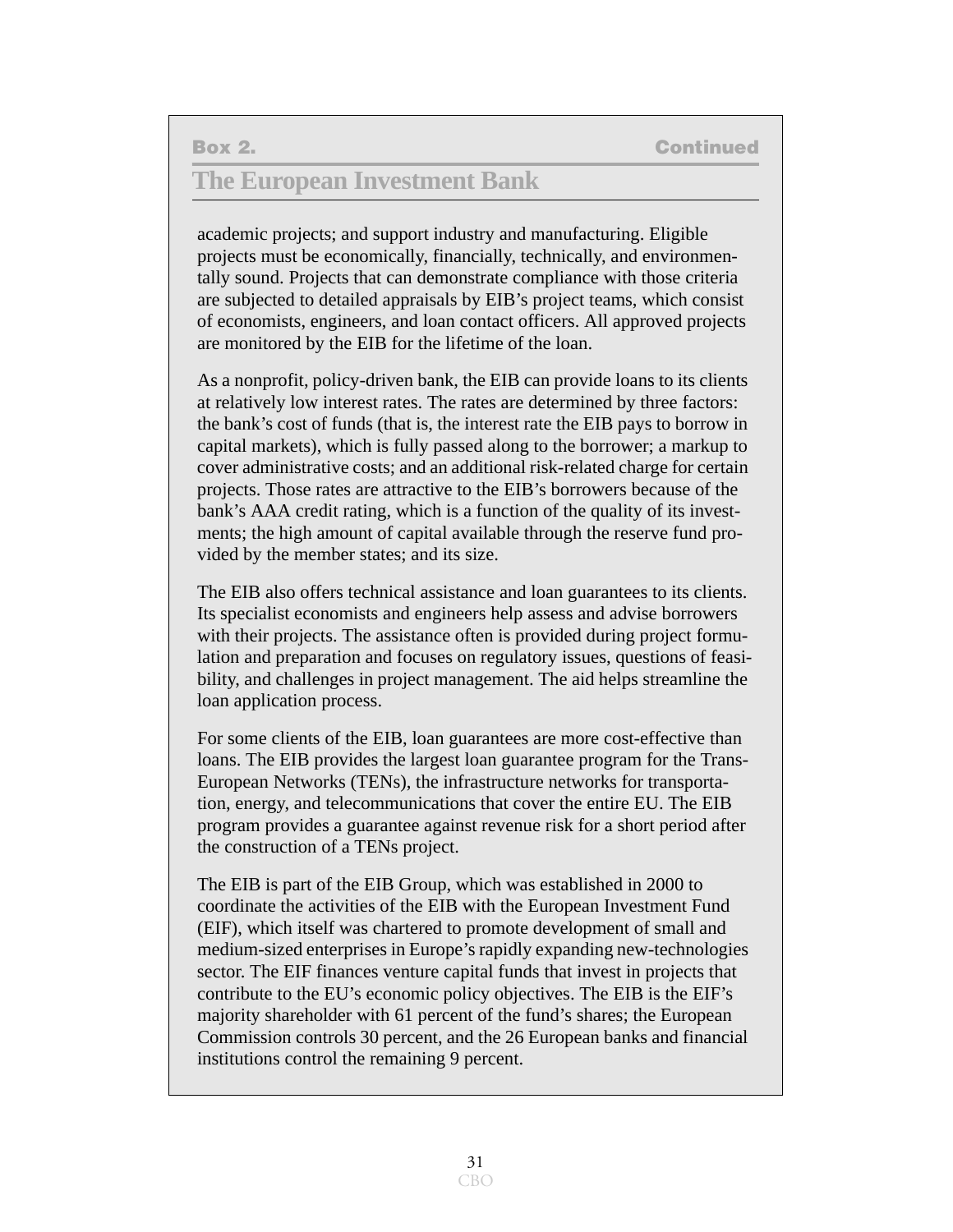**Box 2.** **Continued**

## The European Investment Bank

academic projects; and support industry and manufacturing. Eligible projects must be economically, financially, technically, and environmentally sound. Projects that can demonstrate compliance with those criteria are subjected to detailed appraisals by EIB's project teams, which consist of economists, engineers, and loan contact officers. All approved projects are monitored by the EIB for the lifetime of the loan.

As a nonprofit, policy-driven bank, the EIB can provide loans to its clients at relatively low interest rates. The rates are determined by three factors: the bank's cost of funds (that is, the interest rate the EIB pays to borrow in capital markets), which is fully passed along to the borrower; a markup to cover administrative costs; and an additional risk-related charge for certain projects. Those rates are attractive to the EIB's borrowers because of the bank's AAA credit rating, which is a function of the quality of its investments; the high amount of capital available through the reserve fund provided by the member states; and its size.

The EIB also offers technical assistance and loan guarantees to its clients. Its specialist economists and engineers help assess and advise borrowers with their projects. The assistance often is provided during project formulation and preparation and focuses on regulatory issues, questions of feasibility, and challenges in project management. The aid helps streamline the loan application process.

For some clients of the EIB, loan guarantees are more cost-effective than loans. The EIB provides the largest loan guarantee program for the Trans-European Networks (TENs), the infrastructure networks for transportation, energy, and telecommunications that cover the entire EU. The EIB program provides a guarantee against revenue risk for a short period after the construction of a TENs project.

The EIB is part of the EIB Group, which was established in 2000 to coordinate the activities of the EIB with the European Investment Fund (EIF), which itself was chartered to promote development of small and medium-sized enterprises in Europe's rapidly expanding new-technologies sector. The EIF finances venture capital funds that invest in projects that contribute to the EU's economic policy objectives. The EIB is the EIF's majority shareholder with 61 percent of the fund's shares; the European Commission controls 30 percent, and the 26 European banks and financial institutions control the remaining 9 percent.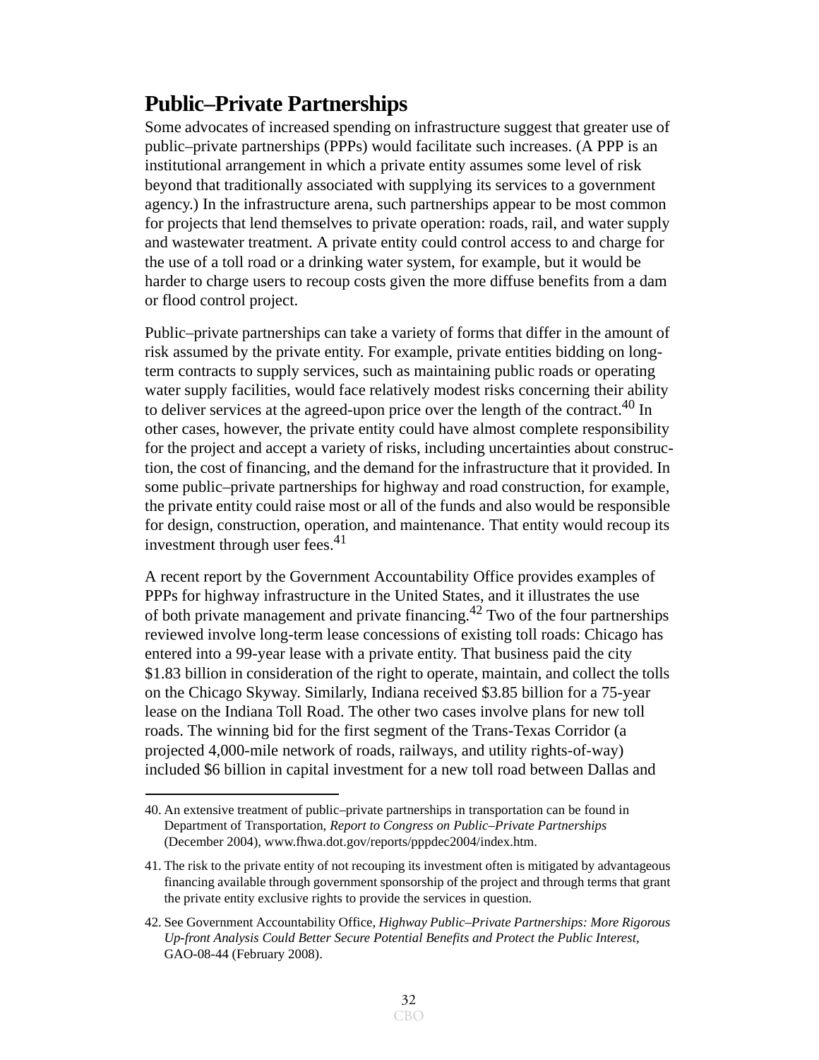## Public–Private Partnerships

Some advocates of increased spending on infrastructure suggest that greater use of public–private partnerships (PPPs) would facilitate such increases. (A PPP is an institutional arrangement in which a private entity assumes some level of risk beyond that traditionally associated with supplying its services to a government agency.) In the infrastructure arena, such partnerships appear to be most common for projects that lend themselves to private operation: roads, rail, and water supply and wastewater treatment. A private entity could control access to and charge for the use of a toll road or a drinking water system, for example, but it would be harder to charge users to recoup costs given the more diffuse benefits from a dam or flood control project.

Public–private partnerships can take a variety of forms that differ in the amount of risk assumed by the private entity. For example, private entities bidding on long-term contracts to supply services, such as maintaining public roads or operating water supply facilities, would face relatively modest risks concerning their ability to deliver services at the agreed-upon price over the length of the contract.[40] In other cases, however, the private entity could have almost complete responsibility for the project and accept a variety of risks, including uncertainties about construction, the cost of financing, and the demand for the infrastructure that it provided. In some public–private partnerships for highway and road construction, for example, the private entity could raise most or all of the funds and also would be responsible for design, construction, operation, and maintenance. That entity would recoup its investment through user fees.[41]

A recent report by the Government Accountability Office provides examples of PPPs for highway infrastructure in the United States, and it illustrates the use of both private management and private financing.[42] Two of the four partnerships reviewed involve long-term lease concessions of existing toll roads: Chicago has entered into a 99-year lease with a private entity. That business paid the city $1.83 billion in consideration of the right to operate, maintain, and collect the tolls on the Chicago Skyway. Similarly, Indiana received $3.85 billion for a 75-year lease on the Indiana Toll Road. The other two cases involve plans for new toll roads. The winning bid for the first segment of the Trans-Texas Corridor (a projected 4,000-mile network of roads, railways, and utility rights-of-way) included $6 billion in capital investment for a new toll road between Dallas and

---

40. An extensive treatment of public–private partnerships in transportation can be found in Department of Transportation, *Report to Congress on Public–Private Partnerships* (December 2004), www.fhwa.dot.gov/reports/pppdec2004/index.htm.

41. The risk to the private entity of not recouping its investment often is mitigated by advantageous financing available through government sponsorship of the project and through terms that grant the private entity exclusive rights to provide the services in question.

42. See Government Accountability Office, *Highway Public–Private Partnerships: More Rigorous Up-front Analysis Could Better Secure Potential Benefits and Protect the Public Interest*, GAO-08-44 (February 2008).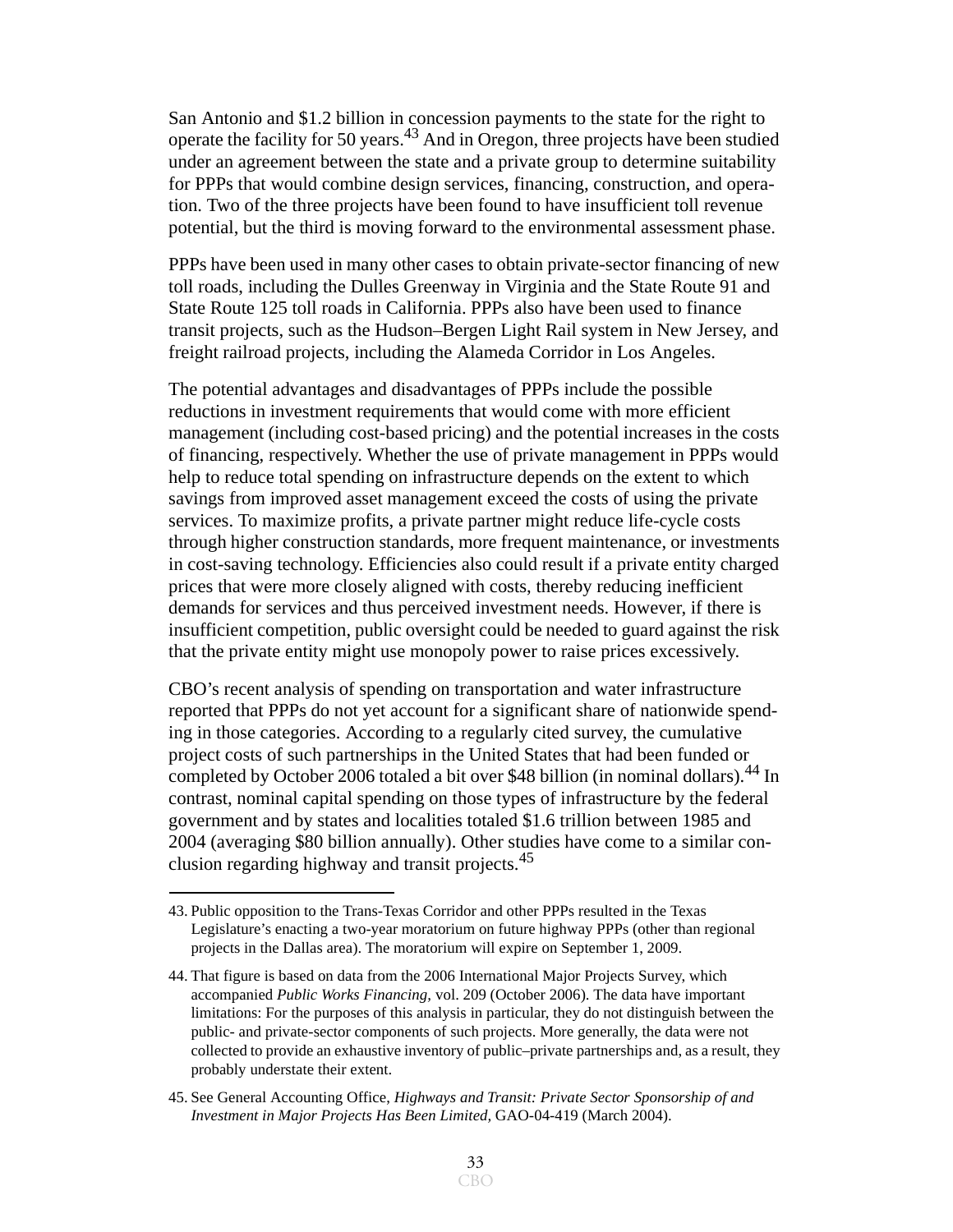San Antonio and $1.2 billion in concession payments to the state for the right to operate the facility for 50 years.[43] And in Oregon, three projects have been studied under an agreement between the state and a private group to determine suitability for PPPs that would combine design services, financing, construction, and operation. Two of the three projects have been found to have insufficient toll revenue potential, but the third is moving forward to the environmental assessment phase.

PPPs have been used in many other cases to obtain private-sector financing of new toll roads, including the Dulles Greenway in Virginia and the State Route 91 and State Route 125 toll roads in California. PPPs also have been used to finance transit projects, such as the Hudson–Bergen Light Rail system in New Jersey, and freight railroad projects, including the Alameda Corridor in Los Angeles.

The potential advantages and disadvantages of PPPs include the possible reductions in investment requirements that would come with more efficient management (including cost-based pricing) and the potential increases in the costs of financing, respectively. Whether the use of private management in PPPs would help to reduce total spending on infrastructure depends on the extent to which savings from improved asset management exceed the costs of using the private services. To maximize profits, a private partner might reduce life-cycle costs through higher construction standards, more frequent maintenance, or investments in cost-saving technology. Efficiencies also could result if a private entity charged prices that were more closely aligned with costs, thereby reducing inefficient demands for services and thus perceived investment needs. However, if there is insufficient competition, public oversight could be needed to guard against the risk that the private entity might use monopoly power to raise prices excessively.

CBO's recent analysis of spending on transportation and water infrastructure reported that PPPs do not yet account for a significant share of nationwide spending in those categories. According to a regularly cited survey, the cumulative project costs of such partnerships in the United States that had been funded or completed by October 2006 totaled a bit over $48 billion (in nominal dollars).[44] In contrast, nominal capital spending on those types of infrastructure by the federal government and by states and localities totaled $1.6 trillion between 1985 and 2004 (averaging $80 billion annually). Other studies have come to a similar conclusion regarding highway and transit projects.[45]

---

43. Public opposition to the Trans-Texas Corridor and other PPPs resulted in the Texas Legislature's enacting a two-year moratorium on future highway PPPs (other than regional projects in the Dallas area). The moratorium will expire on September 1, 2009.

44. That figure is based on data from the 2006 International Major Projects Survey, which accompanied *Public Works Financing*, vol. 209 (October 2006). The data have important limitations: For the purposes of this analysis in particular, they do not distinguish between the public- and private-sector components of such projects. More generally, the data were not collected to provide an exhaustive inventory of public–private partnerships and, as a result, they probably understate their extent.

45. See General Accounting Office, *Highways and Transit: Private Sector Sponsorship of and Investment in Major Projects Has Been Limited,* GAO-04-419 (March 2004).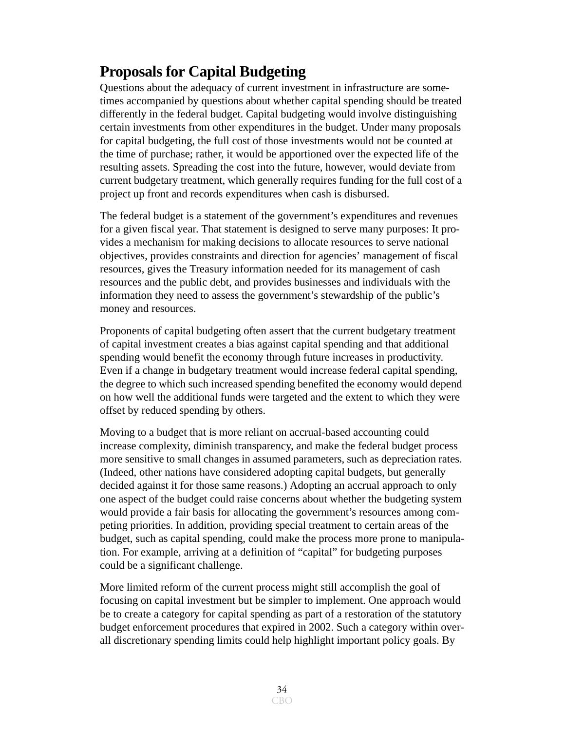## Proposals for Capital Budgeting

Questions about the adequacy of current investment in infrastructure are sometimes accompanied by questions about whether capital spending should be treated differently in the federal budget. Capital budgeting would involve distinguishing certain investments from other expenditures in the budget. Under many proposals for capital budgeting, the full cost of those investments would not be counted at the time of purchase; rather, it would be apportioned over the expected life of the resulting assets. Spreading the cost into the future, however, would deviate from current budgetary treatment, which generally requires funding for the full cost of a project up front and records expenditures when cash is disbursed.

The federal budget is a statement of the government's expenditures and revenues for a given fiscal year. That statement is designed to serve many purposes: It provides a mechanism for making decisions to allocate resources to serve national objectives, provides constraints and direction for agencies' management of fiscal resources, gives the Treasury information needed for its management of cash resources and the public debt, and provides businesses and individuals with the information they need to assess the government's stewardship of the public's money and resources.

Proponents of capital budgeting often assert that the current budgetary treatment of capital investment creates a bias against capital spending and that additional spending would benefit the economy through future increases in productivity. Even if a change in budgetary treatment would increase federal capital spending, the degree to which such increased spending benefited the economy would depend on how well the additional funds were targeted and the extent to which they were offset by reduced spending by others.

Moving to a budget that is more reliant on accrual-based accounting could increase complexity, diminish transparency, and make the federal budget process more sensitive to small changes in assumed parameters, such as depreciation rates. (Indeed, other nations have considered adopting capital budgets, but generally decided against it for those same reasons.) Adopting an accrual approach to only one aspect of the budget could raise concerns about whether the budgeting system would provide a fair basis for allocating the government's resources among competing priorities. In addition, providing special treatment to certain areas of the budget, such as capital spending, could make the process more prone to manipulation. For example, arriving at a definition of "capital" for budgeting purposes could be a significant challenge.

More limited reform of the current process might still accomplish the goal of focusing on capital investment but be simpler to implement. One approach would be to create a category for capital spending as part of a restoration of the statutory budget enforcement procedures that expired in 2002. Such a category within overall discretionary spending limits could help highlight important policy goals. By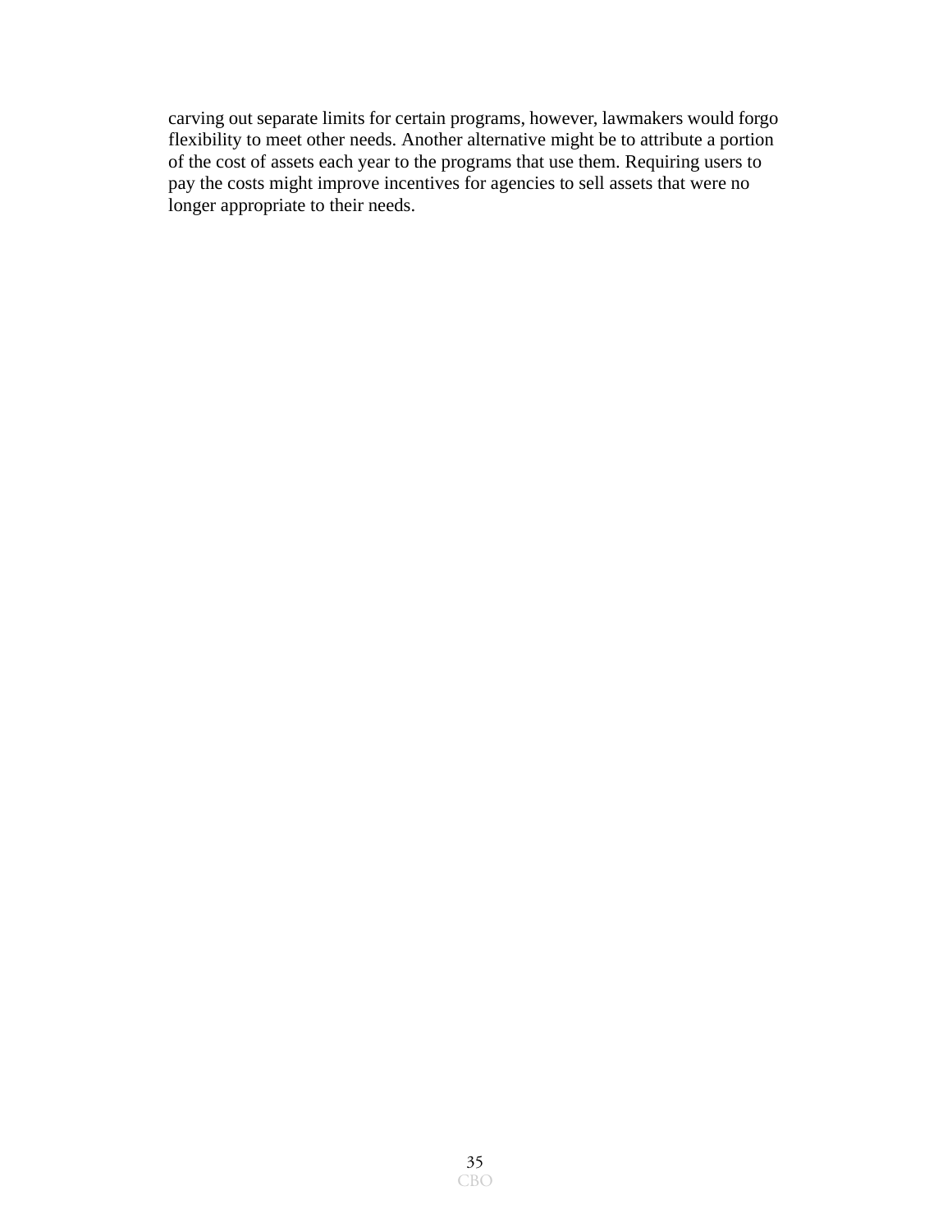carving out separate limits for certain programs, however, lawmakers would forgo flexibility to meet other needs. Another alternative might be to attribute a portion of the cost of assets each year to the programs that use them. Requiring users to pay the costs might improve incentives for agencies to sell assets that were no longer appropriate to their needs.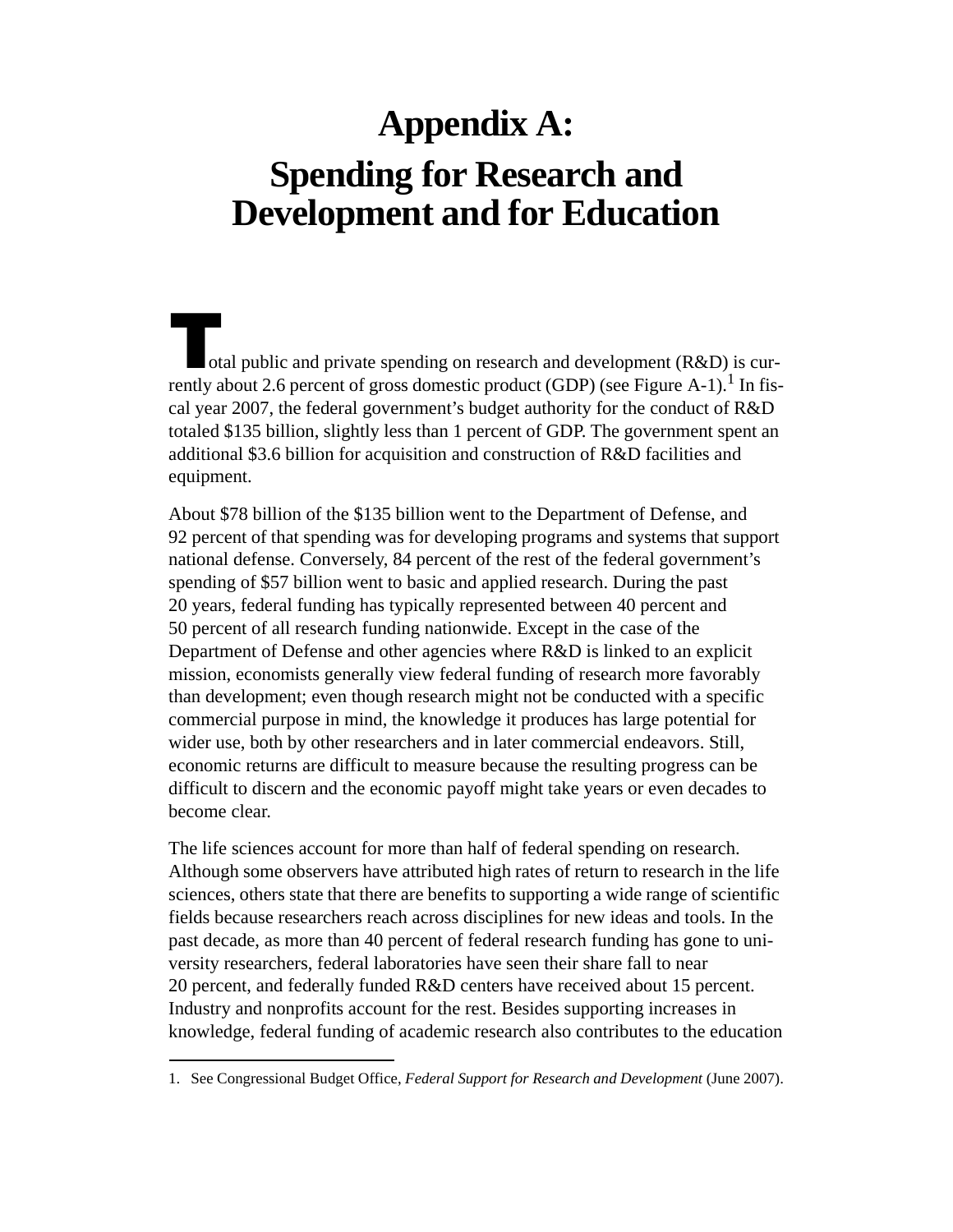# Appendix A: Spending for Research and Development and for Education

Total public and private spending on research and development (R&D) is currently about 2.6 percent of gross domestic product (GDP) (see Figure A-1).[1] In fiscal year 2007, the federal government's budget authority for the conduct of R&D totaled $135 billion, slightly less than 1 percent of GDP. The government spent an additional $3.6 billion for acquisition and construction of R&D facilities and equipment.

About $78 billion of the $135 billion went to the Department of Defense, and 92 percent of that spending was for developing programs and systems that support national defense. Conversely, 84 percent of the rest of the federal government's spending of $57 billion went to basic and applied research. During the past 20 years, federal funding has typically represented between 40 percent and 50 percent of all research funding nationwide. Except in the case of the Department of Defense and other agencies where R&D is linked to an explicit mission, economists generally view federal funding of research more favorably than development; even though research might not be conducted with a specific commercial purpose in mind, the knowledge it produces has large potential for wider use, both by other researchers and in later commercial endeavors. Still, economic returns are difficult to measure because the resulting progress can be difficult to discern and the economic payoff might take years or even decades to become clear.

The life sciences account for more than half of federal spending on research. Although some observers have attributed high rates of return to research in the life sciences, others state that there are benefits to supporting a wide range of scientific fields because researchers reach across disciplines for new ideas and tools. In the past decade, as more than 40 percent of federal research funding has gone to university researchers, federal laboratories have seen their share fall to near 20 percent, and federally funded R&D centers have received about 15 percent. Industry and nonprofits account for the rest. Besides supporting increases in knowledge, federal funding of academic research also contributes to the education

1. See Congressional Budget Office, *Federal Support for Research and Development* (June 2007).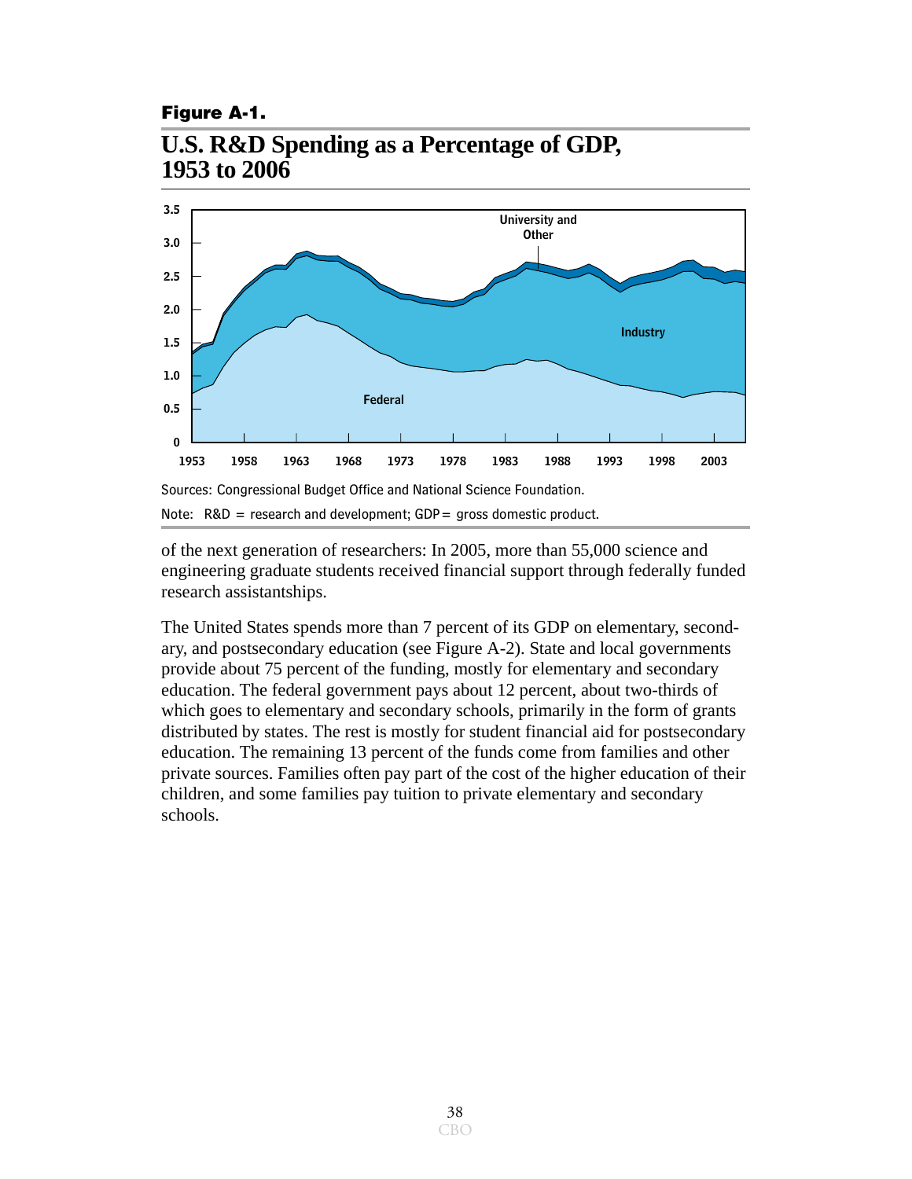**Figure A-1.**

## U.S. R&D Spending as a Percentage of GDP, 1953 to 2006

Sources: Congressional Budget Office and National Science Foundation.

Note: R&D = research and development; GDP = gross domestic product.

of the next generation of researchers: In 2005, more than 55,000 science and engineering graduate students received financial support through federally funded research assistantships.

The United States spends more than 7 percent of its GDP on elementary, secondary, and postsecondary education (see Figure A-2). State and local governments provide about 75 percent of the funding, mostly for elementary and secondary education. The federal government pays about 12 percent, about two-thirds of which goes to elementary and secondary schools, primarily in the form of grants distributed by states. The rest is mostly for student financial aid for postsecondary education. The remaining 13 percent of the funds come from families and other private sources. Families often pay part of the cost of the higher education of their children, and some families pay tuition to private elementary and secondary schools.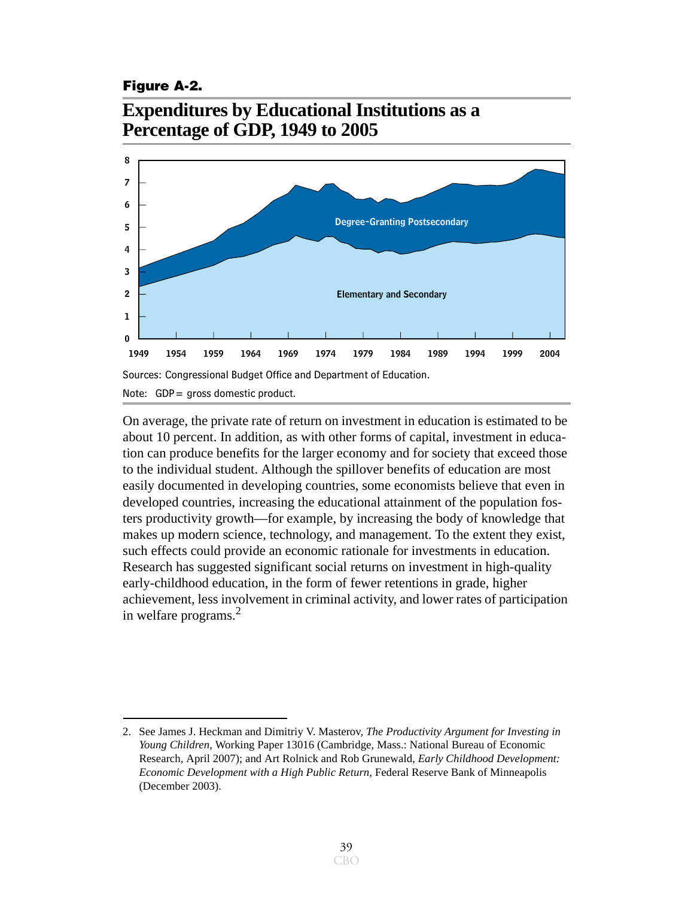**Figure A-2.**

## Expenditures by Educational Institutions as a Percentage of GDP, 1949 to 2005

Sources: Congressional Budget Office and Department of Education.

Note: GDP = gross domestic product.

On average, the private rate of return on investment in education is estimated to be about 10 percent. In addition, as with other forms of capital, investment in education can produce benefits for the larger economy and for society that exceed those to the individual student. Although the spillover benefits of education are most easily documented in developing countries, some economists believe that even in developed countries, increasing the educational attainment of the population fosters productivity growth—for example, by increasing the body of knowledge that makes up modern science, technology, and management. To the extent they exist, such effects could provide an economic rationale for investments in education. Research has suggested significant social returns on investment in high-quality early-childhood education, in the form of fewer retentions in grade, higher achievement, less involvement in criminal activity, and lower rates of participation in welfare programs.[2]

---

2. See James J. Heckman and Dimitriy V. Masterov, *The Productivity Argument for Investing in Young Children*, Working Paper 13016 (Cambridge, Mass.: National Bureau of Economic Research, April 2007); and Art Rolnick and Rob Grunewald, *Early Childhood Development: Economic Development with a High Public Return*, Federal Reserve Bank of Minneapolis (December 2003).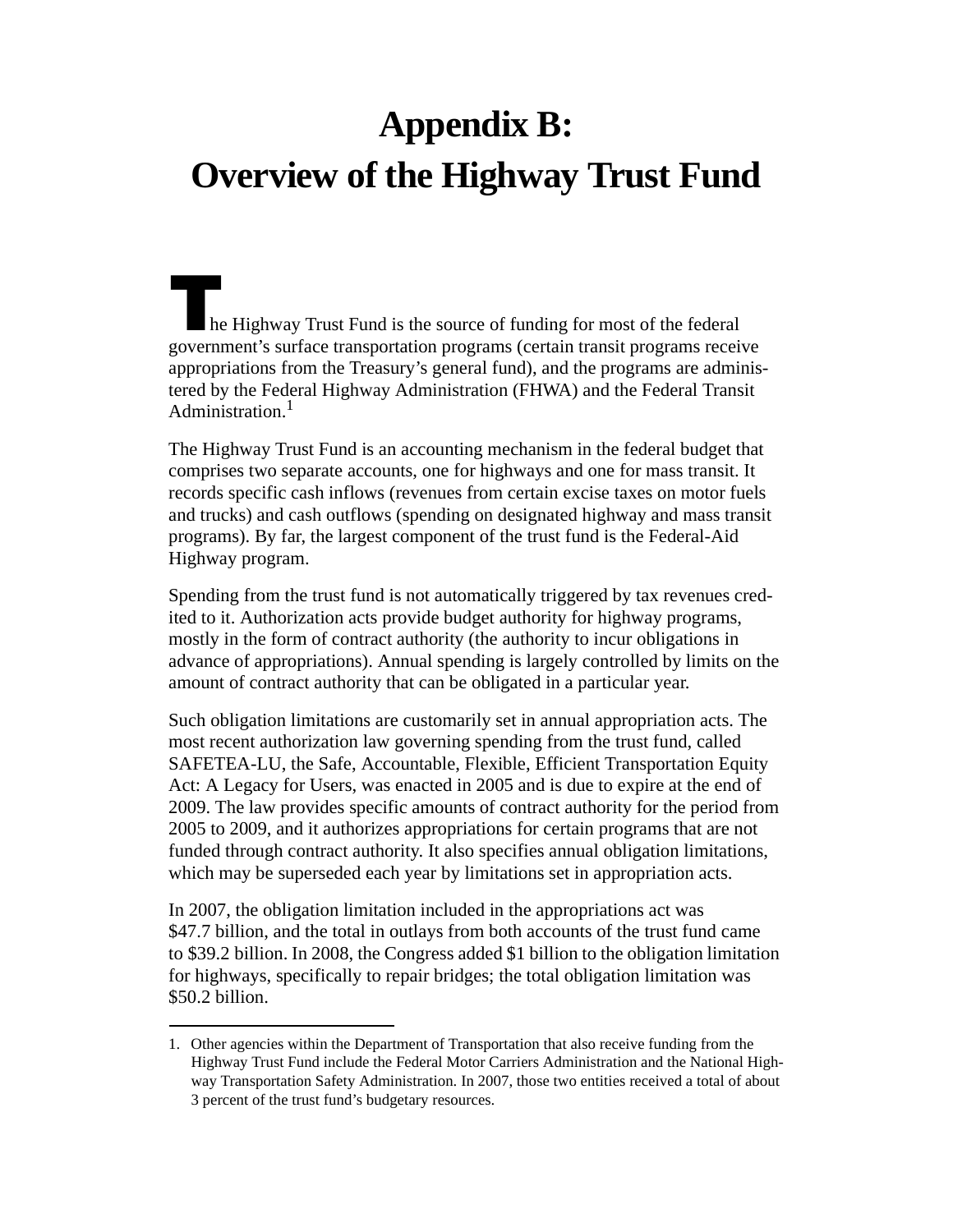# Appendix B: Overview of the Highway Trust Fund

The Highway Trust Fund is the source of funding for most of the federal government's surface transportation programs (certain transit programs receive appropriations from the Treasury's general fund), and the programs are administered by the Federal Highway Administration (FHWA) and the Federal Transit Administration.[1]

The Highway Trust Fund is an accounting mechanism in the federal budget that comprises two separate accounts, one for highways and one for mass transit. It records specific cash inflows (revenues from certain excise taxes on motor fuels and trucks) and cash outflows (spending on designated highway and mass transit programs). By far, the largest component of the trust fund is the Federal-Aid Highway program.

Spending from the trust fund is not automatically triggered by tax revenues credited to it. Authorization acts provide budget authority for highway programs, mostly in the form of contract authority (the authority to incur obligations in advance of appropriations). Annual spending is largely controlled by limits on the amount of contract authority that can be obligated in a particular year.

Such obligation limitations are customarily set in annual appropriation acts. The most recent authorization law governing spending from the trust fund, called SAFETEA-LU, the Safe, Accountable, Flexible, Efficient Transportation Equity Act: A Legacy for Users, was enacted in 2005 and is due to expire at the end of 2009. The law provides specific amounts of contract authority for the period from 2005 to 2009, and it authorizes appropriations for certain programs that are not funded through contract authority. It also specifies annual obligation limitations, which may be superseded each year by limitations set in appropriation acts.

In 2007, the obligation limitation included in the appropriations act was $47.7 billion, and the total in outlays from both accounts of the trust fund came to $39.2 billion. In 2008, the Congress added $1 billion to the obligation limitation for highways, specifically to repair bridges; the total obligation limitation was $50.2 billion.

1. Other agencies within the Department of Transportation that also receive funding from the Highway Trust Fund include the Federal Motor Carriers Administration and the National Highway Transportation Safety Administration. In 2007, those two entities received a total of about 3 percent of the trust fund's budgetary resources.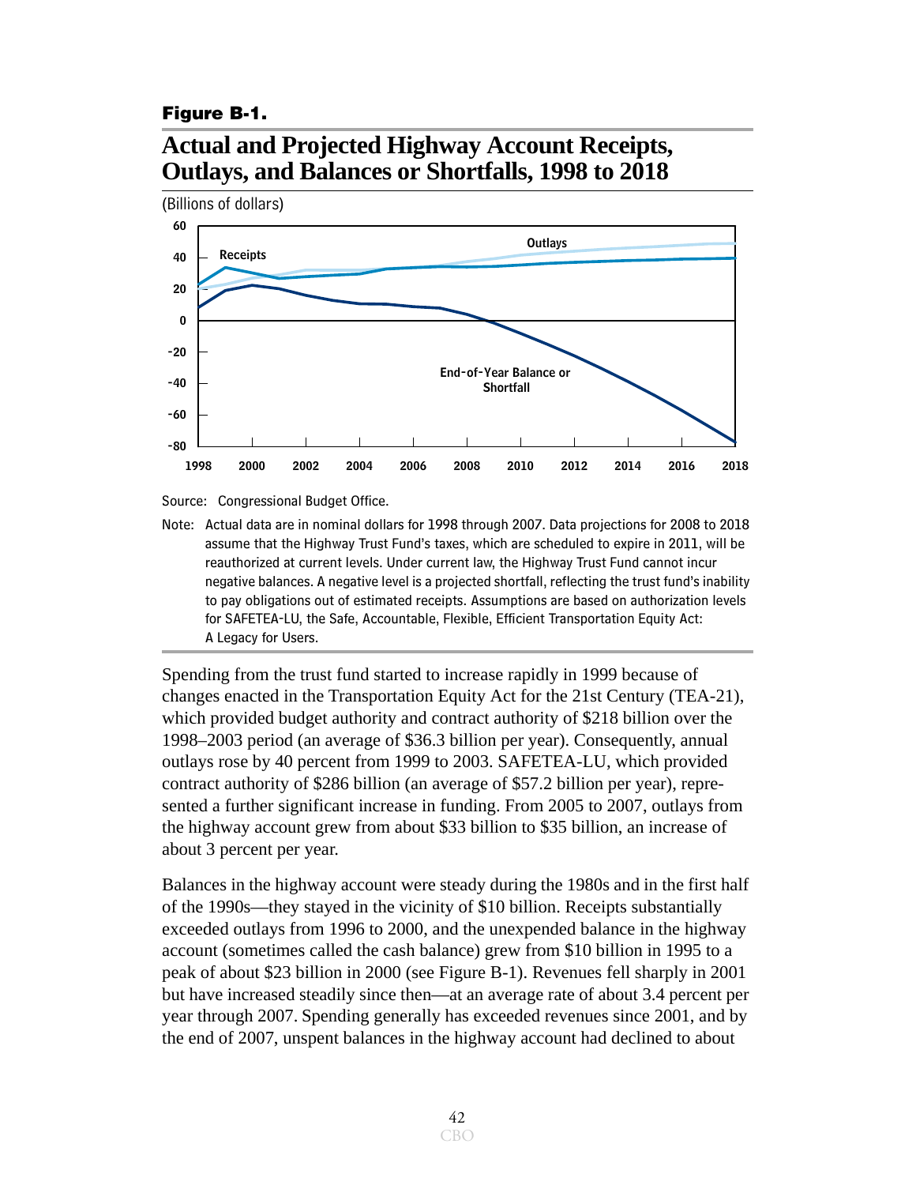**Figure B-1.**

## Actual and Projected Highway Account Receipts, Outlays, and Balances or Shortfalls, 1998 to 2018

(Billions of dollars)

Source: Congressional Budget Office.

Note: Actual data are in nominal dollars for 1998 through 2007. Data projections for 2008 to 2018 assume that the Highway Trust Fund's taxes, which are scheduled to expire in 2011, will be reauthorized at current levels. Under current law, the Highway Trust Fund cannot incur negative balances. A negative level is a projected shortfall, reflecting the trust fund's inability to pay obligations out of estimated receipts. Assumptions are based on authorization levels for SAFETEA-LU, the Safe, Accountable, Flexible, Efficient Transportation Equity Act: A Legacy for Users.

Spending from the trust fund started to increase rapidly in 1999 because of changes enacted in the Transportation Equity Act for the 21st Century (TEA-21), which provided budget authority and contract authority of $218 billion over the 1998–2003 period (an average of $36.3 billion per year). Consequently, annual outlays rose by 40 percent from 1999 to 2003. SAFETEA-LU, which provided contract authority of $286 billion (an average of $57.2 billion per year), represented a further significant increase in funding. From 2005 to 2007, outlays from the highway account grew from about $33 billion to $35 billion, an increase of about 3 percent per year.

Balances in the highway account were steady during the 1980s and in the first half of the 1990s—they stayed in the vicinity of $10 billion. Receipts substantially exceeded outlays from 1996 to 2000, and the unexpended balance in the highway account (sometimes called the cash balance) grew from $10 billion in 1995 to a peak of about $23 billion in 2000 (see Figure B-1). Revenues fell sharply in 2001 but have increased steadily since then—at an average rate of about 3.4 percent per year through 2007. Spending generally has exceeded revenues since 2001, and by the end of 2007, unspent balances in the highway account had declined to about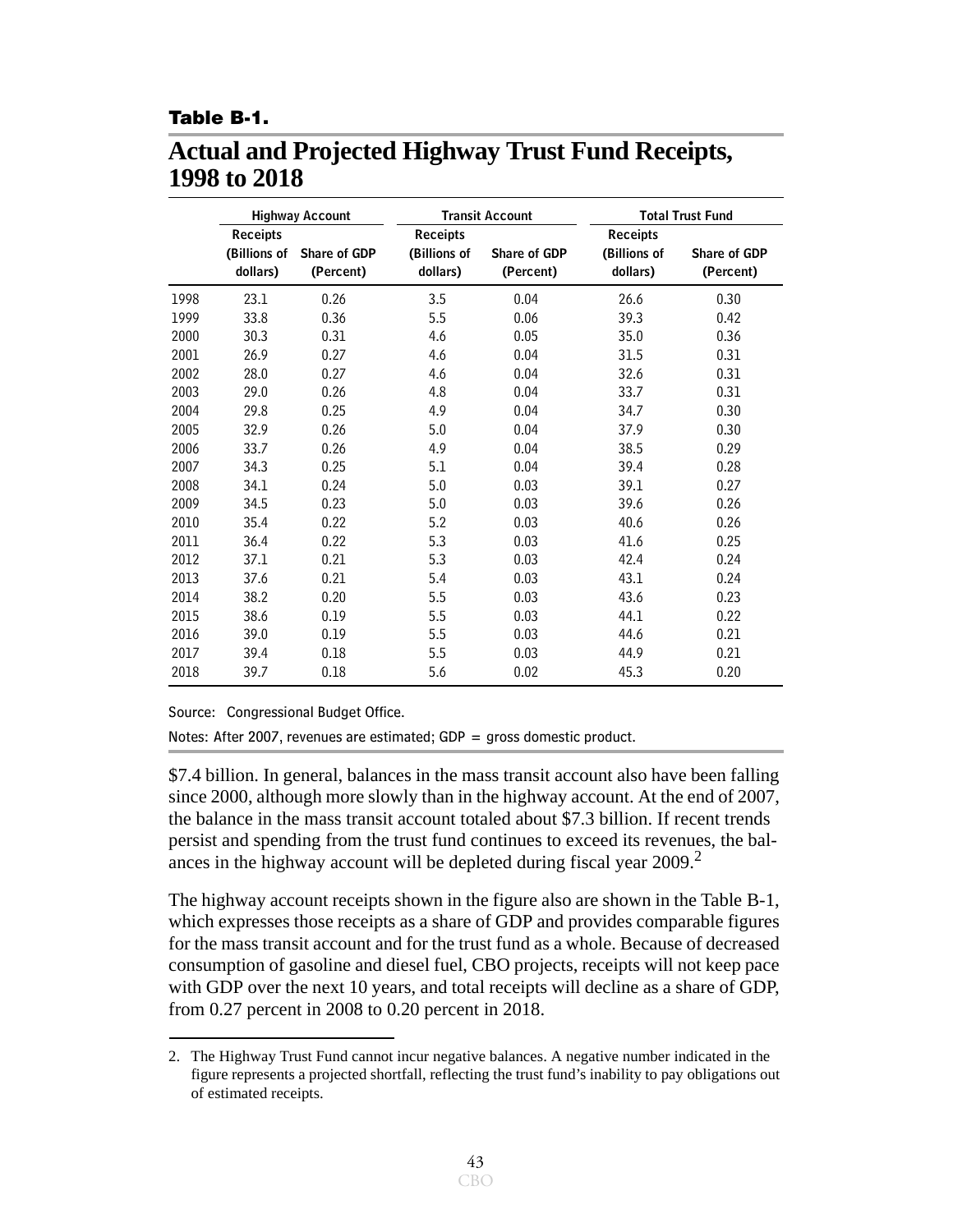**Table B-1.**

## Actual and Projected Highway Trust Fund Receipts, 1998 to 2018

| | Highway Account | | Transit Account | | Total Trust Fund | |
|---|---|---|---|---|---|---|
| | Receipts (Billions of dollars) | Share of GDP (Percent) | Receipts (Billions of dollars) | Share of GDP (Percent) | Receipts (Billions of dollars) | Share of GDP (Percent) |
| 1998 | 23.1 | 0.26 | 3.5 | 0.04 | 26.6 | 0.30 |
| 1999 | 33.8 | 0.36 | 5.5 | 0.06 | 39.3 | 0.42 |
| 2000 | 30.3 | 0.31 | 4.6 | 0.05 | 35.0 | 0.36 |
| 2001 | 26.9 | 0.27 | 4.6 | 0.04 | 31.5 | 0.31 |
| 2002 | 28.0 | 0.27 | 4.6 | 0.04 | 32.6 | 0.31 |
| 2003 | 29.0 | 0.26 | 4.8 | 0.04 | 33.7 | 0.31 |
| 2004 | 29.8 | 0.25 | 4.9 | 0.04 | 34.7 | 0.30 |
| 2005 | 32.9 | 0.26 | 5.0 | 0.04 | 37.9 | 0.30 |
| 2006 | 33.7 | 0.26 | 4.9 | 0.04 | 38.5 | 0.29 |
| 2007 | 34.3 | 0.25 | 5.1 | 0.04 | 39.4 | 0.28 |
| 2008 | 34.1 | 0.24 | 5.0 | 0.03 | 39.1 | 0.27 |
| 2009 | 34.5 | 0.23 | 5.0 | 0.03 | 39.6 | 0.26 |
| 2010 | 35.4 | 0.22 | 5.2 | 0.03 | 40.6 | 0.26 |
| 2011 | 36.4 | 0.22 | 5.3 | 0.03 | 41.6 | 0.25 |
| 2012 | 37.1 | 0.21 | 5.3 | 0.03 | 42.4 | 0.24 |
| 2013 | 37.6 | 0.21 | 5.4 | 0.03 | 43.1 | 0.24 |
| 2014 | 38.2 | 0.20 | 5.5 | 0.03 | 43.6 | 0.23 |
| 2015 | 38.6 | 0.19 | 5.5 | 0.03 | 44.1 | 0.22 |
| 2016 | 39.0 | 0.19 | 5.5 | 0.03 | 44.6 | 0.21 |
| 2017 | 39.4 | 0.18 | 5.5 | 0.03 | 44.9 | 0.21 |
| 2018 | 39.7 | 0.18 | 5.6 | 0.02 | 45.3 | 0.20 |

Source: Congressional Budget Office.

Notes: After 2007, revenues are estimated; GDP = gross domestic product.

$7.4 billion. In general, balances in the mass transit account also have been falling since 2000, although more slowly than in the highway account. At the end of 2007, the balance in the mass transit account totaled about $7.3 billion. If recent trends persist and spending from the trust fund continues to exceed its revenues, the balances in the highway account will be depleted during fiscal year 2009.[2]

The highway account receipts shown in the figure also are shown in the Table B-1, which expresses those receipts as a share of GDP and provides comparable figures for the mass transit account and for the trust fund as a whole. Because of decreased consumption of gasoline and diesel fuel, CBO projects, receipts will not keep pace with GDP over the next 10 years, and total receipts will decline as a share of GDP, from 0.27 percent in 2008 to 0.20 percent in 2018.

2. The Highway Trust Fund cannot incur negative balances. A negative number indicated in the figure represents a projected shortfall, reflecting the trust fund's inability to pay obligations out of estimated receipts.